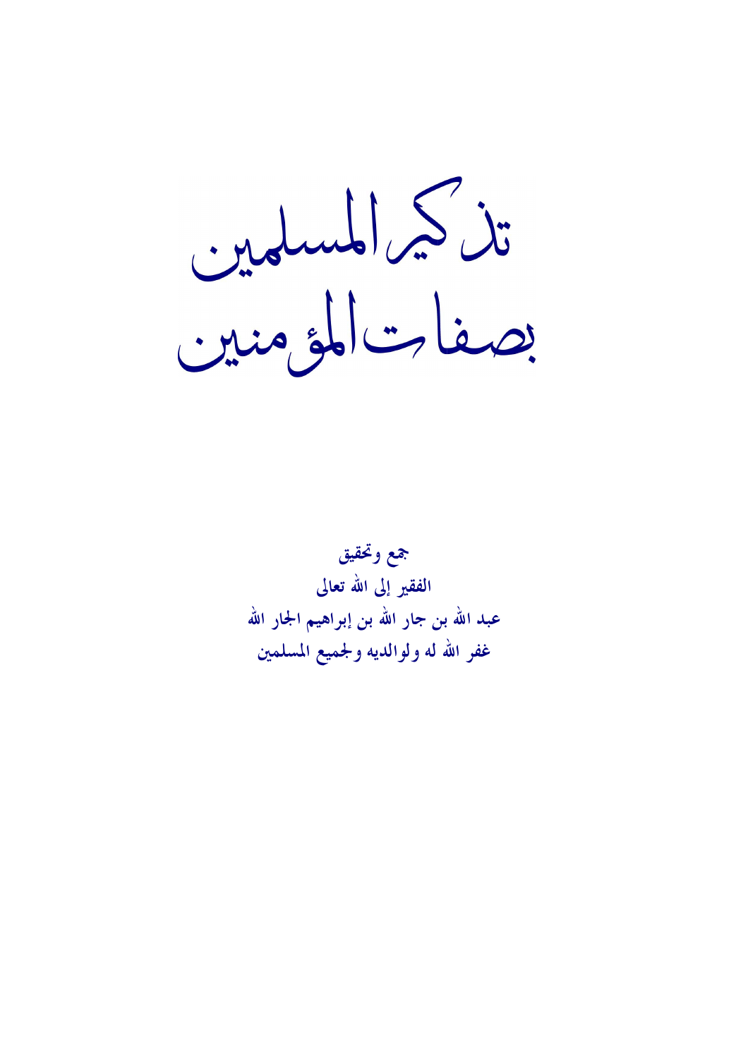# تذكير المسلمين بصفات المؤمنين

جمع وتحقيق

الفقير إلى الله تعالى

عبد الله بن جار الله بن إبراهيم الجار الله

غفر الله له ولوالديه ولجميع المسلمين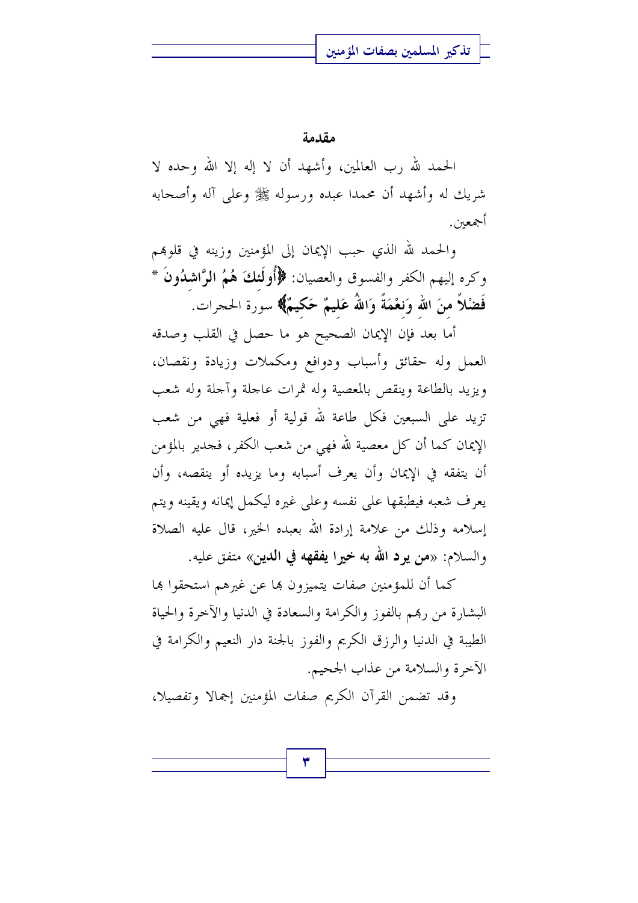## مقدمة

الحمد لله رب العالمين، وأشهد أن لا إله إلا الله وحده لا شريك له وأشهد أن محمدا عبده ورسوله ﷺ وعلى آله وأصحابه أجمعين.

والحمد لله الذي حبب الإيمان إلى المؤمنين وزينه في قلوبهم وكره إليهم الكفر والفسوق والعصيان: ﴿**أُولَئِكَ هُمُ الرَّاشِدُونَ * فَضْلاً مِنَ اللهِ وَنِعْمَةً وَاللهُ عَلِيمٌ حَكِيمٌ**﴾ سورة الحجرات.

أما بعد فإن الإيمان الصحيح هو ما حصل في القلب وصدقه العمل وله حقائق وأسباب ودوافع ومكملات وزيادة ونقصان، ويزيد بالطاعة وينقص بالمعصية وله ثمرات عاجلة وآجلة وله شعب تزيد على السبعين فكل طاعة لله قولية أو فعلية فهي من شعب الإيمان كما أن كل معصية لله فهي من شعب الكفر، فجدير بالمؤمن أن يتفقه في الإيمان وأن يعرف أسبابه وما يزيده أو ينقصه، وأن يعرف شعبه فيطبقها على نفسه وعلى غيره ليكمل إيمانه ويقينه ويتم إسلامه وذلك من علامة إرادة الله بعبده الخير، قال عليه الصلاة والسلام: «**من يرد الله به خيرا يفقهه في الدين**» متفق عليه.

كما أن للمؤمنين صفات يتميزون بها عن غيرهم استحقوا بها البشارة من ربهم بالفوز والكرامة والسعادة في الدنيا والآخرة والحياة الطيبة في الدنيا والرزق الكريم والفوز بالجنة دار النعيم والكرامة في الآخرة والسلامة من عذاب الجحيم.

وقد تضمن القرآن الكريم صفات المؤمنين إجمالا وتفصيلا،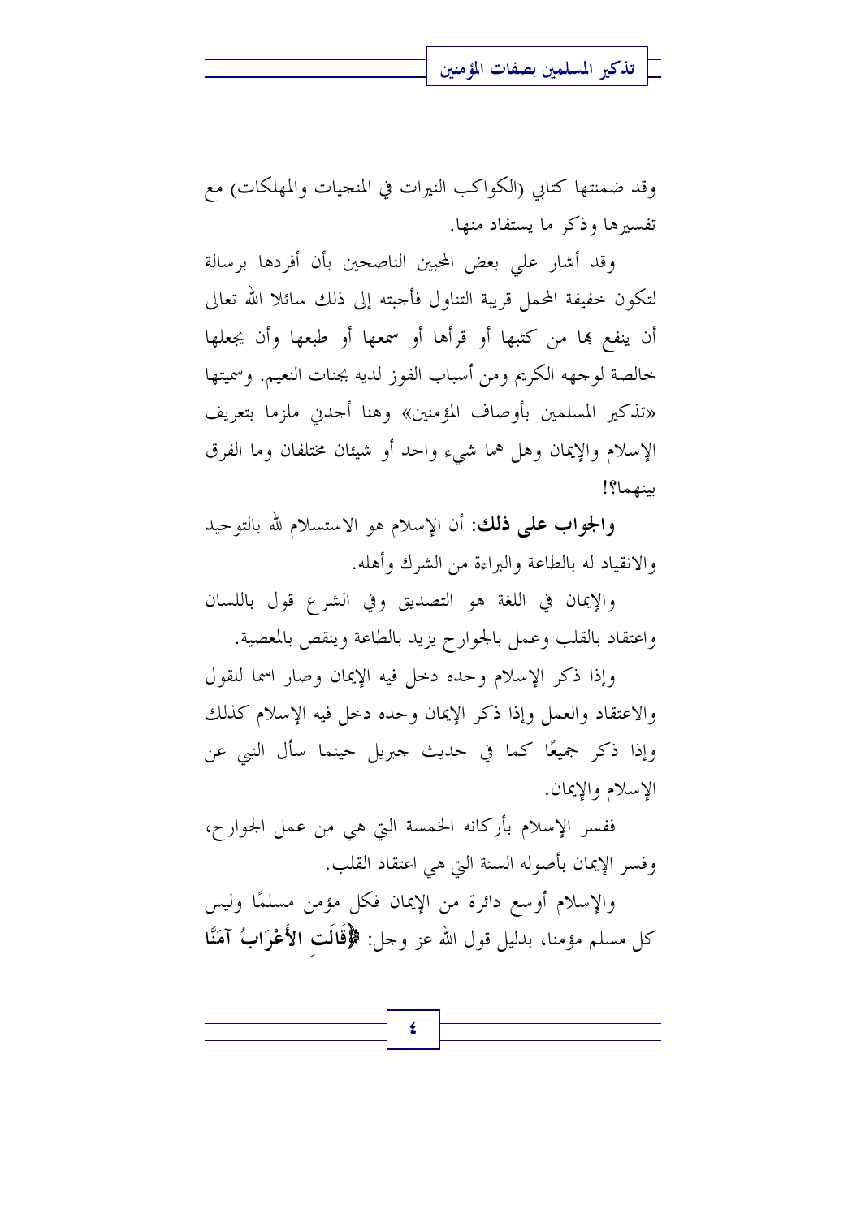وقد ضمنتها كتابي (الكواكب النيرات في المنجيات والمهلكات) مع تفسيرها وذكر ما يستفاد منها.

وقد أشار علي بعض المحبين الناصحين بأن أفردها برسالة لتكون خفيفة المحمل قريبة التناول فأجبته إلى ذلك سائلا الله تعالى أن ينفع بها من كتبها أو قرأها أو سمعها أو طبعها وأن يجعلها خالصة لوجهه الكريم ومن أسباب الفوز لديه بجنات النعيم. وسميتها «تذكير المسلمين بأوصاف المؤمنين» وهنا أجدني ملزما بتعريف الإسلام والإيمان وهل هما شيء واحد أو شيئان مختلفان وما الفرق بينهما؟!

**والجواب على ذلك**: أن الإسلام هو الاستسلام لله بالتوحيد والانقياد له بالطاعة والبراءة من الشرك وأهله.

والإيمان في اللغة هو التصديق وفي الشرع قول باللسان واعتقاد بالقلب وعمل بالجوارح يزيد بالطاعة وينقص بالمعصية.

وإذا ذكر الإسلام وحده دخل فيه الإيمان وصار اسما للقول والاعتقاد والعمل وإذا ذكر الإيمان وحده دخل فيه الإسلام كذلك وإذا ذكر جميعًا كما في حديث جبريل حينما سأل النبي عن الإسلام والإيمان.

ففسر الإسلام بأركانه الخمسة التي هي من عمل الجوارح، وفسر الإيمان بأصوله الستة التي هي اعتقاد القلب.

والإسلام أوسع دائرة من الإيمان فكل مؤمن مسلمًا وليس كل مسلم مؤمنا، بدليل قول الله عز وجل: **﴿قَالَتِ الأَعْرَابُ آمَنَّا**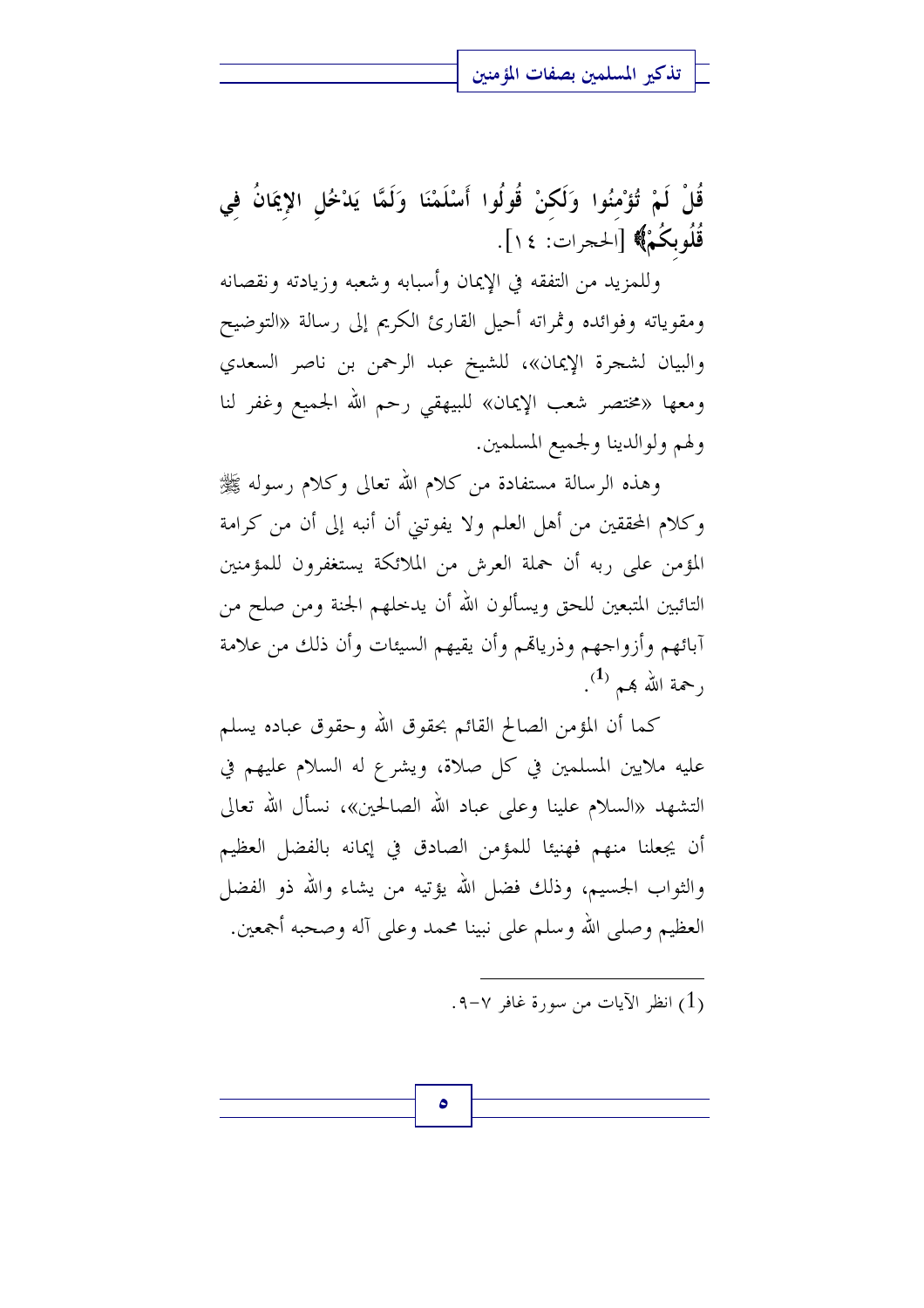**قُلْ لَمْ تُؤْمِنُوا وَلَكِنْ قُولُوا أَسْلَمْنَا وَلَمَّا يَدْخُلِ الإِيمَانُ فِي قُلُوبِكُمْ﴾** [الحجرات: ١٤].

وللمزيد من التفقه في الإيمان وأسبابه وشعبه وزيادته ونقصانه ومقوياته وفوائده وثمراته أحيل القارئ الكريم إلى رسالة «التوضيح والبيان لشجرة الإيمان»، للشيخ عبد الرحمن بن ناصر السعدي ومعها «مختصر شعب الإيمان» للبيهقي رحم الله الجميع وغفر لنا ولهم ولوالدينا ولجميع المسلمين.

وهذه الرسالة مستفادة من كلام الله تعالى وكلام رسوله ﷺ وكلام المحققين من أهل العلم ولا يفوتني أن أنبه إلى أن من كرامة المؤمن على ربه أن حملة العرش من الملائكة يستغفرون للمؤمنين التائبين المتبعين للحق ويسألون الله أن يدخلهم الجنة ومن صلح من آبائهم وأزواجهم وذرياتهم وأن يقيهم السيئات وأن ذلك من علامة رحمة الله بهم [1].

كما أن المؤمن الصالح القائم بحقوق الله وحقوق عباده يسلم عليه ملايين المسلمين في كل صلاة، ويشرع له السلام عليهم في التشهد «السلام علينا وعلى عباد الله الصالحين»، نسأل الله تعالى أن يجعلنا منهم فهنيئا للمؤمن الصادق في إيمانه بالفضل العظيم والثواب الجسيم، وذلك فضل الله يؤتيه من يشاء والله ذو الفضل العظيم وصلى الله وسلم على نبينا محمد وعلى آله وصحبه أجمعين.

---

(1) انظر الآيات من سورة غافر ٧-٩.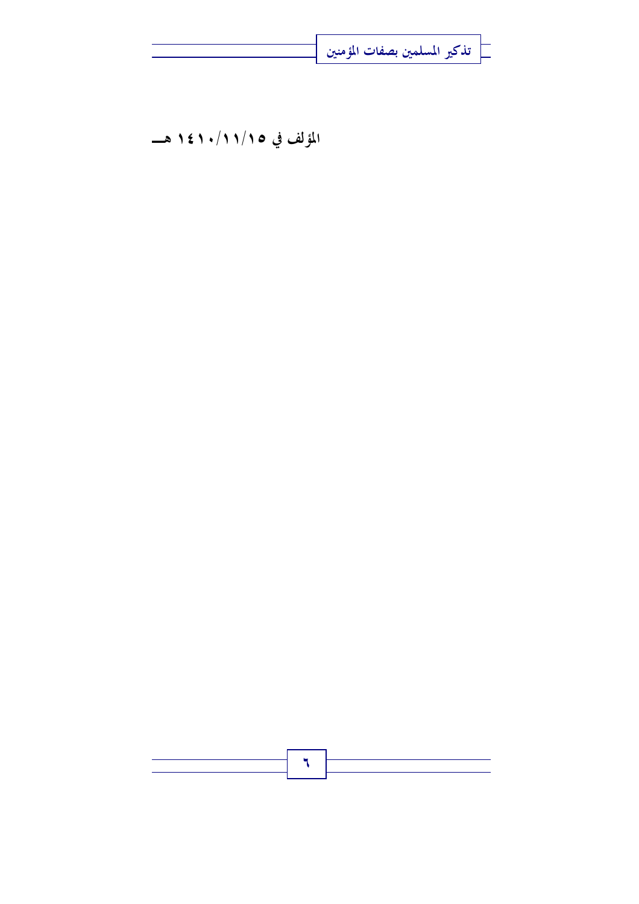**المؤلف في ١٤١٠/١١/١٥ هـ**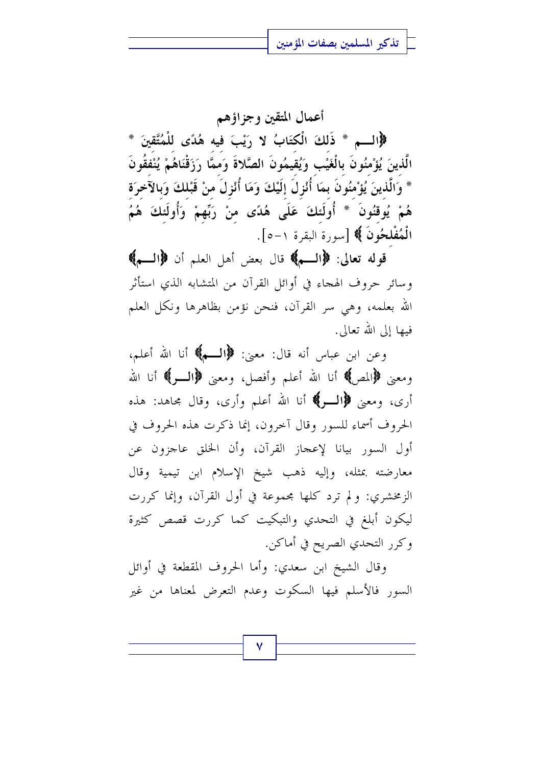## أعمال المتقين وجزاؤهم

﴿الـم * ذَلِكَ الْكِتَابُ لا رَيْبَ فِيهِ هُدًى لِلْمُتَّقِينَ * الَّذِينَ يُؤْمِنُونَ بِالْغَيْبِ وَيُقِيمُونَ الصَّلاةَ وَمِمَّا رَزَقْنَاهُمْ يُنْفِقُونَ * وَالَّذِينَ يُؤْمِنُونَ بِمَا أُنْزِلَ إِلَيْكَ وَمَا أُنْزِلَ مِنْ قَبْلِكَ وَبِالآخِرَةِ هُمْ يُوقِنُونَ * أُولَئِكَ عَلَى هُدًى مِنْ رَبِّهِمْ وَأُولَئِكَ هُمُ الْمُفْلِحُونَ ﴾ [سورة البقرة ١-٥].

**قوله تعالى:** ﴿الـم﴾ قال بعض أهل العلم أن ﴿الـم﴾ وسائر حروف الهجاء في أوائل القرآن من المتشابه الذي استأثر الله بعلمه، وهي سر القرآن، فنحن نؤمن بظاهرها ونكل العلم فيها إلى الله تعالى.

وعن ابن عباس أنه قال: معنى: ﴿الـم﴾ أنا الله أعلم، ومعنى ﴿المص﴾ أنا الله أعلم وأفصل، ومعنى ﴿الـر﴾ أنا الله أرى، ومعنى ﴿الـر﴾ أنا الله أعلم وأرى، وقال مجاهد: هذه الحروف أسماء للسور وقال آخرون، إنما ذكرت هذه الحروف في أول السور بيانا لإعجاز القرآن، وأن الخلق عاجزون عن معارضته بمثله، وإليه ذهب شيخ الإسلام ابن تيمية وقال الزمخشري: ولم ترد كلها مجموعة في أول القرآن، وإنما كررت ليكون أبلغ في التحدي والتبكيت كما كررت قصص كثيرة وكرر التحدي الصريح في أماكن.

وقال الشيخ ابن سعدي: وأما الحروف المقطعة في أوائل السور فالأسلم فيها السكوت وعدم التعرض لمعناها من غير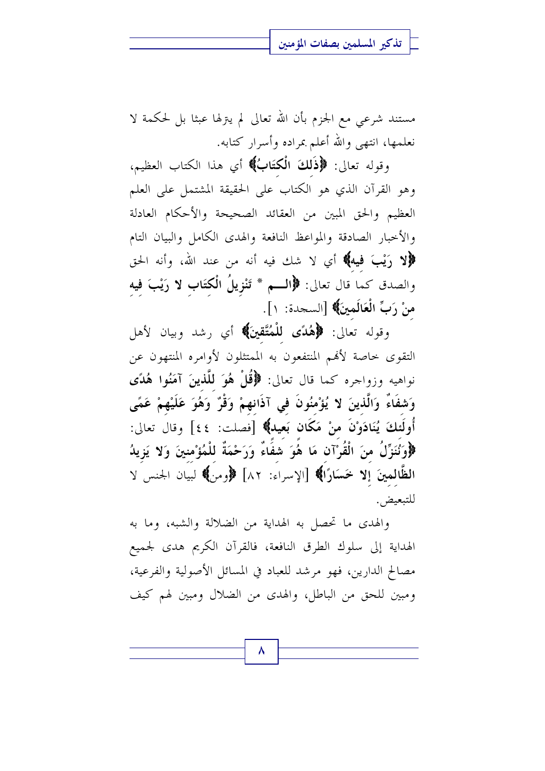مستند شرعي مع الجزم بأن الله تعالى لم يترلها عبثا بل لحكمة لا نعلمها، انتهى والله أعلم بمراده وأسرار كتابه.

وقوله تعالى: **﴿ذَلِكَ الْكِتَابُ﴾** أي هذا الكتاب العظيم، وهو القرآن الذي هو الكتاب على الحقيقة المشتمل على العلم العظيم والحق المبين من العقائد الصحيحة والأحكام العادلة والأخبار الصادقة والمواعظ النافعة والهدى الكامل والبيان التام **﴿لا رَيْبَ فِيهِ﴾** أي لا شك فيه أنه من عند الله، وأنه الحق والصدق كما قال تعالى: **﴿الـم * تَنْزِيلُ الْكِتَابِ لا رَيْبَ فِيهِ مِنْ رَبِّ الْعَالَمِينَ﴾** [السجدة: ١].

وقوله تعالى: **﴿هُدًى لِلْمُتَّقِينَ﴾** أي رشد وبيان لأهل التقوى خاصة لأنهم المنتفعون به الممتثلون لأوامره المنتهون عن نواهيه وزواجره كما قال تعالى: **﴿قُلْ هُوَ لِلَّذِينَ آمَنُوا هُدًى وَشِفَاءٌ وَالَّذِينَ لا يُؤْمِنُونَ فِي آذَانِهِمْ وَقْرٌ وَهُوَ عَلَيْهِمْ عَمًى أُولَئِكَ يُنَادَوْنَ مِنْ مَكَانٍ بَعِيدٍ﴾** [فصلت: ٤٤] وقال تعالى: **﴿وَنُنَزِّلُ مِنَ الْقُرْآنِ مَا هُوَ شِفَاءٌ وَرَحْمَةٌ لِلْمُؤْمِنِينَ وَلا يَزِيدُ الظَّالِمِينَ إِلا خَسَارًا﴾** [الإسراء: ٨٢] **﴿ومن﴾** لبيان الجنس لا للتبعيض.

والهدى ما تحصل به الهداية من الضلالة والشبه، وما به الهداية إلى سلوك الطرق النافعة، فالقرآن الكريم هدى لجميع مصالح الدارين، فهو مرشد للعباد في المسائل الأصولية والفرعية، ومبين للحق من الباطل، والهدى من الضلال ومبين لهم كيف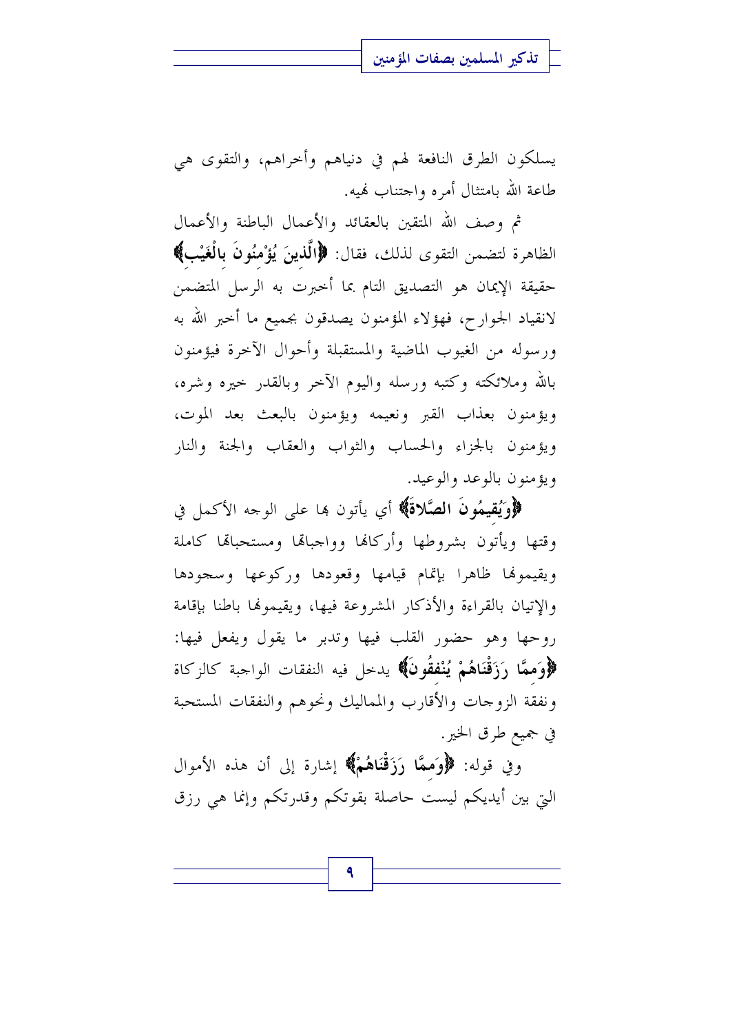يسلكون الطرق النافعة لهم في دنياهم وأخراهم، والتقوى هي طاعة الله بامتثال أمره واجتناب نهيه.

ثم وصف الله المتقين بالعقائد والأعمال الباطنة والأعمال الظاهرة لتضمن التقوى لذلك، فقال: **﴿الَّذِينَ يُؤْمِنُونَ بِالْغَيْبِ﴾** حقيقة الإيمان هو التصديق التام بما أخبرت به الرسل المتضمن لانقياد الجوارح، فهؤلاء المؤمنون يصدقون بجميع ما أخبر الله به ورسوله من الغيوب الماضية والمستقبلة وأحوال الآخرة فيؤمنون بالله وملائكته وكتبه ورسله واليوم الآخر وبالقدر خيره وشره، ويؤمنون بعذاب القبر ونعيمه ويؤمنون بالبعث بعد الموت، ويؤمنون بالجزاء والحساب والثواب والعقاب والجنة والنار ويؤمنون بالوعد والوعيد.

**﴿وَيُقِيمُونَ الصَّلاةَ﴾** أي يأتون بها على الوجه الأكمل في وقتها ويأتون بشروطها وأركانها وواجباتها ومستحباتها كاملة ويقيمونها ظاهرا بإتمام قيامها وقعودها وركوعها وسجودها والإتيان بالقراءة والأذكار المشروعة فيها، ويقيمونها باطنا بإقامة روحها وهو حضور القلب فيها وتدبر ما يقول ويفعل فيها: **﴿وَمِمَّا رَزَقْنَاهُمْ يُنْفِقُونَ﴾** يدخل فيه النفقات الواجبة كالزكاة ونفقة الزوجات والأقارب والمماليك ونحوهم والنفقات المستحبة في جميع طرق الخير.

وفي قوله: **﴿وَمِمَّا رَزَقْنَاهُمْ﴾** إشارة إلى أن هذه الأموال التي بين أيديكم ليست حاصلة بقوتكم وقدرتكم وإنما هي رزق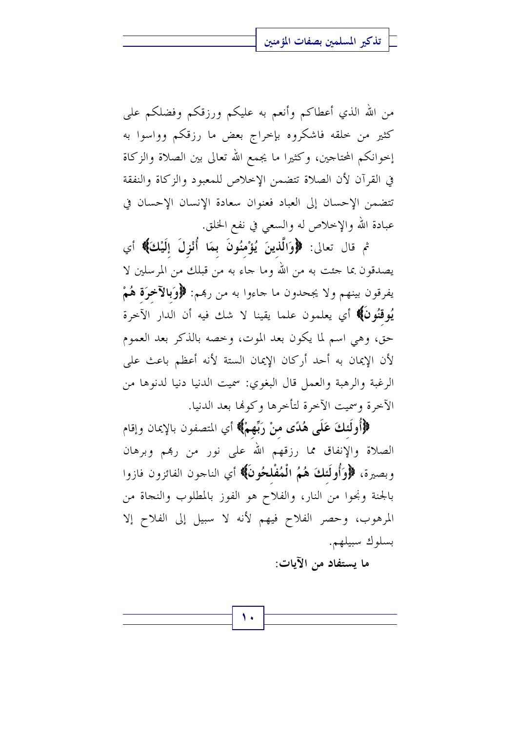من الله الذي أعطاكم وأنعم به عليكم ورزقكم وفضلكم على كثير من خلقه فاشكروه بإخراج بعض ما رزقكم وواسوا به إخوانكم المحتاجين، وكثيرا ما يجمع الله تعالى بين الصلاة والزكاة في القرآن لأن الصلاة تتضمن الإخلاص للمعبود والزكاة والنفقة تتضمن الإحسان إلى العباد فعنوان سعادة الإنسان الإحسان في عبادة الله والإخلاص له والسعي في نفع الخلق.

ثم قال تعالى: **﴿وَالَّذِينَ يُؤْمِنُونَ بِمَا أُنْزِلَ إِلَيْكَ﴾** أي يصدقون بما جئت به من الله وما جاء به من قبلك من المرسلين لا يفرقون بينهم ولا يجحدون ما جاءوا به من ربهم: **﴿وَبِالآخِرَةِ هُمْ يُوقِنُونَ﴾** أي يعلمون علما يقينا لا شك فيه أن الدار الآخرة حق، وهي اسم لما يكون بعد الموت، وخصه بالذكر بعد العموم لأن الإيمان به أحد أركان الإيمان الستة لأنه أعظم باعث على الرغبة والرهبة والعمل قال البغوي: سميت الدنيا دنيا لدنوها من الآخرة وسميت الآخرة لتأخرها وكونها بعد الدنيا.

**﴿أُولَئِكَ عَلَى هُدًى مِنْ رَبِّهِمْ﴾** أي المتصفون بالإيمان وإقام الصلاة والإنفاق مما رزقهم الله على نور من ربهم وبرهان وبصيرة، **﴿وَأُولَئِكَ هُمُ الْمُفْلِحُونَ﴾** أي الناجون الفائزون فازوا بالجنة ونجوا من النار، والفلاح هو الفوز بالمطلوب والنجاة من المرهوب، وحصر الفلاح فيهم لأنه لا سبيل إلى الفلاح إلا بسلوك سبيلهم.

**ما يستفاد من الآيات:**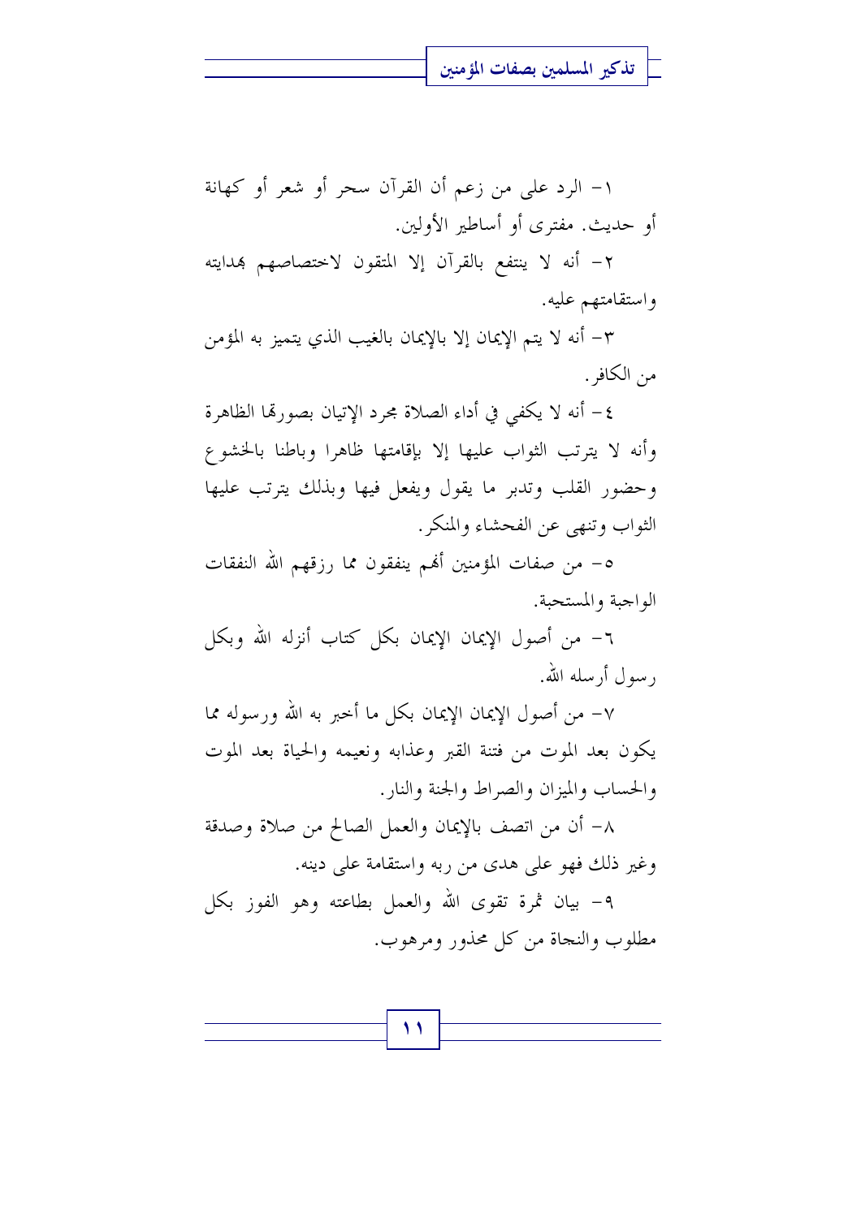١- الرد على من زعم أن القرآن سحر أو شعر أو كهانة أو حديث. مفترى أو أساطير الأولين.

٢- أنه لا ينتفع بالقرآن إلا المتقون لاختصاصهم بهدايته واستقامتهم عليه.

٣- أنه لا يتم الإيمان إلا بالإيمان بالغيب الذي يتميز به المؤمن من الكافر.

٤- أنه لا يكفي في أداء الصلاة مجرد الإتيان بصورتها الظاهرة وأنه لا يترتب الثواب عليها إلا بإقامتها ظاهرا وباطنا بالخشوع وحضور القلب وتدبر ما يقول ويفعل فيها وبذلك يترتب عليها الثواب وتنهى عن الفحشاء والمنكر.

٥- من صفات المؤمنين أنهم ينفقون مما رزقهم الله النفقات الواجبة والمستحبة.

٦- من أصول الإيمان الإيمان بكل كتاب أنزله الله وبكل رسول أرسله الله.

٧- من أصول الإيمان الإيمان بكل ما أخبر به الله ورسوله مما يكون بعد الموت من فتنة القبر وعذابه ونعيمه والحياة بعد الموت والحساب والميزان والصراط والجنة والنار.

٨- أن من اتصف بالإيمان والعمل الصالح من صلاة وصدقة وغير ذلك فهو على هدى من ربه واستقامة على دينه.

٩- بيان ثمرة تقوى الله والعمل بطاعته وهو الفوز بكل مطلوب والنجاة من كل محذور ومرهوب.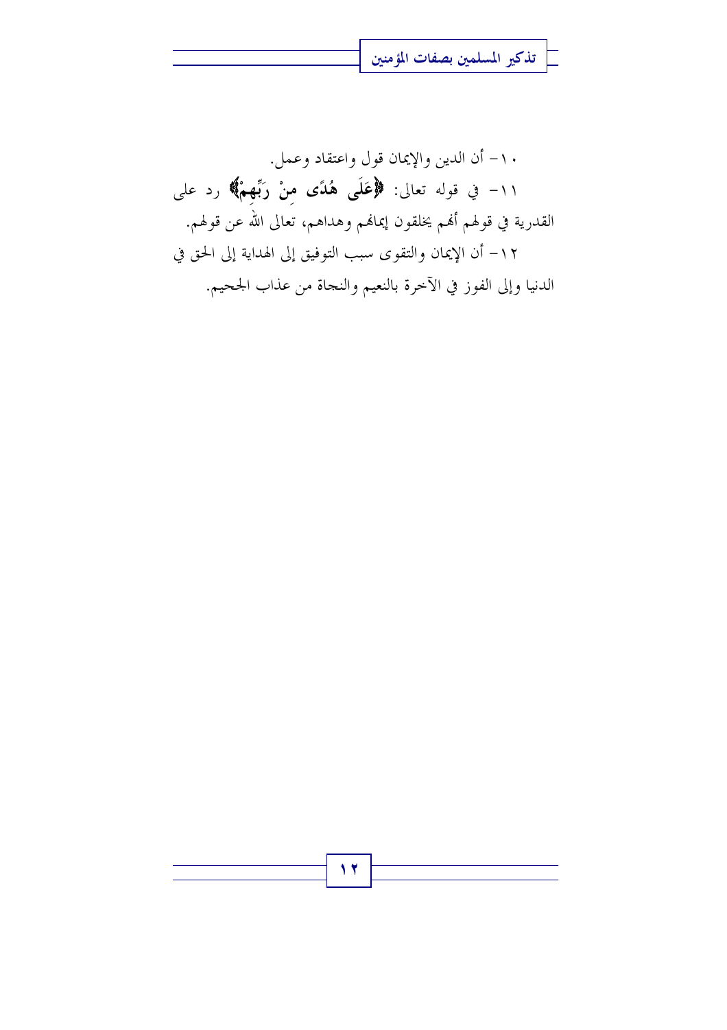١٠- أن الدين والإيمان قول واعتقاد وعمل.

١١- في قوله تعالى: **﴿عَلَى هُدًى مِنْ رَبِّهِمْ﴾** رد على القدرية في قولهم أنهم يخلقون إيمانهم وهداهم، تعالى الله عن قولهم.

١٢- أن الإيمان والتقوى سبب التوفيق إلى الهداية إلى الحق في الدنيا وإلى الفوز في الآخرة بالنعيم والنجاة من عذاب الجحيم.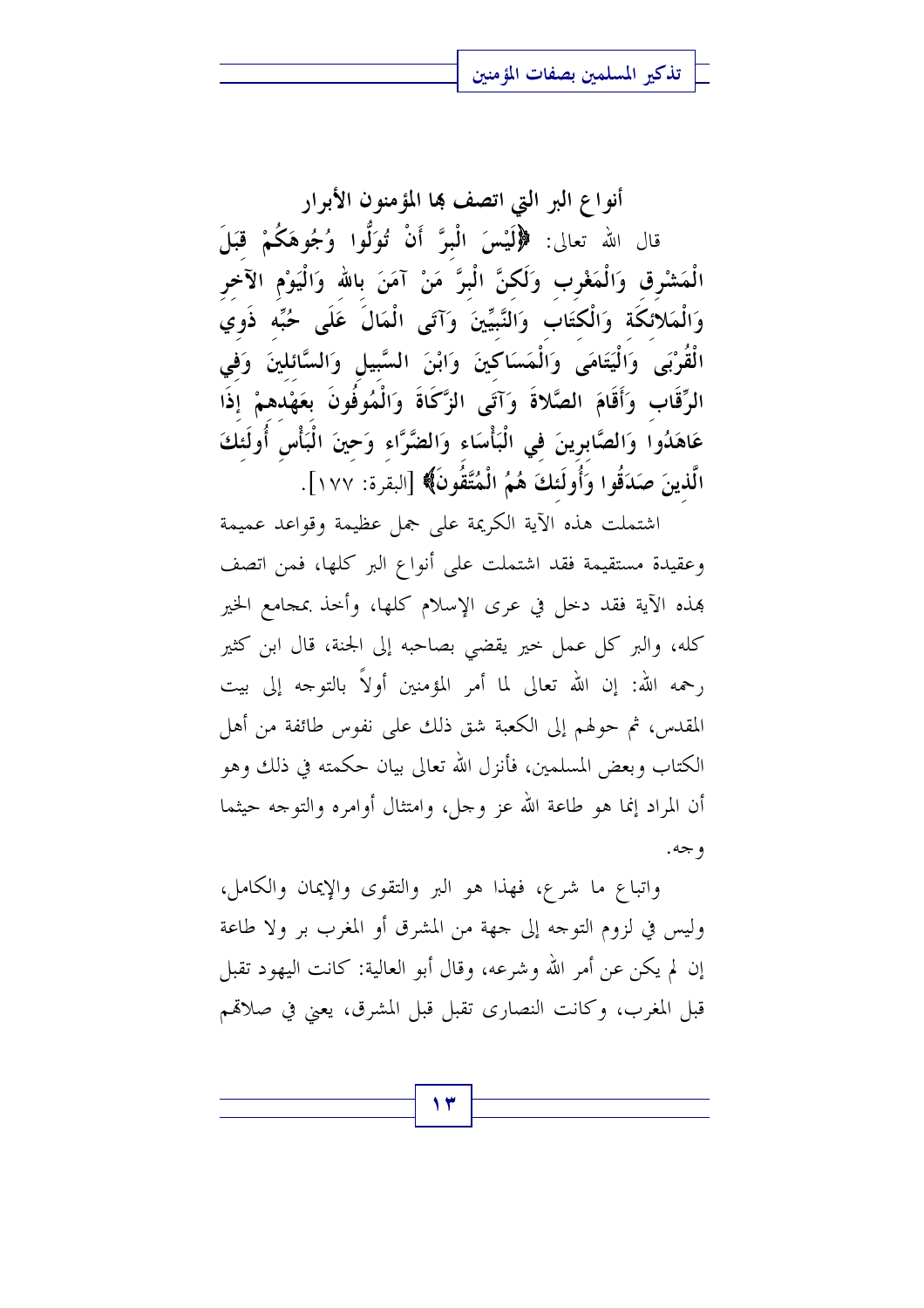## أنواع البر التي اتصف بها المؤمنون الأبرار

قال الله تعالى: ﴿لَيْسَ الْبِرَّ أَنْ تُوَلُّوا وُجُوهَكُمْ قِبَلَ الْمَشْرِقِ وَالْمَغْرِبِ وَلَكِنَّ الْبِرَّ مَنْ آمَنَ بِاللهِ وَالْيَوْمِ الآخِرِ وَالْمَلائِكَةِ وَالْكِتَابِ وَالنَّبِيِّينَ وَآتَى الْمَالَ عَلَى حُبِّهِ ذَوِي الْقُرْبَى وَالْيَتَامَى وَالْمَسَاكِينَ وَابْنَ السَّبِيلِ وَالسَّائِلِينَ وَفِي الرِّقَابِ وَأَقَامَ الصَّلاةَ وَآتَى الزَّكَاةَ وَالْمُوفُونَ بِعَهْدِهِمْ إِذَا عَاهَدُوا وَالصَّابِرِينَ فِي الْبَأْسَاءِ وَالضَّرَّاءِ وَحِينَ الْبَأْسِ أُولَئِكَ الَّذِينَ صَدَقُوا وَأُولَئِكَ هُمُ الْمُتَّقُونَ﴾ [البقرة: ١٧٧].

اشتملت هذه الآية الكريمة على جمل عظيمة وقواعد عميمة وعقيدة مستقيمة فقد اشتملت على أنواع البر كلها، فمن اتصف بهذه الآية فقد دخل في عرى الإسلام كلها، وأخذ بمجامع الخير كله، والبر كل عمل خير يقضي بصاحبه إلى الجنة، قال ابن كثير رحمه الله: إن الله تعالى لما أمر المؤمنين أولاً بالتوجه إلى بيت المقدس، ثم حولهم إلى الكعبة شق ذلك على نفوس طائفة من أهل الكتاب وبعض المسلمين، فأنزل الله تعالى بيان حكمته في ذلك وهو أن المراد إنما هو طاعة الله عز وجل، وامتثال أوامره والتوجه حيثما وجه.

واتباع ما شرع، فهذا هو البر والتقوى والإيمان والكامل، وليس في لزوم التوجه إلى جهة من المشرق أو المغرب بر ولا طاعة إن لم يكن عن أمر الله وشرعه، وقال أبو العالية: كانت اليهود تقبل قبل المغرب، وكانت النصارى تقبل قبل المشرق، يعني في صلاتهم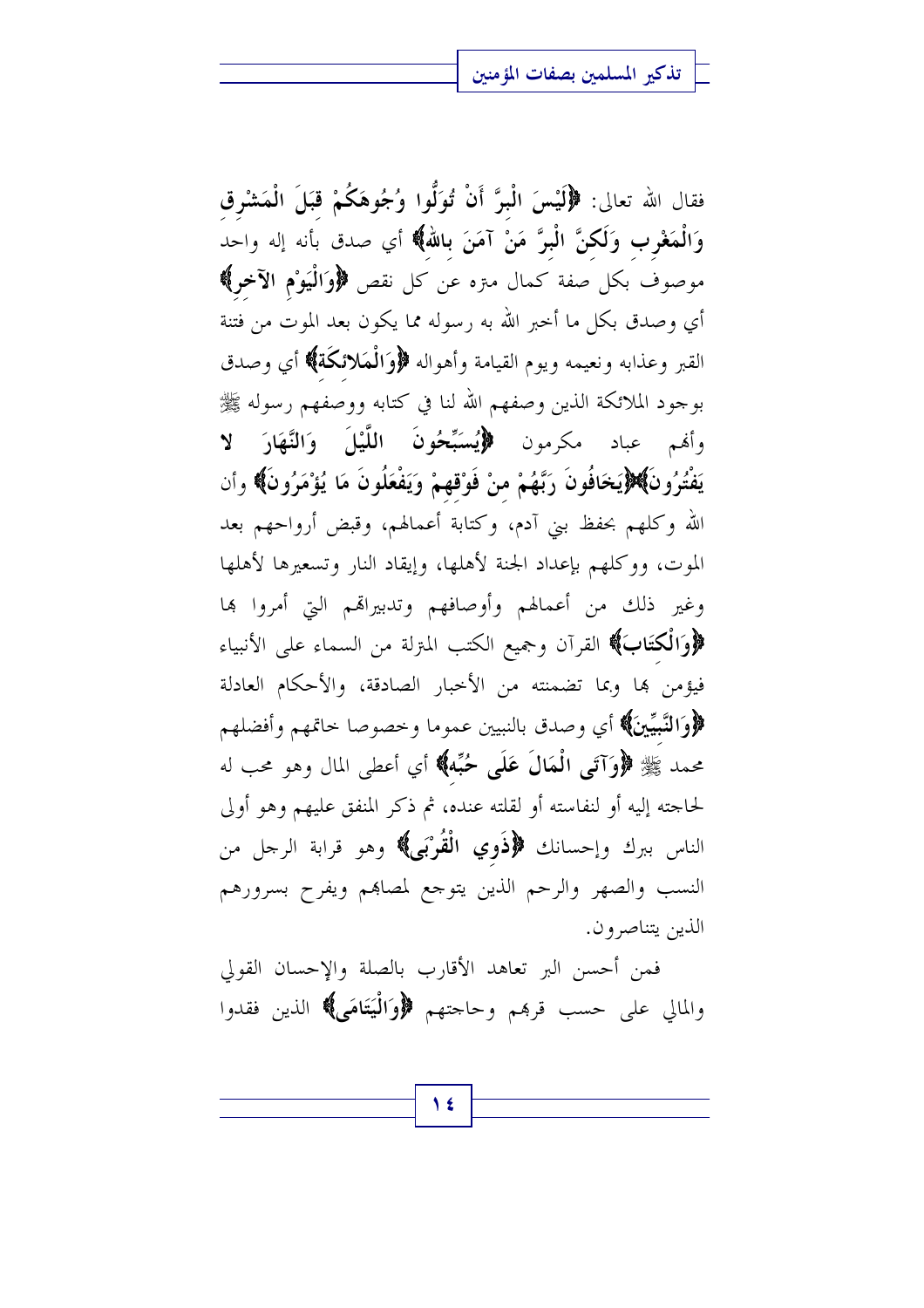فقال الله تعالى: ﴿لَيْسَ الْبِرَّ أَنْ تُوَلُّوا وُجُوهَكُمْ قِبَلَ الْمَشْرِقِ وَالْمَغْرِبِ وَلَكِنَّ الْبِرَّ مَنْ آمَنَ بِاللهِ﴾ أي صدق بأنه إله واحد موصوف بكل صفة كمال متره عن كل نقص ﴿وَالْيَوْمِ الآخِرِ﴾ أي وصدق بكل ما أخبر الله به رسوله مما يكون بعد الموت من فتنة القبر وعذابه ونعيمه ويوم القيامة وأهواله ﴿وَالْمَلائِكَةِ﴾ أي وصدق بوجود الملائكة الذين وصفهم الله لنا في كتابه ووصفهم رسوله ﷺ وأنهم عباد مكرمون ﴿يُسَبِّحُونَ اللَّيْلَ وَالنَّهَارَ لا يَفْتُرُونَ﴾﴿يَخَافُونَ رَبَّهُمْ مِنْ فَوْقِهِمْ وَيَفْعَلُونَ مَا يُؤْمَرُونَ﴾ وأن الله وكلهم بحفظ بني آدم، وكتابة أعمالهم، وقبض أرواحهم بعد الموت، ووكلهم بإعداد الجنة لأهلها، وإيقاد النار وتسعيرها لأهلها وغير ذلك من أعمالهم وأوصافهم وتدبيراتهم التي أمروا بها ﴿وَالْكِتَابِ﴾ القرآن وجميع الكتب المترلة من السماء على الأنبياء فيؤمن بها وبما تضمنته من الأخبار الصادقة، والأحكام العادلة ﴿وَالنَّبِيِّينَ﴾ أي وصدق بالنبيين عموما وخصوصا خاتمهم وأفضلهم محمد ﷺ ﴿وَآتَى الْمَالَ عَلَى حُبِّهِ﴾ أي أعطى المال وهو محب له لحاجته إليه أو لنفاسته أو لقلته عنده، ثم ذكر المنفق عليهم وهو أولى الناس ببرك وإحسانك ﴿ذَوِي الْقُرْبَى﴾ وهو قرابة الرجل من النسب والصهر والرحم الذين يتوجع لمصابهم ويفرح بسرورهم الذين يتناصرون.

فمن أحسن البر تعاهد الأقارب بالصلة والإحسان القولي والمالي على حسب قربهم وحاجتهم ﴿وَالْيَتَامَى﴾ الذين فقدوا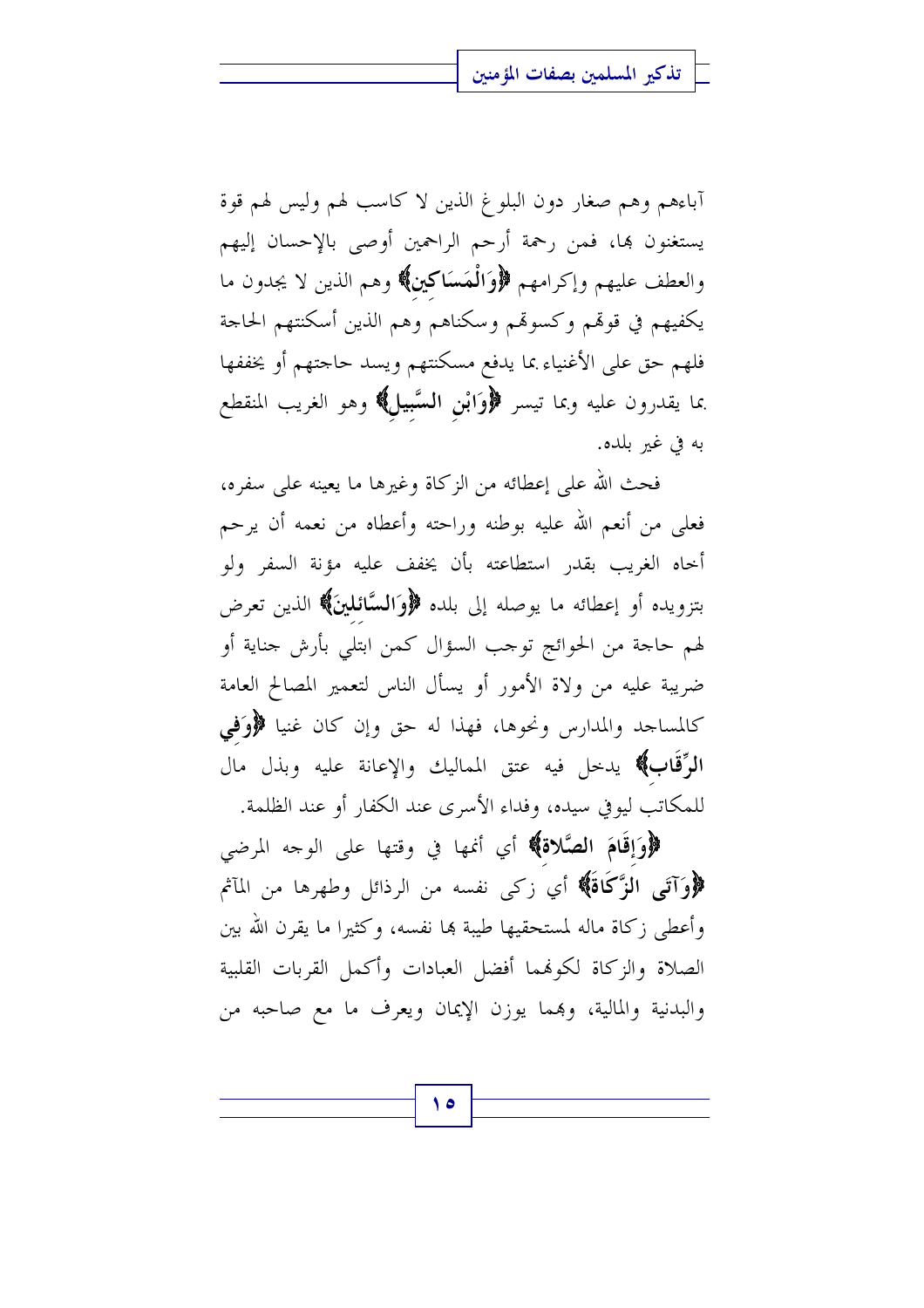آباءهم وهم صغار دون البلوغ الذين لا كاسب لهم وليس لهم قوة يستغنون بها، فمن رحمة أرحم الراحمين أوصى بالإحسان إليهم والعطف عليهم وإكرامهم ﴿وَالْمَسَاكِينِ﴾ وهم الذين لا يجدون ما يكفيهم في قوتهم وكسوتهم وسكناهم وهم الذين أسكنتهم الحاجة فلهم حق على الأغنياء بما يدفع مسكنتهم ويسد حاجتهم أو يخففها بما يقدرون عليه وبما تيسر ﴿وَابْنِ السَّبِيلِ﴾ وهو الغريب المنقطع به في غير بلده.

فحث الله على إعطائه من الزكاة وغيرها ما يعينه على سفره، فعلى من أنعم الله عليه بوطنه وراحته وأعطاه من نعمه أن يرحم أخاه الغريب بقدر استطاعته بأن يخفف عليه مؤنة السفر ولو بتزويده أو إعطائه ما يوصله إلى بلده ﴿وَالسَّائِلِينَ﴾ الذين تعرض لهم حاجة من الحوائج توجب السؤال كمن ابتلي بأرش جناية أو ضريبة عليه من ولاة الأمور أو يسأل الناس لتعمير المصالح العامة كالمساجد والمدارس ونحوها، فهذا له حق وإن كان غنيا ﴿وَفِي الرِّقَابِ﴾ يدخل فيه عتق المماليك والإعانة عليه وبذل مال للمكاتب ليوفي سيده، وفداء الأسرى عند الكفار أو عند الظلمة.

﴿وَأَقَامَ الصَّلَاةَ﴾ أي أتمها في وقتها على الوجه المرضي ﴿وَآتَى الزَّكَاةَ﴾ أي زكى نفسه من الرذائل وطهرها من المآثم وأعطى زكاة ماله لمستحقيها طيبة بها نفسه، وكثيرا ما يقرن الله بين الصلاة والزكاة لكونهما أفضل العبادات وأكمل القربات القلبية والبدنية والمالية، وبهما يوزن الإيمان ويعرف ما مع صاحبه من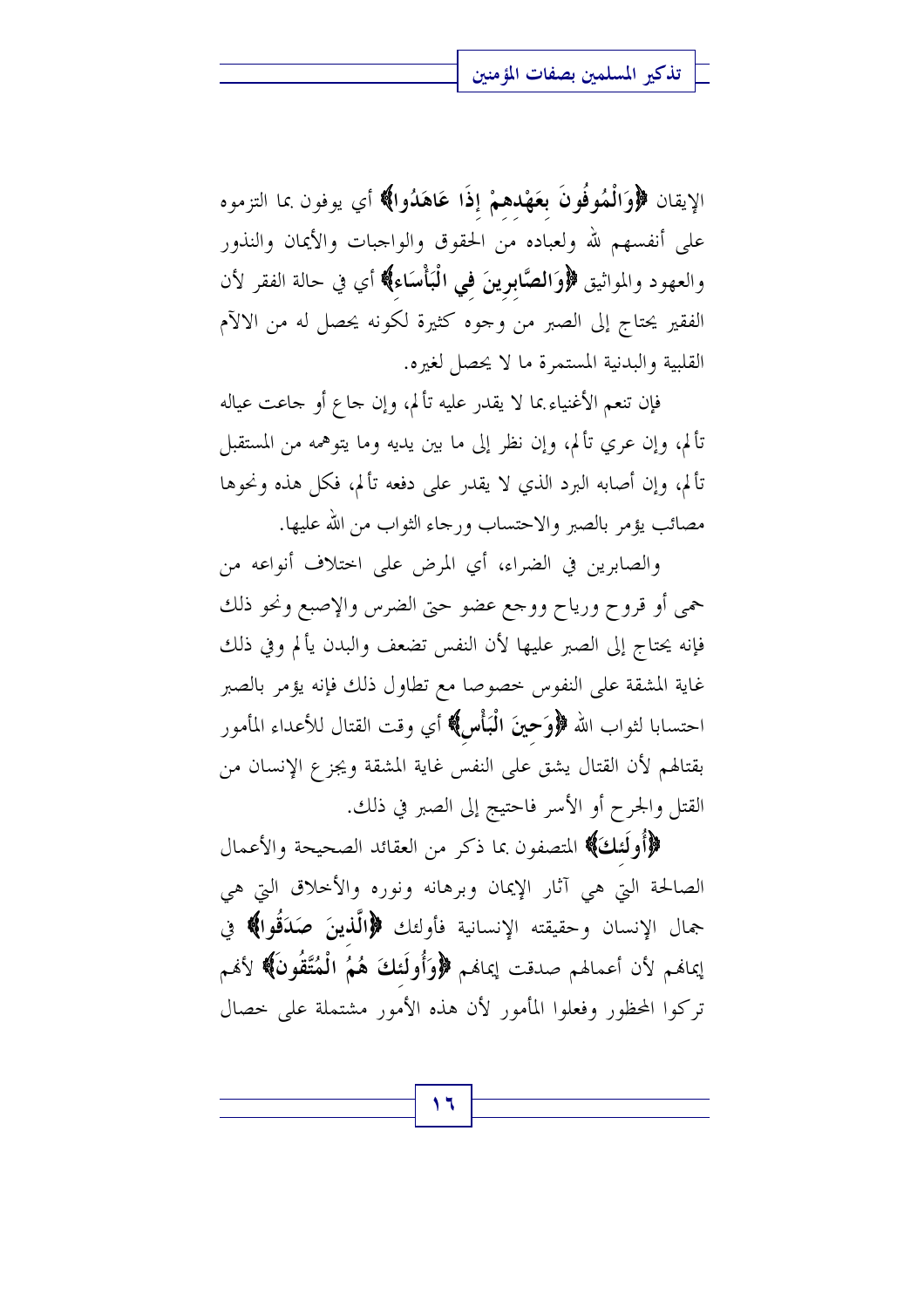الإيقان ﴿**وَالْمُوفُونَ بِعَهْدِهِمْ إِذَا عَاهَدُوا**﴾ أي يوفون بما التزموه على أنفسهم لله ولعباده من الحقوق والواجبات والأيمان والنذور والعهود والمواثيق ﴿**وَالصَّابِرِينَ فِي الْبَأْسَاءِ**﴾ أي في حالة الفقر لأن الفقير يحتاج إلى الصبر من وجوه كثيرة لكونه يحصل له من الالآم القلبية والبدنية المستمرة ما لا يحصل لغيره.

فإن تنعم الأغنياء بما لا يقدر عليه تألم، وإن جاع أو جاعت عياله تألم، وإن عري تألم، وإن نظر إلى ما بين يديه وما يتوهمه من المستقبل تألم، وإن أصابه البرد الذي لا يقدر على دفعه تألم، فكل هذه ونحوها مصائب يؤمر بالصبر والاحتساب ورجاء الثواب من الله عليها.

والصابرين في الضراء، أي المرض على اختلاف أنواعه من حمى أو قروح ورياح ووجع عضو حتى الضرس والإصبع ونحو ذلك فإنه يحتاج إلى الصبر عليها لأن النفس تضعف والبدن يألم وفي ذلك غاية المشقة على النفوس خصوصا مع تطاول ذلك فإنه يؤمر بالصبر احتسابا لثواب الله ﴿**وَحِينَ الْبَأْسِ**﴾ أي وقت القتال للأعداء المأمور بقتالهم لأن القتال يشق على النفس غاية المشقة ويجزع الإنسان من القتل والجرح أو الأسر فاحتيج إلى الصبر في ذلك.

﴿**أُولَئِكَ**﴾ المتصفون بما ذكر من العقائد الصحيحة والأعمال الصالحة التي هي آثار الإيمان وبرهانه ونوره والأخلاق التي هي جمال الإنسان وحقيقته الإنسانية فأولئك ﴿**الَّذِينَ صَدَقُوا**﴾ في إيمانهم لأن أعمالهم صدقت إيمانهم ﴿**وَأُولَئِكَ هُمُ الْمُتَّقُونَ**﴾ لأنهم تركوا المحظور وفعلوا المأمور لأن هذه الأمور مشتملة على خصال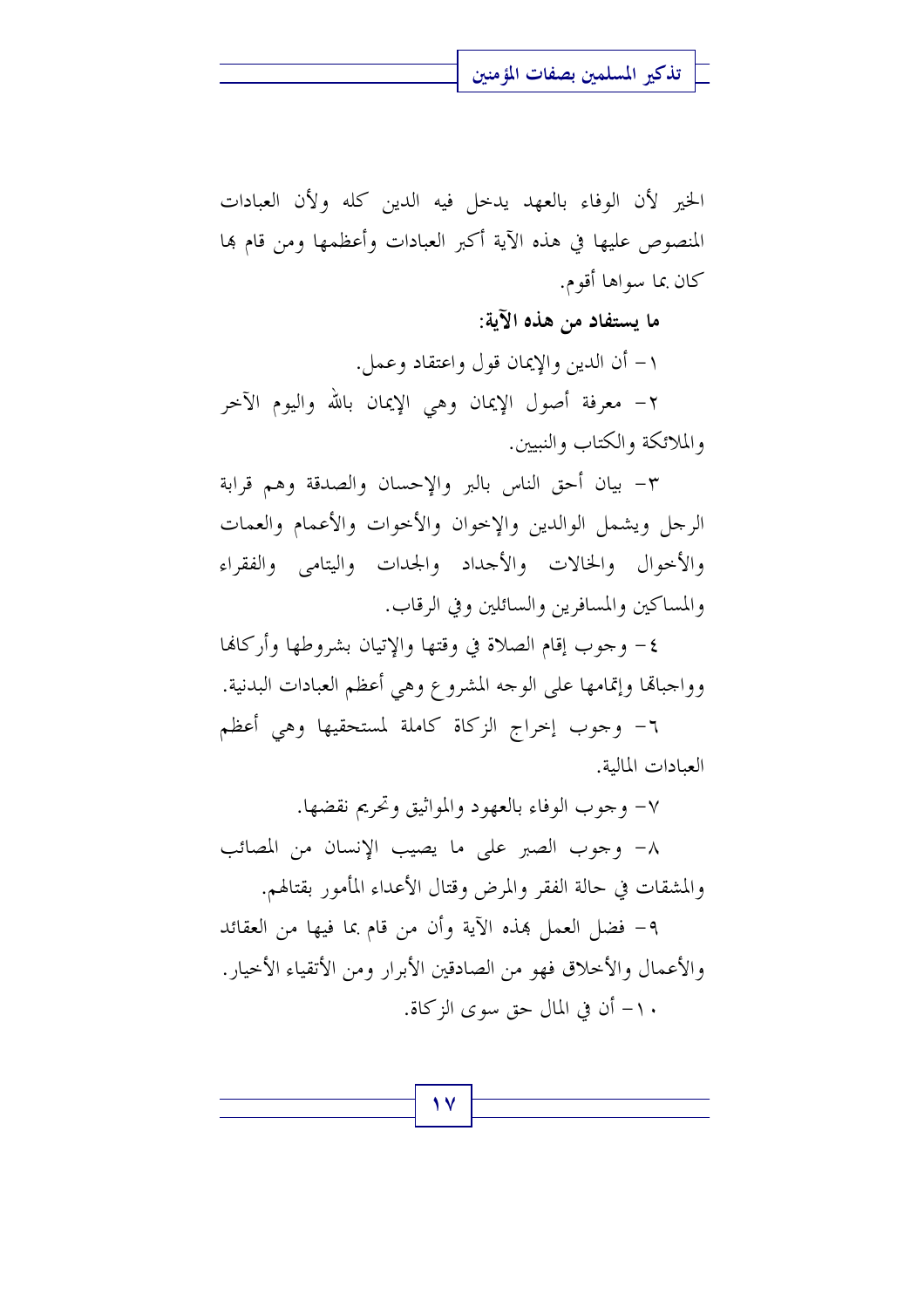الخير لأن الوفاء بالعهد يدخل فيه الدين كله ولأن العبادات المنصوص عليها في هذه الآية أكبر العبادات وأعظمها ومن قام بها كان بما سواها أقوم.

**ما يستفاد من هذه الآية:**

١- أن الدين والإيمان قول واعتقاد وعمل.

٢- معرفة أصول الإيمان وهي الإيمان بالله واليوم الآخر والملائكة والكتاب والنبيين.

٣- بيان أحق الناس بالبر والإحسان والصدقة وهم قرابة الرجل ويشمل الوالدين والإخوان والأخوات والأعمام والعمات والأخوال والخالات والأجداد والجدات واليتامى والفقراء والمساكين والمسافرين والسائلين وفي الرقاب.

٤- وجوب إقام الصلاة في وقتها والإتيان بشروطها وأركانها وواجباتها وإتمامها على الوجه المشروع وهي أعظم العبادات البدنية.

٦- وجوب إخراج الزكاة كاملة لمستحقيها وهي أعظم العبادات المالية.

٧- وجوب الوفاء بالعهود والمواثيق وتحريم نقضها.

٨- وجوب الصبر على ما يصيب الإنسان من المصائب والمشقات في حالة الفقر والمرض وقتال الأعداء المأمور بقتالهم.

٩- فضل العمل بهذه الآية وأن من قام بما فيها من العقائد والأعمال والأخلاق فهو من الصادقين الأبرار ومن الأتقياء الأخيار.

١٠- أن في المال حق سوى الزكاة.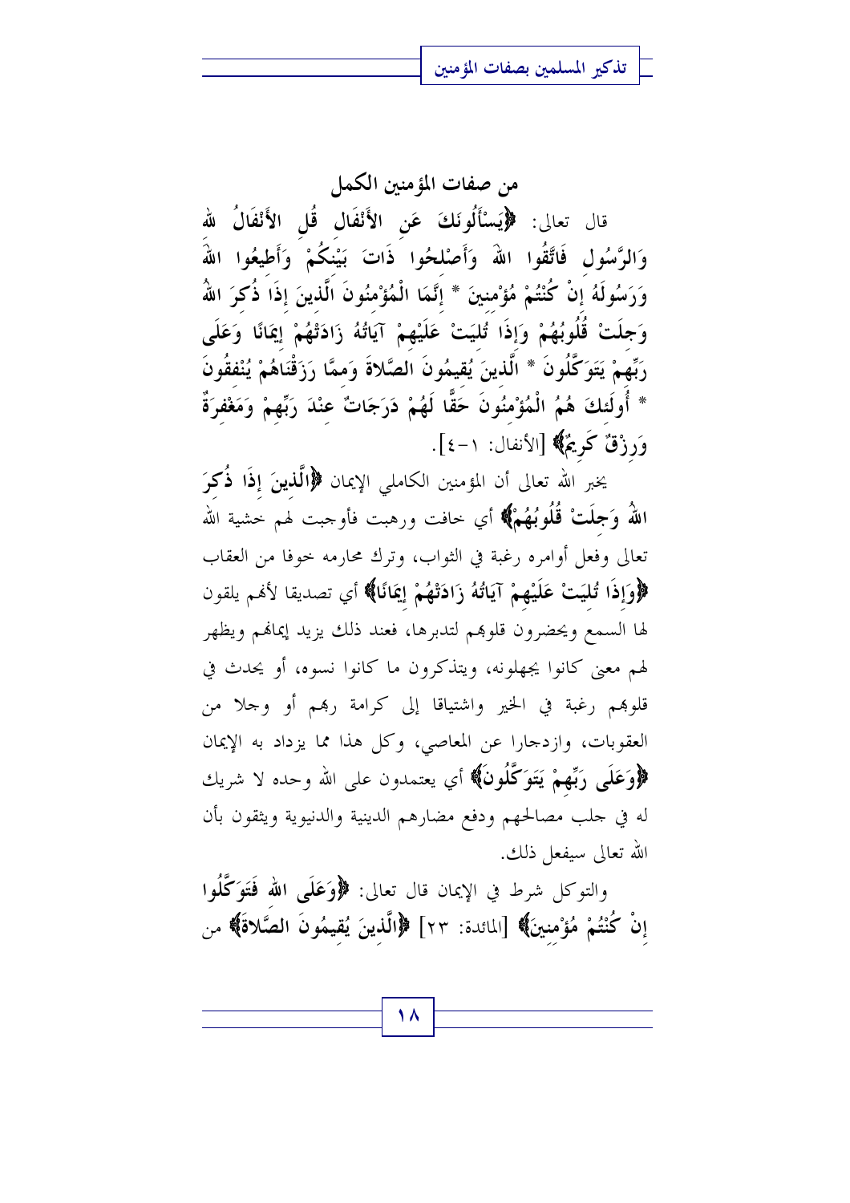## من صفات المؤمنين الكمل

قال تعالى: ﴿يَسْأَلُونَكَ عَنِ الأَنْفَالِ قُلِ الأَنْفَالُ للهِ وَالرَّسُولِ فَاتَّقُوا اللهَ وَأَصْلِحُوا ذَاتَ بَيْنِكُمْ وَأَطِيعُوا اللهَ وَرَسُولَهُ إِنْ كُنْتُمْ مُؤْمِنِينَ * إِنَّمَا الْمُؤْمِنُونَ الَّذِينَ إِذَا ذُكِرَ اللهُ وَجِلَتْ قُلُوبُهُمْ وَإِذَا تُلِيَتْ عَلَيْهِمْ آيَاتُهُ زَادَتْهُمْ إِيمَانًا وَعَلَى رَبِّهِمْ يَتَوَكَّلُونَ * الَّذِينَ يُقِيمُونَ الصَّلاةَ وَمِمَّا رَزَقْنَاهُمْ يُنْفِقُونَ * أُولَئِكَ هُمُ الْمُؤْمِنُونَ حَقًّا لَهُمْ دَرَجَاتٌ عِنْدَ رَبِّهِمْ وَمَغْفِرَةٌ وَرِزْقٌ كَرِيمٌ﴾ [الأنفال: ١-٤].

يخبر الله تعالى أن المؤمنين الكاملي الإيمان ﴿الَّذِينَ إِذَا ذُكِرَ اللهُ وَجِلَتْ قُلُوبُهُمْ﴾ أي خافت ورهبت فأوجبت لهم خشية الله تعالى وفعل أوامره رغبة في الثواب، وترك محارمه خوفا من العقاب ﴿وَإِذَا تُلِيَتْ عَلَيْهِمْ آيَاتُهُ زَادَتْهُمْ إِيمَانًا﴾ أي تصديقا لأنهم يلقون لها السمع ويحضرون قلوبهم لتدبرها، فعند ذلك يزيد إيمانهم ويظهر لهم معنى كانوا يجهلونه، ويتذكرون ما كانوا نسوه، أو يحدث في قلوبهم رغبة في الخير واشتياقا إلى كرامة ربهم أو وجلا من العقوبات، وازدجارا عن المعاصي، وكل هذا مما يزداد به الإيمان ﴿وَعَلَى رَبِّهِمْ يَتَوَكَّلُونَ﴾ أي يعتمدون على الله وحده لا شريك له في جلب مصالحهم ودفع مضارهم الدينية والدنيوية ويثقون بأن الله تعالى سيفعل ذلك.

والتوكل شرط في الإيمان قال تعالى: ﴿وَعَلَى اللهِ فَتَوَكَّلُوا إِنْ كُنْتُمْ مُؤْمِنِينَ﴾ [المائدة: ٢٣] ﴿الَّذِينَ يُقِيمُونَ الصَّلاةَ﴾ من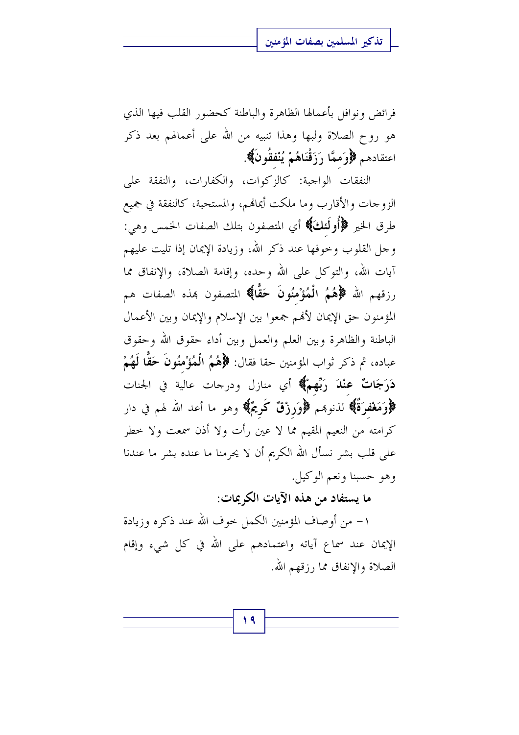فرائض ونوافل بأعمالها الظاهرة والباطنة كحضور القلب فيها الذي هو روح الصلاة ولبها وهذا تنبيه من الله على أعمالهم بعد ذكر اعتقادهم **﴿وَمِمَّا رَزَقْنَاهُمْ يُنْفِقُونَ﴾**.

النفقات الواجبة: كالزكوات، والكفارات، والنفقة على الزوجات والأقارب وما ملكت أيمانهم، والمستحبة، كالنفقة في جميع طرق الخير **﴿أُولَئِكَ﴾** أي المتصفون بتلك الصفات الخمس وهي: وجل القلوب وخوفها عند ذكر الله، وزيادة الإيمان إذا تليت عليهم آيات الله، والتوكل على الله وحده، وإقامة الصلاة، والإنفاق مما رزقهم الله **﴿هُمُ الْمُؤْمِنُونَ حَقًّا﴾** المتصفون بهذه الصفات هم المؤمنون حق الإيمان لأنهم جمعوا بين الإسلام والإيمان وبين الأعمال الباطنة والظاهرة وبين العلم والعمل وبين أداء حقوق الله وحقوق عباده، ثم ذكر ثواب المؤمنين حقا فقال: **﴿هُمُ الْمُؤْمِنُونَ حَقًّا لَهُمْ دَرَجَاتٌ عِنْدَ رَبِّهِمْ﴾** أي منازل ودرجات عالية في الجنات **﴿وَمَغْفِرَةٌ﴾** لذنوبهم **﴿وَرِزْقٌ كَرِيمٌ﴾** وهو ما أعد الله لهم في دار كرامته من النعيم المقيم مما لا عين رأت ولا أذن سمعت ولا خطر على قلب بشر نسأل الله الكريم أن لا يحرمنا ما عنده بشر ما عندنا وهو حسبنا ونعم الوكيل.

**ما يستفاد من هذه الآيات الكريمات:**

١- من أوصاف المؤمنين الكمل خوف الله عند ذكره وزيادة الإيمان عند سماع آياته واعتمادهم على الله في كل شيء وإقام الصلاة والإنفاق مما رزقهم الله.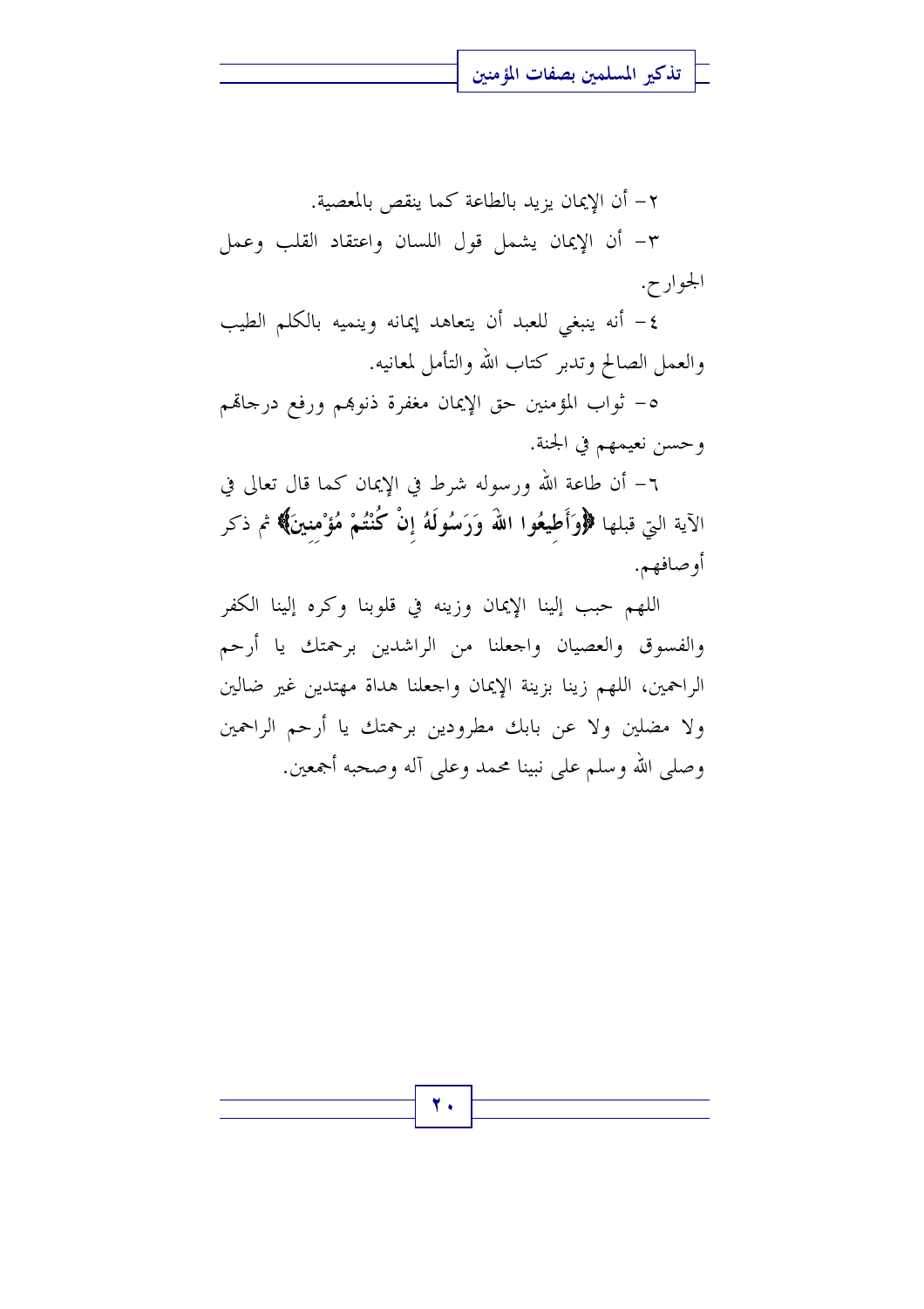٢- أن الإيمان يزيد بالطاعة كما ينقص بالمعصية.

٣- أن الإيمان يشمل قول اللسان واعتقاد القلب وعمل الجوارح.

٤- أنه ينبغي للعبد أن يتعاهد إيمانه وينميه بالكلم الطيب والعمل الصالح وتدبر كتاب الله والتأمل لمعانيه.

٥- ثواب المؤمنين حق الإيمان مغفرة ذنوبهم ورفع درجاتهم وحسن نعيمهم في الجنة.

٦- أن طاعة الله ورسوله شرط في الإيمان كما قال تعالى في الآية التي قبلها **﴿وَأَطِيعُوا اللهَ وَرَسُولَهُ إِنْ كُنْتُمْ مُؤْمِنِينَ﴾** ثم ذكر أوصافهم.

اللهم حبب إلينا الإيمان وزينه في قلوبنا وكره إلينا الكفر والفسوق والعصيان واجعلنا من الراشدين برحمتك يا أرحم الراحمين، اللهم زينا بزينة الإيمان واجعلنا هداة مهتدين غير ضالين ولا مضلين ولا عن بابك مطرودين برحمتك يا أرحم الراحمين وصلى الله وسلم على نبينا محمد وعلى آله وصحبه أجمعين.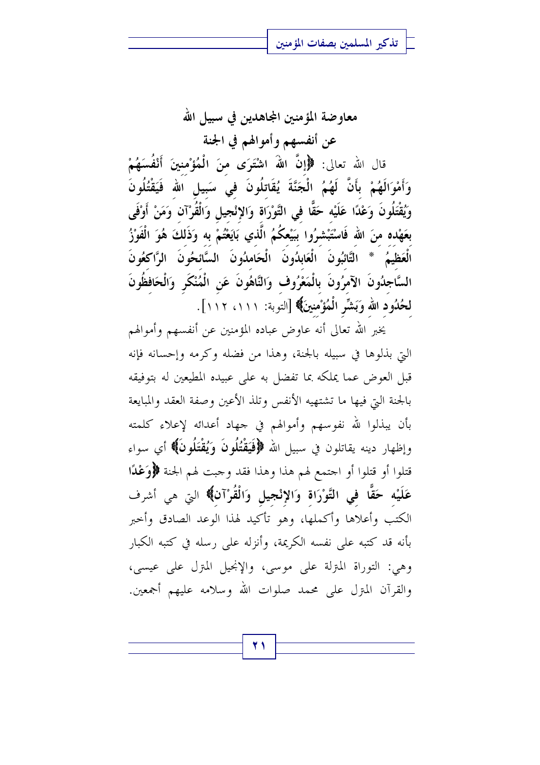## معاوضة المؤمنين المجاهدين في سبيل الله
## عن أنفسهم وأموالهم في الجنة

قال الله تعالى: ﴿إِنَّ اللهَ اشْتَرَى مِنَ الْمُؤْمِنِينَ أَنْفُسَهُمْ وَأَمْوَالَهُمْ بِأَنَّ لَهُمُ الْجَنَّةَ يُقَاتِلُونَ فِي سَبِيلِ اللهِ فَيَقْتُلُونَ وَيُقْتَلُونَ وَعْدًا عَلَيْهِ حَقًّا فِي التَّوْرَاةِ وَالإِنْجِيلِ وَالْقُرْآنِ وَمَنْ أَوْفَى بِعَهْدِهِ مِنَ اللهِ فَاسْتَبْشِرُوا بِبَيْعِكُمُ الَّذِي بَايَعْتُمْ بِهِ وَذَلِكَ هُوَ الْفَوْزُ الْعَظِيمُ * التَّائِبُونَ الْعَابِدُونَ الْحَامِدُونَ السَّائِحُونَ الرَّاكِعُونَ السَّاجِدُونَ الآمِرُونَ بِالْمَعْرُوفِ وَالنَّاهُونَ عَنِ الْمُنْكَرِ وَالْحَافِظُونَ لِحُدُودِ اللهِ وَبَشِّرِ الْمُؤْمِنِينَ﴾ [التوبة: ١١١، ١١٢].

يخبر الله تعالى أنه عاوض عباده المؤمنين عن أنفسهم وأموالهم التي بذلوها في سبيله بالجنة، وهذا من فضله وكرمه وإحسانه فإنه قبل العوض عما يملكه بما تفضل به على عبيده المطيعين له بتوفيقه بالجنة التي فيها ما تشتهيه الأنفس وتلذ الأعين وصفة العقد والمبايعة بأن يبذلوا لله نفوسهم وأموالهم في جهاد أعدائه لإعلاء كلمته وإظهار دينه يقاتلون في سبيل الله **﴿فَيَقْتُلُونَ وَيُقْتَلُونَ﴾** أي سواء قتلوا أو قتلوا أو اجتمع لهم هذا وهذا فقد وجبت لهم الجنة **﴿وَعْدًا عَلَيْهِ حَقًّا فِي التَّوْرَاةِ وَالإِنْجِيلِ وَالْقُرْآنِ﴾** التي هي أشرف الكتب وأعلاها وأكملها، وهو تأكيد لهذا الوعد الصادق وأخبر بأنه قد كتبه على نفسه الكريمة، وأنزله على رسله في كتبه الكبار وهي: التوراة المنزلة على موسى، والإنجيل المنزل على عيسى، والقرآن المنزل على محمد صلوات الله وسلامه عليهم أجمعين.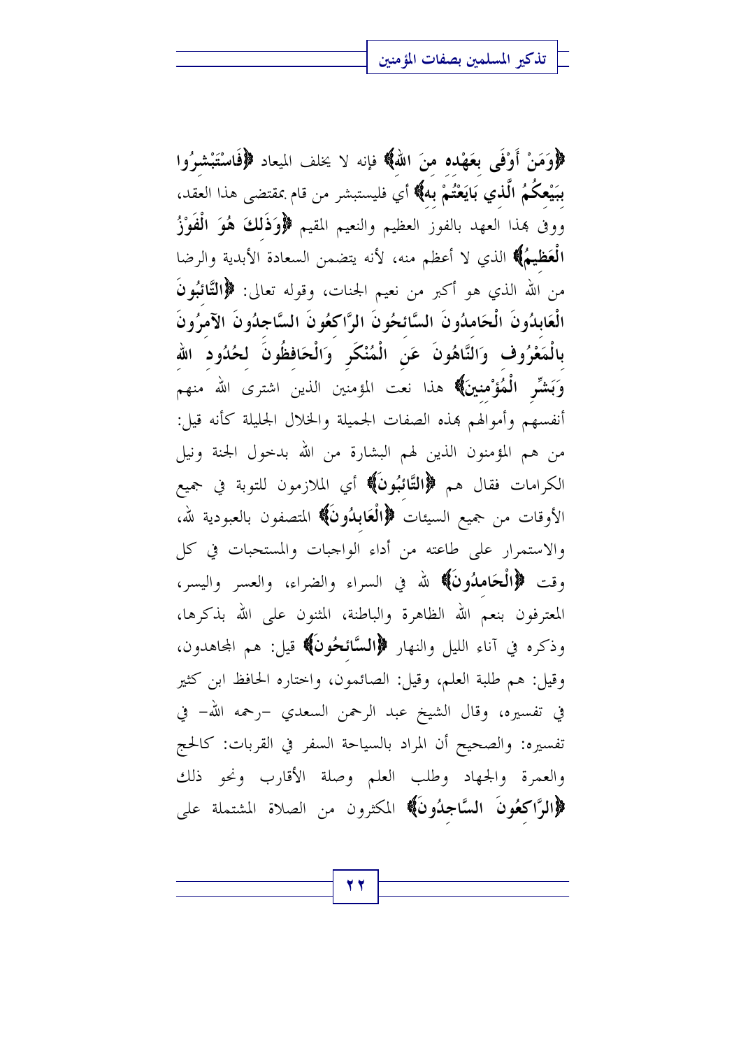﴿وَمَنْ أَوْفَى بِعَهْدِهِ مِنَ اللهِ﴾ فإنه لا يخلف الميعاد ﴿فَاسْتَبْشِرُوا بِبَيْعِكُمُ الَّذِي بَايَعْتُمْ بِهِ﴾ أي فليستبشر من قام بمقتضى هذا العقد، ووفى بهذا العهد بالفوز العظيم والنعيم المقيم ﴿وَذَلِكَ هُوَ الْفَوْزُ الْعَظِيمُ﴾ الذي لا أعظم منه، لأنه يتضمن السعادة الأبدية والرضا من الله الذي هو أكبر من نعيم الجنات، وقوله تعالى: ﴿التَّائِبُونَ الْعَابِدُونَ الْحَامِدُونَ السَّائِحُونَ الرَّاكِعُونَ السَّاجِدُونَ الآمِرُونَ بِالْمَعْرُوفِ وَالنَّاهُونَ عَنِ الْمُنْكَرِ وَالْحَافِظُونَ لِحُدُودِ اللهِ وَبَشِّرِ الْمُؤْمِنِينَ﴾ هذا نعت المؤمنين الذين اشترى الله منهم أنفسهم وأموالهم بهذه الصفات الجميلة والخلال الجليلة كأنه قيل: من هم المؤمنون الذين لهم البشارة من الله بدخول الجنة ونيل الكرامات فقال هم ﴿التَّائِبُونَ﴾ أي الملازمون للتوبة في جميع الأوقات من جميع السيئات ﴿الْعَابِدُونَ﴾ المتصفون بالعبودية لله، والاستمرار على طاعته من أداء الواجبات والمستحبات في كل وقت ﴿الْحَامِدُونَ﴾ لله في السراء والضراء، والعسر واليسر، المعترفون بنعم الله الظاهرة والباطنة، المثنون على الله بذكرها، وذكره في آناء الليل والنهار ﴿السَّائِحُونَ﴾ قيل: هم المجاهدون، وقيل: هم طلبة العلم، وقيل: الصائمون، واختاره الحافظ ابن كثير في تفسيره، وقال الشيخ عبد الرحمن السعدي -رحمه الله- في تفسيره: والصحيح أن المراد بالسياحة السفر في القربات: كالحج والعمرة والجهاد وطلب العلم وصلة الأقارب ونحو ذلك ﴿الرَّاكِعُونَ السَّاجِدُونَ﴾ المكثرون من الصلاة المشتملة على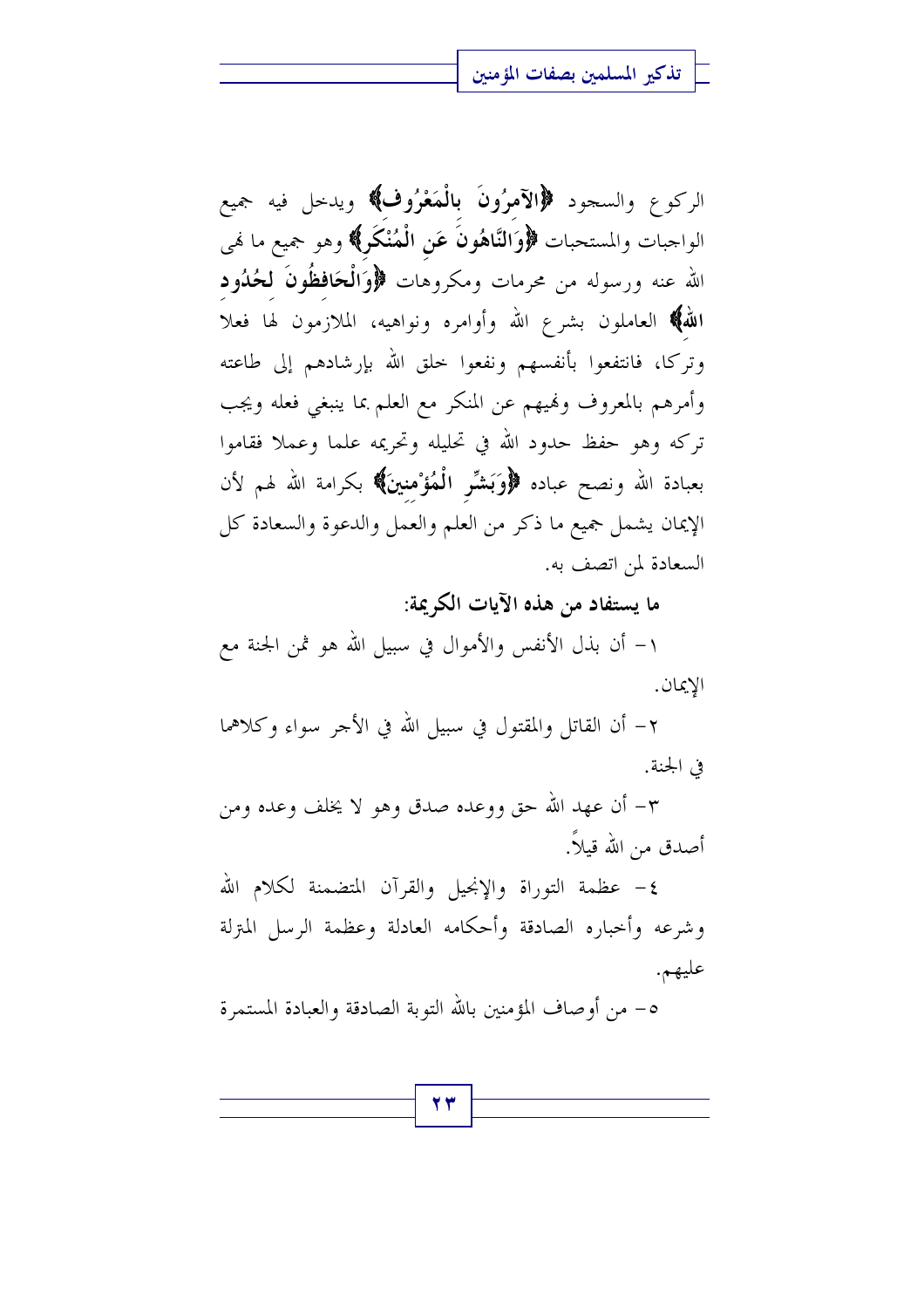الركوع والسجود ﴿الآمِرُونَ بِالْمَعْرُوفِ﴾ ويدخل فيه جميع الواجبات والمستحبات ﴿وَالنَّاهُونَ عَنِ الْمُنْكَرِ﴾ وهو جميع ما نهى الله عنه ورسوله من محرمات ومكروهات ﴿وَالْحَافِظُونَ لِحُدُودِ اللهِ﴾ العاملون بشرع الله وأوامره ونواهيه، الملازمون لها فعلا وتركا، فانتفعوا بأنفسهم ونفعوا خلق الله بإرشادهم إلى طاعته وأمرهم بالمعروف ونهيهم عن المنكر مع العلم بما ينبغي فعله ويجب تركه وهو حفظ حدود الله في تحليله وتحريمه علما وعملا فقاموا بعبادة الله ونصح عباده ﴿وَبَشِّرِ الْمُؤْمِنِينَ﴾ بكرامة الله لهم لأن الإيمان يشمل جميع ما ذكر من العلم والعمل والدعوة والسعادة كل السعادة لمن اتصف به.

**ما يستفاد من هذه الآيات الكريمة:**

١- أن بذل الأنفس والأموال في سبيل الله هو ثمن الجنة مع الإيمان.

٢- أن القاتل والمقتول في سبيل الله في الأجر سواء وكلاهما في الجنة.

٣- أن عهد الله حق ووعده صدق وهو لا يخلف وعده ومن أصدق من الله قيلاً.

٤- عظمة التوراة والإنجيل والقرآن المتضمنة لكلام الله وشرعه وأخباره الصادقة وأحكامه العادلة وعظمة الرسل المنزلة عليهم.

٥- من أوصاف المؤمنين بالله التوبة الصادقة والعبادة المستمرة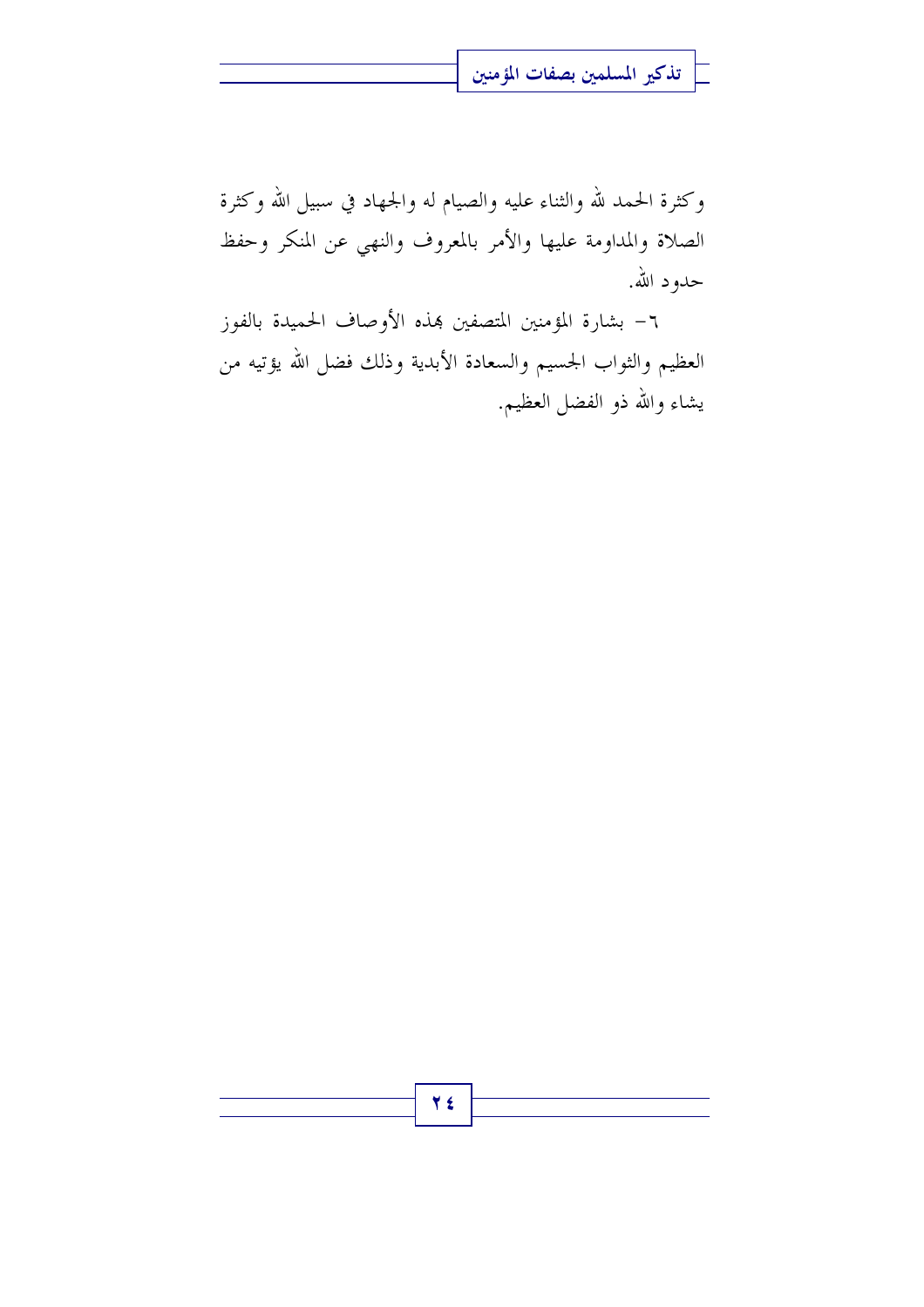وكثرة الحمد لله والثناء عليه والصيام له والجهاد في سبيل الله وكثرة الصلاة والمداومة عليها والأمر بالمعروف والنهي عن المنكر وحفظ حدود الله.

٦- بشارة المؤمنين المتصفين بهذه الأوصاف الحميدة بالفوز العظيم والثواب الجسيم والسعادة الأبدية وذلك فضل الله يؤتيه من يشاء والله ذو الفضل العظيم.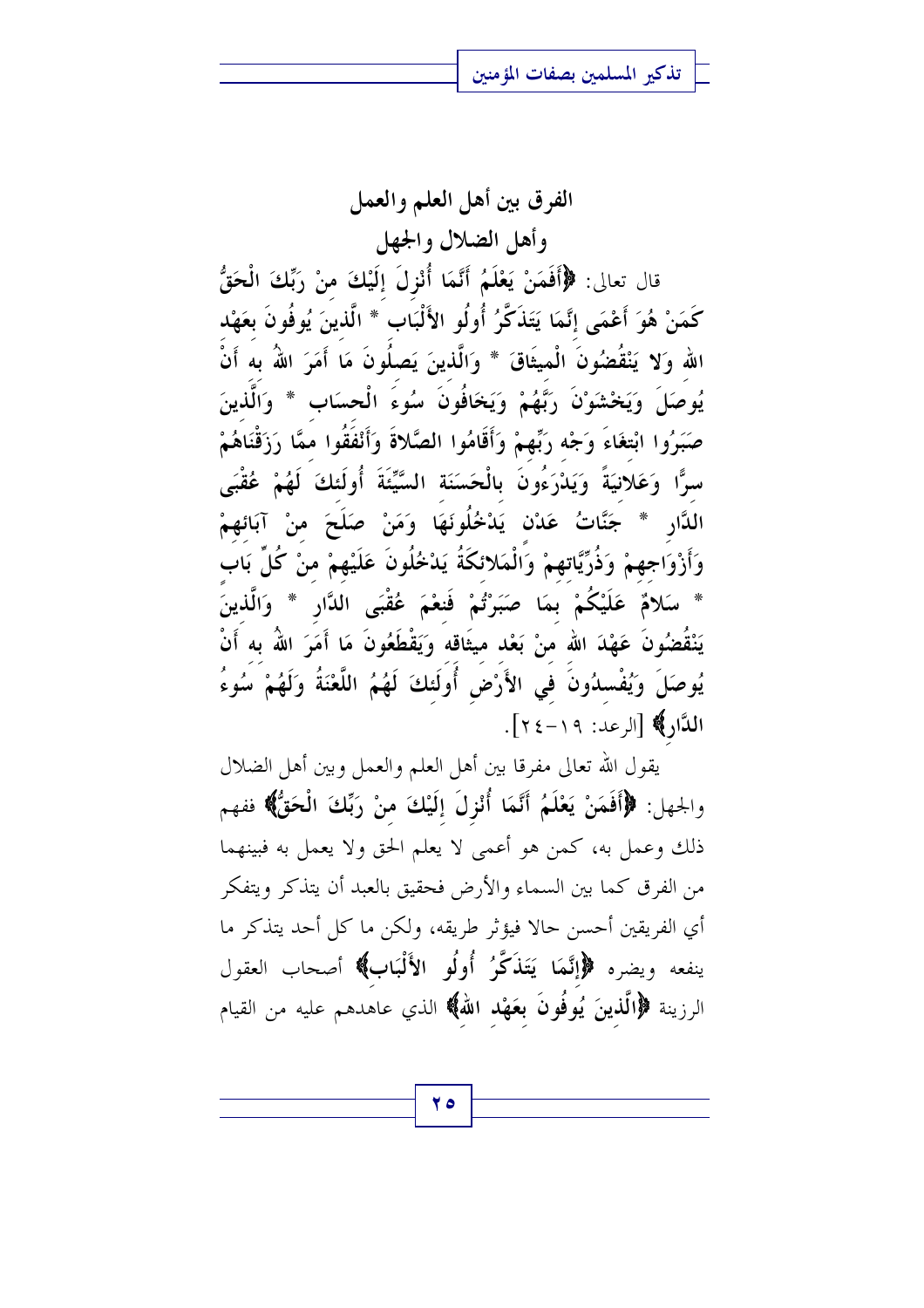## الفرق بين أهل العلم والعمل وأهل الضلال والجهل

قال تعالى: ﴿أَفَمَنْ يَعْلَمُ أَنَّمَا أُنْزِلَ إِلَيْكَ مِنْ رَبِّكَ الْحَقُّ كَمَنْ هُوَ أَعْمَى إِنَّمَا يَتَذَكَّرُ أُولُو الأَلْبَاب * الَّذينَ يُوفُونَ بعَهْد الله وَلا يَنْقُضُونَ الْميثَاقَ * وَالَّذينَ يَصلُونَ مَا أَمَرَ اللهُ به أَنْ يُوصَلَ وَيَخْشَوْنَ رَبَّهُمْ وَيَخَافُونَ سُوءَ الْحسَاب * وَالَّذينَ صَبَرُوا ابْتغَاءَ وَجْه رَبِّهِمْ وَأَقَامُوا الصَّلاةَ وَأَنْفَقُوا ممَّا رَزَقْنَاهُمْ سرًّا وَعَلانيَةً وَيَدْرَءُونَ بالْحَسَنَة السَّيِّئَةَ أُولَئكَ لَهُمْ عُقْبَى الدَّار * جَنَّاتُ عَدْن يَدْخُلُونَهَا وَمَنْ صَلَحَ منْ آبَائهِمْ وَأَزْوَاجهِمْ وَذُرِّيَّاتهِمْ وَالْمَلائكَةُ يَدْخُلُونَ عَلَيْهِمْ منْ كُلِّ بَاب * سَلامٌ عَلَيْكُمْ بمَا صَبَرْتُمْ فَنعْمَ عُقْبَى الدَّار * وَالَّذينَ يَنْقُضُونَ عَهْدَ الله منْ بَعْد ميثَاقه وَيَقْطَعُونَ مَا أَمَرَ اللهُ به أَنْ يُوصَلَ وَيُفْسدُونَ في الأَرْض أُولَئكَ لَهُمُ اللَّعْنَةُ وَلَهُمْ سُوءُ الدَّار﴾ [الرعد: ١٩-٢٤].

يقول الله تعالى مفرقا بين أهل العلم والعمل وبين أهل الضلال والجهل: ﴿أَفَمَنْ يَعْلَمُ أَنَّمَا أُنْزِلَ إِلَيْكَ منْ رَبِّكَ الْحَقُّ﴾ ففهم ذلك وعمل به، كمن هو أعمى لا يعلم الحق ولا يعمل به فبينهما من الفرق كما بين السماء والأرض فحقيق بالعبد أن يتذكر ويتفكر أي الفريقين أحسن حالا فيؤثر طريقه، ولكن ما كل أحد يتذكر ما ينفعه ويضره ﴿إِنَّمَا يَتَذَكَّرُ أُولُو الأَلْبَاب﴾ أصحاب العقول الرزينة ﴿الَّذينَ يُوفُونَ بعَهْد الله﴾ الذي عاهدهم عليه من القيام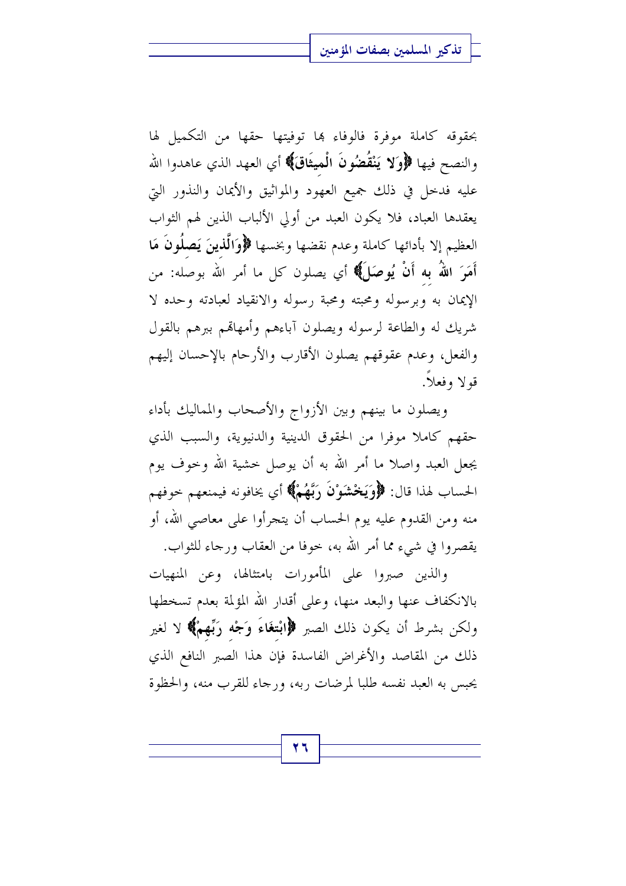بحقوقه كاملة موفرة فالوفاء بها توفيتها حقها من التكميل لها والنصح فيها ﴿**وَلَا يَنْقُضُونَ الْمِيثَاقَ**﴾ أي العهد الذي عاهدوا الله عليه فدخل في ذلك جميع العهود والمواثيق والأيمان والنذور التي يعقدها العباد، فلا يكون العبد من أولي الألباب الذين لهم الثواب العظيم إلا بأدائها كاملة وعدم نقضها وبخسها ﴿**وَالَّذِينَ يَصِلُونَ مَا أَمَرَ اللَّهُ بِهِ أَنْ يُوصَلَ**﴾ أي يصلون كل ما أمر الله بوصله: من الإيمان به وبرسوله ومحبته ومحبة رسوله والانقياد لعبادته وحده لا شريك له والطاعة لرسوله ويصلون آباءهم وأمهاتهم ببرهم بالقول والفعل، وعدم عقوقهم يصلون الأقارب والأرحام بالإحسان إليهم قولا وفعلاً.

ويصلون ما بينهم وبين الأزواج والأصحاب والمماليك بأداء حقهم كاملا موفرا من الحقوق الدينية والدنيوية، والسبب الذي يجعل العبد واصلا ما أمر الله به أن يوصل خشية الله وخوف يوم الحساب لهذا قال: ﴿**وَيَخْشَوْنَ رَبَّهُمْ**﴾ أي يخافونه فيمنعهم خوفهم منه ومن القدوم عليه يوم الحساب أن يتجرأوا على معاصي الله، أو يقصروا في شيء مما أمر الله به، خوفا من العقاب ورجاء للثواب.

والذين صبروا على المأمورات بامتثالها، وعن المنهيات بالانكفاف عنها والبعد منها، وعلى أقدار الله المؤلمة بعدم تسخطها ولكن بشرط أن يكون ذلك الصبر ﴿**ابْتِغَاءَ وَجْهِ رَبِّهِمْ**﴾ لا لغير ذلك من المقاصد والأغراض الفاسدة فإن هذا الصبر النافع الذي يحبس به العبد نفسه طلبا لمرضات ربه، ورجاء للقرب منه، والحظوة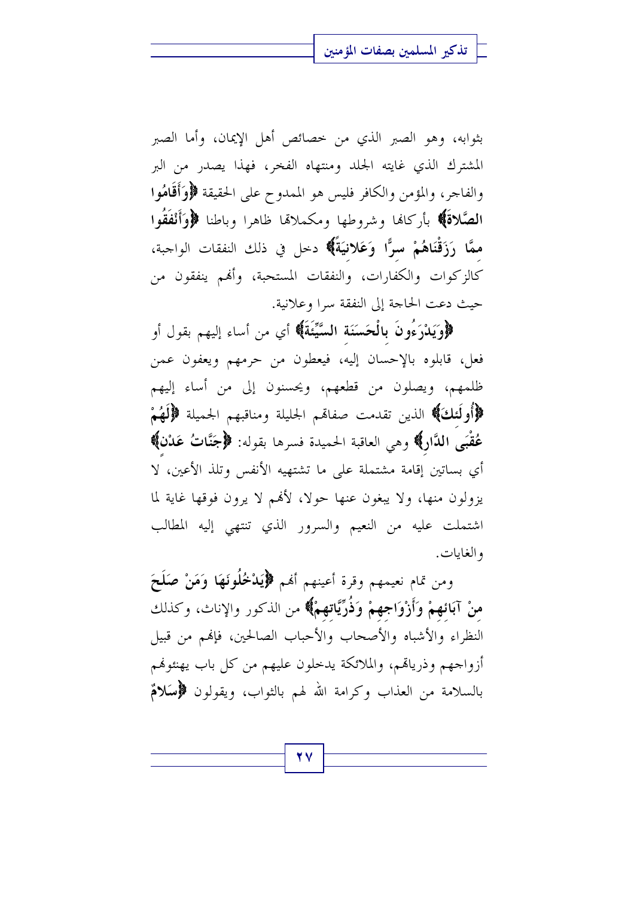بثوابه، وهو الصبر الذي من خصائص أهل الإيمان، وأما الصبر المشترك الذي غايته الجلد ومنتهاه الفخر، فهذا يصدر من البر والفاجر، والمؤمن والكافر فليس هو الممدوح على الحقيقة **﴿وَأَقَامُوا الصَّلاةَ﴾** بأركانها وشروطها ومكملاتها ظاهرا وباطنا **﴿وَأَنْفَقُوا مِمَّا رَزَقْنَاهُمْ سِرًّا وَعَلانِيَةً﴾** دخل في ذلك النفقات الواجبة، كالزكوات والكفارات، والنفقات المستحبة، وأنهم ينفقون من حيث دعت الحاجة إلى النفقة سرا وعلانية.

**﴿وَيَدْرَءُونَ بِالْحَسَنَةِ السَّيِّئَةَ﴾** أي من أساء إليهم بقول أو فعل، قابلوه بالإحسان إليه، فيعطون من حرمهم ويعفون عمن ظلمهم، ويصلون من قطعهم، ويحسنون إلى من أساء إليهم **﴿أُولَئِكَ﴾** الذين تقدمت صفاتهم الجليلة ومناقبهم الجميلة **﴿لَهُمْ عُقْبَى الدَّارِ﴾** وهي العاقبة الحميدة فسرها بقوله: **﴿جَنَّاتُ عَدْنٍ﴾** أي بساتين إقامة مشتملة على ما تشتهيه الأنفس وتلذ الأعين، لا يزولون منها، ولا يبغون عنها حولا، لأنهم لا يرون فوقها غاية لما اشتملت عليه من النعيم والسرور الذي تنتهي إليه المطالب والغايات.

ومن تمام نعيمهم وقرة أعينهم أنهم **﴿يَدْخُلُونَهَا وَمَنْ صَلَحَ مِنْ آبَائِهِمْ وَأَزْوَاجِهِمْ وَذُرِّيَّاتِهِمْ﴾** من الذكور والإناث، وكذلك النظراء والأشباه والأصحاب والأحباب الصالحين، فإنهم من قبيل أزواجهم وذرياتهم، والملائكة يدخلون عليهم من كل باب يهنئونهم بالسلامة من العذاب وكرامة الله لهم بالثواب، ويقولون **﴿سَلامٌ**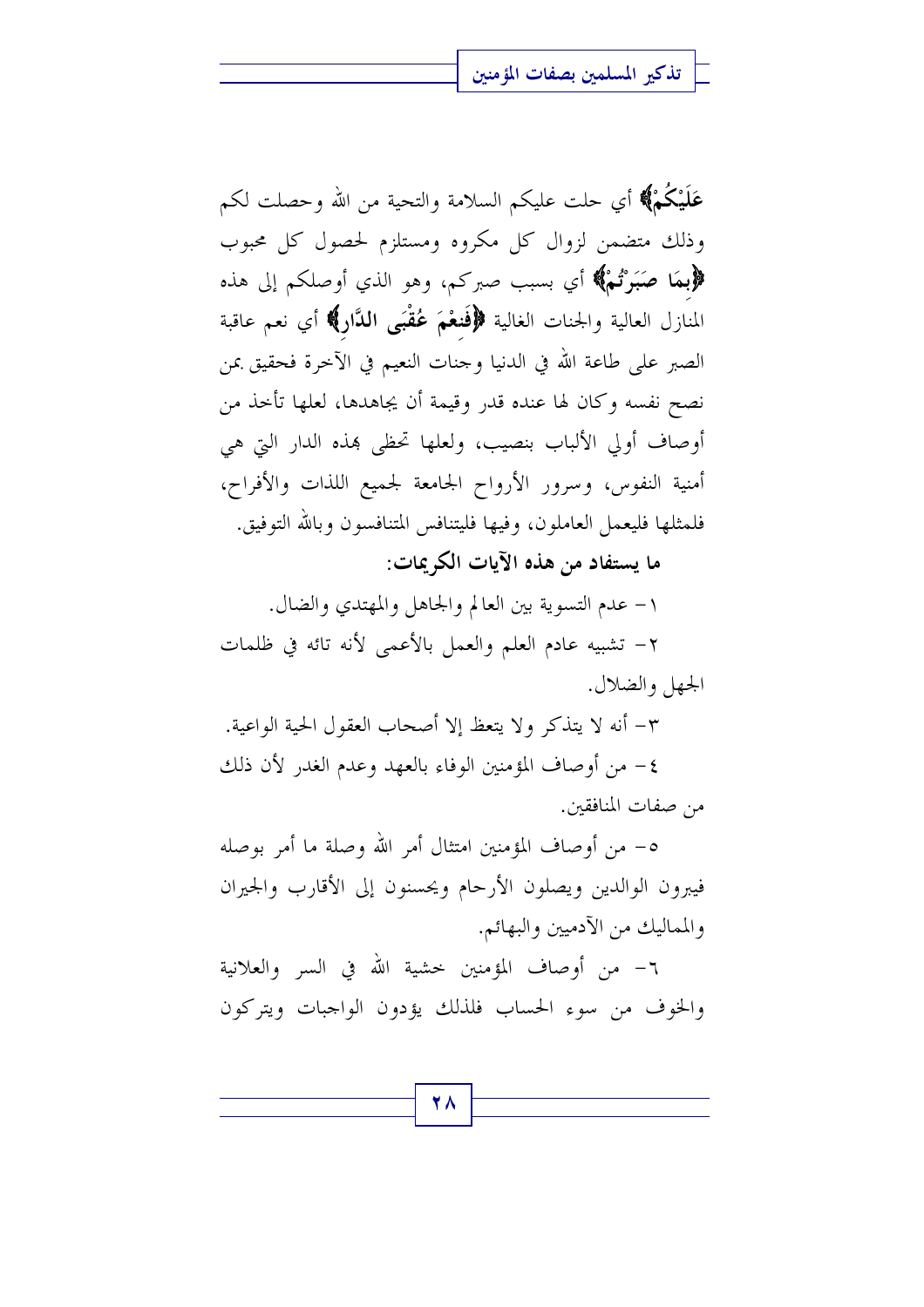**عَلَيْكُمْ﴾** أي حلت عليكم السلامة والتحية من الله وحصلت لكم وذلك متضمن لزوال كل مكروه ومستلزم لحصول كل محبوب **﴿بِمَا صَبَرْتُمْ﴾** أي بسبب صبركم، وهو الذي أوصلكم إلى هذه المنازل العالية والجنات الغالية **﴿فَنِعْمَ عُقْبَى الدَّارِ﴾** أي نعم عاقبة الصبر على طاعة الله في الدنيا وجنات النعيم في الآخرة فحقيق بمن نصح نفسه وكان لها عنده قدر وقيمة أن يجاهدها، لعلها تأخذ من أوصاف أولي الألباب بنصيب، ولعلها تحظى بهذه الدار التي هي أمنية النفوس، وسرور الأرواح الجامعة لجميع اللذات والأفراح، فلمثلها فليعمل العاملون، وفيها فليتنافس المتنافسون وبالله التوفيق.

**ما يستفاد من هذه الآيات الكريمات:**

١- عدم التسوية بين العالم والجاهل والمهتدي والضال.

٢- تشبيه عادم العلم والعمل بالأعمى لأنه تائه في ظلمات الجهل والضلال.

٣- أنه لا يتذكر ولا يتعظ إلا أصحاب العقول الحية الواعية.

٤- من أوصاف المؤمنين الوفاء بالعهد وعدم الغدر لأن ذلك من صفات المنافقين.

٥- من أوصاف المؤمنين امتثال أمر الله وصلة ما أمر بوصله فيبرون الوالدين ويصلون الأرحام ويحسنون إلى الأقارب والجيران والمماليك من الآدميين والبهائم.

٦- من أوصاف المؤمنين خشية الله في السر والعلانية والخوف من سوء الحساب فلذلك يؤدون الواجبات ويتركون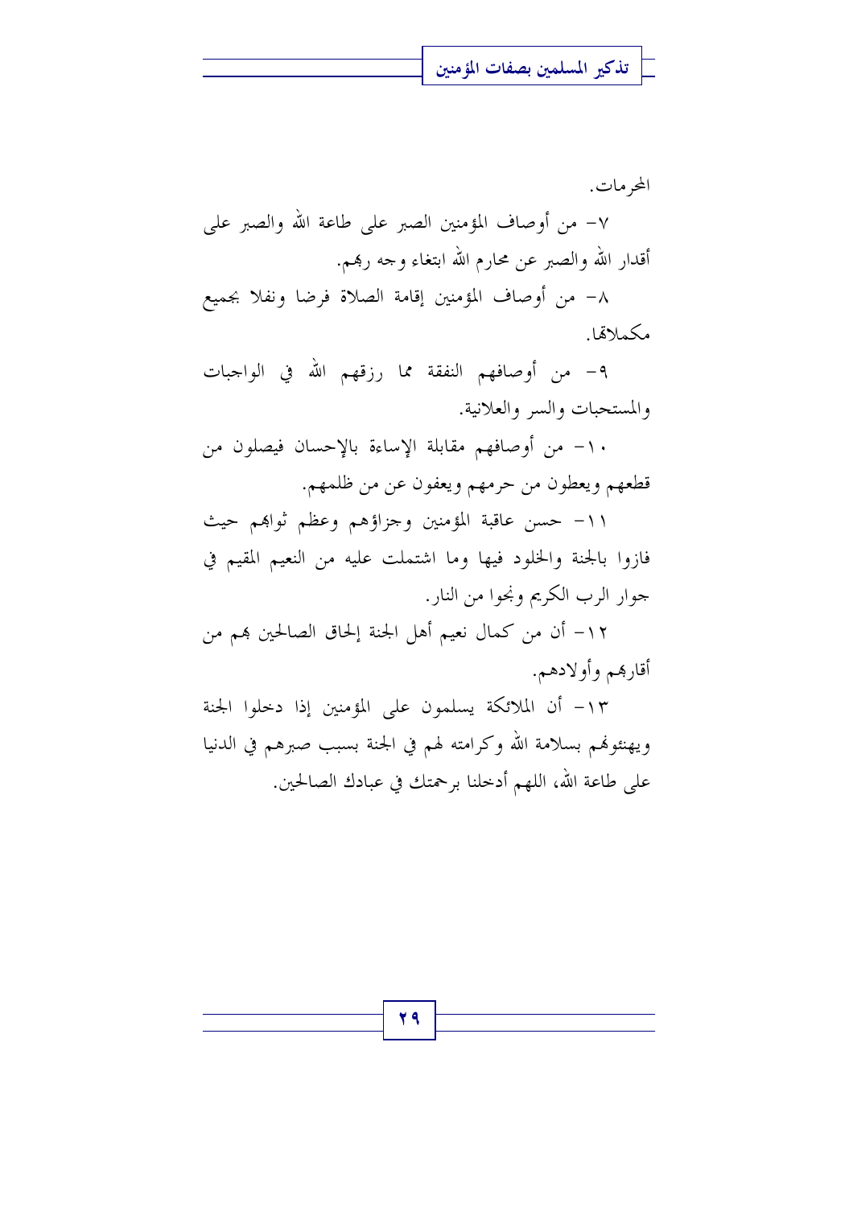المحرمات.

٧- من أوصاف المؤمنين الصبر على طاعة الله والصبر على أقدار الله والصبر عن محارم الله ابتغاء وجه ربهم.

٨- من أوصاف المؤمنين إقامة الصلاة فرضا ونفلا بجميع مكملاتها.

٩- من أوصافهم النفقة مما رزقهم الله في الواجبات والمستحبات والسر والعلانية.

١٠- من أوصافهم مقابلة الإساءة بالإحسان فيصلون من قطعهم ويعطون من حرمهم ويعفون عن من ظلمهم.

١١- حسن عاقبة المؤمنين وجزاؤهم وعظم ثوابهم حيث فازوا بالجنة والخلود فيها وما اشتملت عليه من النعيم المقيم في جوار الرب الكريم ونجوا من النار.

١٢- أن من كمال نعيم أهل الجنة إلحاق الصالحين بهم من أقاربهم وأولادهم.

١٣- أن الملائكة يسلمون على المؤمنين إذا دخلوا الجنة ويهنئونهم بسلامة الله وكرامته لهم في الجنة بسبب صبرهم في الدنيا على طاعة الله، اللهم أدخلنا برحمتك في عبادك الصالحين.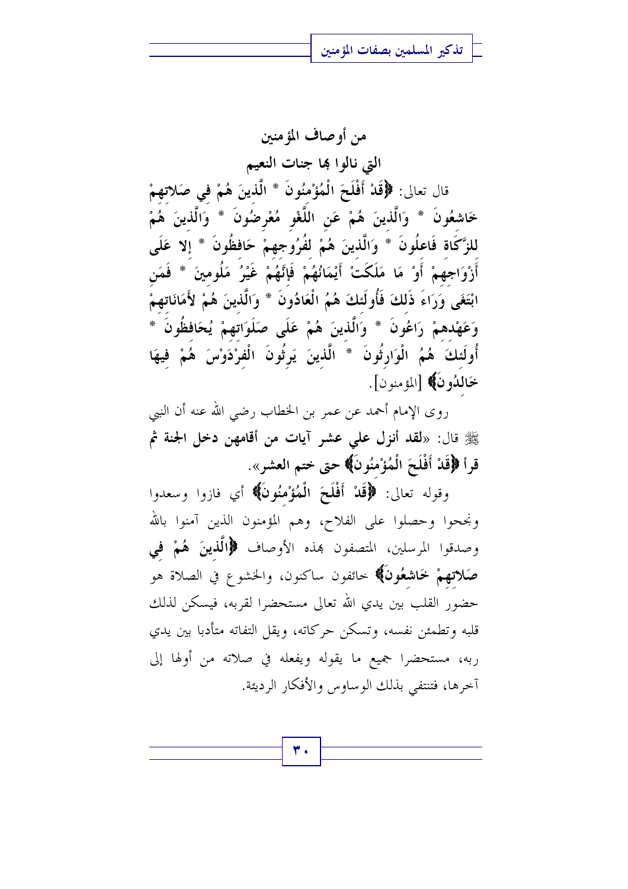## من أوصاف المؤمنين
## التي نالوا بها جنات النعيم

قال تعالى: ﴿قَدْ أَفْلَحَ الْمُؤْمِنُونَ * الَّذِينَ هُمْ فِي صَلاتِهِمْ خَاشِعُونَ * وَالَّذِينَ هُمْ عَنِ اللَّغْوِ مُعْرِضُونَ * وَالَّذِينَ هُمْ لِلزَّكَاةِ فَاعِلُونَ * وَالَّذِينَ هُمْ لِفُرُوجِهِمْ حَافِظُونَ * إِلا عَلَى أَزْوَاجِهِمْ أَوْ مَا مَلَكَتْ أَيْمَانُهُمْ فَإِنَّهُمْ غَيْرُ مَلُومِينَ * فَمَنِ ابْتَغَى وَرَاءَ ذَلِكَ فَأُولَئِكَ هُمُ الْعَادُونَ * وَالَّذِينَ هُمْ لأَمَانَاتِهِمْ وَعَهْدِهِمْ رَاعُونَ * وَالَّذِينَ هُمْ عَلَى صَلَوَاتِهِمْ يُحَافِظُونَ * أُولَئِكَ هُمُ الْوَارِثُونَ * الَّذِينَ يَرِثُونَ الْفِرْدَوْسَ هُمْ فِيهَا خَالِدُونَ﴾ [المؤمنون].

روى الإمام أحمد عن عمر بن الخطاب رضي الله عنه أن النبي ﷺ قال: «**لقد أنزل علي عشر آيات من أقامهن دخل الجنة ثم قرأ ﴿قَدْ أَفْلَحَ الْمُؤْمِنُونَ﴾ حتى ختم العشر**».

وقوله تعالى: ﴿**قَدْ أَفْلَحَ الْمُؤْمِنُونَ**﴾ أي فازوا وسعدوا ونجحوا وحصلوا على الفلاح، وهم المؤمنون الذين آمنوا بالله وصدقوا المرسلين، المتصفون بهذه الأوصاف ﴿**الَّذِينَ هُمْ فِي صَلاتِهِمْ خَاشِعُونَ**﴾ خائفون ساكنون، والخشوع في الصلاة هو حضور القلب بين يدي الله تعالى مستحضرا لقربه، فيسكن لذلك قلبه وتطمئن نفسه، وتسكن حركاته، ويقل التفاته متأدبا بين يدي ربه، مستحضرا جميع ما يقوله ويفعله في صلاته من أولها إلى آخرها، فتنتفي بذلك الوساوس والأفكار الرديئة.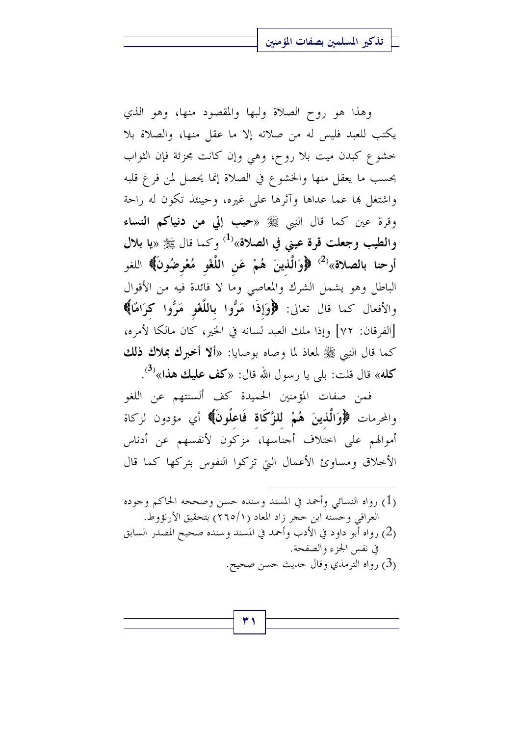وهذا هو روح الصلاة ولبها والمقصود منها، وهو الذي يكتب للعبد فليس له من صلاته إلا ما عقل منها، والصلاة بلا خشوع كبدن ميت بلا روح، وهي وإن كانت مجزئة فإن الثواب بحسب ما يعقل منها والخشوع في الصلاة إنما يحصل لمن فرغ قلبه واشتغل بها عما عداها وآثرها على غيره، وحينئذ تكون له راحة وقرة عين كما قال النبي ﷺ «**حبب إلي من دنياكم النساء والطيب وجعلت قرة عيني في الصلاة**»[1] وكما قال ﷺ «**يا بلال أرحنا بالصلاة**»[2] ﴿**وَالَّذِينَ هُمْ عَنِ اللَّغْوِ مُعْرِضُونَ**﴾ اللغو الباطل وهو يشمل الشرك والمعاصي وما لا فائدة فيه من الأقوال والأفعال كما قال تعالى: ﴿**وَإِذَا مَرُّوا بِاللَّغْوِ مَرُّوا كِرَامًا**﴾ [الفرقان: ٧٢] وإذا ملك العبد لسانه في الخير، كان مالكا لأمره، كما قال النبي ﷺ لمعاذ لما وصاه بوصايا: «**ألا أخبرك بملاك ذلك كله**» قال قلت: بلى يا رسول الله قال: «**كف عليك هذا**»[3].

فمن صفات المؤمنين الحميدة كف ألسنتهم عن اللغو والمحرمات ﴿**وَالَّذِينَ هُمْ لِلزَّكَاةِ فَاعِلُونَ**﴾ أي مؤدون لزكاة أموالهم على اختلاف أجناسها، مزكون لأنفسهم عن أدناس الأخلاق ومساوئ الأعمال التي تزكوا النفوس بتركها كما قال

---

(1) رواه النسائي وأحمد في المسند وسنده حسن وصححه الحاكم وجوده العراقي وحسنه ابن حجر زاد المعاد (١/٢٦٥) بتحقيق الأرنؤوط.

(2) رواه أبو داود في الأدب وأحمد في المسند وسنده صحيح المصدر السابق في نفس الجزء والصفحة.

(3) رواه الترمذي وقال حديث حسن صحيح.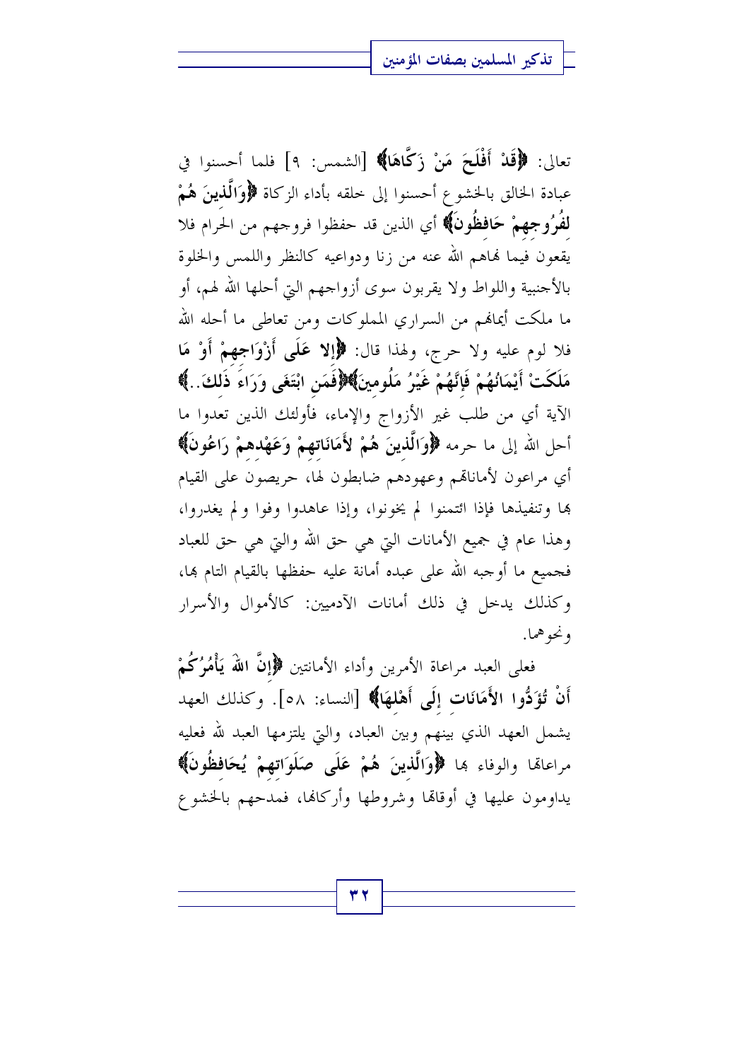تعالى: ﴿قَدْ أَفْلَحَ مَنْ زَكَّاهَا﴾ [الشمس: ٩] فلما أحسنوا في عبادة الخالق بالخشوع أحسنوا إلى خلقه بأداء الزكاة ﴿وَالَّذِينَ هُمْ لِفُرُوجِهِمْ حَافِظُونَ﴾ أي الذين قد حفظوا فروجهم من الحرام فلا يقعون فيما نهاهم الله عنه من زنا ودواعيه كالنظر واللمس والخلوة بالأجنبية واللواط ولا يقربون سوى أزواجهم التي أحلها الله لهم، أو ما ملكت أيمانهم من السراري المملوكات ومن تعاطى ما أحله الله فلا لوم عليه ولا حرج، ولهذا قال: ﴿إِلا عَلَى أَزْوَاجِهِمْ أَوْ مَا مَلَكَتْ أَيْمَانُهُمْ فَإِنَّهُمْ غَيْرُ مَلُومِينَ﴾﴿فَمَنِ ابْتَغَى وَرَاءَ ذَلِكَ..﴾ الآية أي من طلب غير الأزواج والإماء، فأولئك الذين تعدوا ما أحل الله إلى ما حرمه ﴿وَالَّذِينَ هُمْ لأَمَانَاتِهِمْ وَعَهْدِهِمْ رَاعُونَ﴾ أي مراعون لأماناتهم وعهودهم ضابطون لها، حريصون على القيام بها وتنفيذها فإذا ائتمنوا لم يخونوا، وإذا عاهدوا وفوا ولم يغدروا، وهذا عام في جميع الأمانات التي هي حق الله والتي هي حق للعباد فجميع ما أوجبه الله على عبده أمانة عليه حفظها بالقيام التام بها، وكذلك يدخل في ذلك أمانات الآدميين: كالأموال والأسرار ونحوهما.

فعلى العبد مراعاة الأمرين وأداء الأمانتين ﴿إِنَّ اللهَ يَأْمُرُكُمْ أَنْ تُؤَدُّوا الأَمَانَاتِ إِلَى أَهْلِهَا﴾ [النساء: ٥٨]. وكذلك العهد يشمل العهد الذي بينهم وبين العباد، والتي يلتزمها العبد لله فعليه مراعاتها والوفاء بها ﴿وَالَّذِينَ هُمْ عَلَى صَلَوَاتِهِمْ يُحَافِظُونَ﴾ يداومون عليها في أوقاتها وشروطها وأركانها، فمدحهم بالخشوع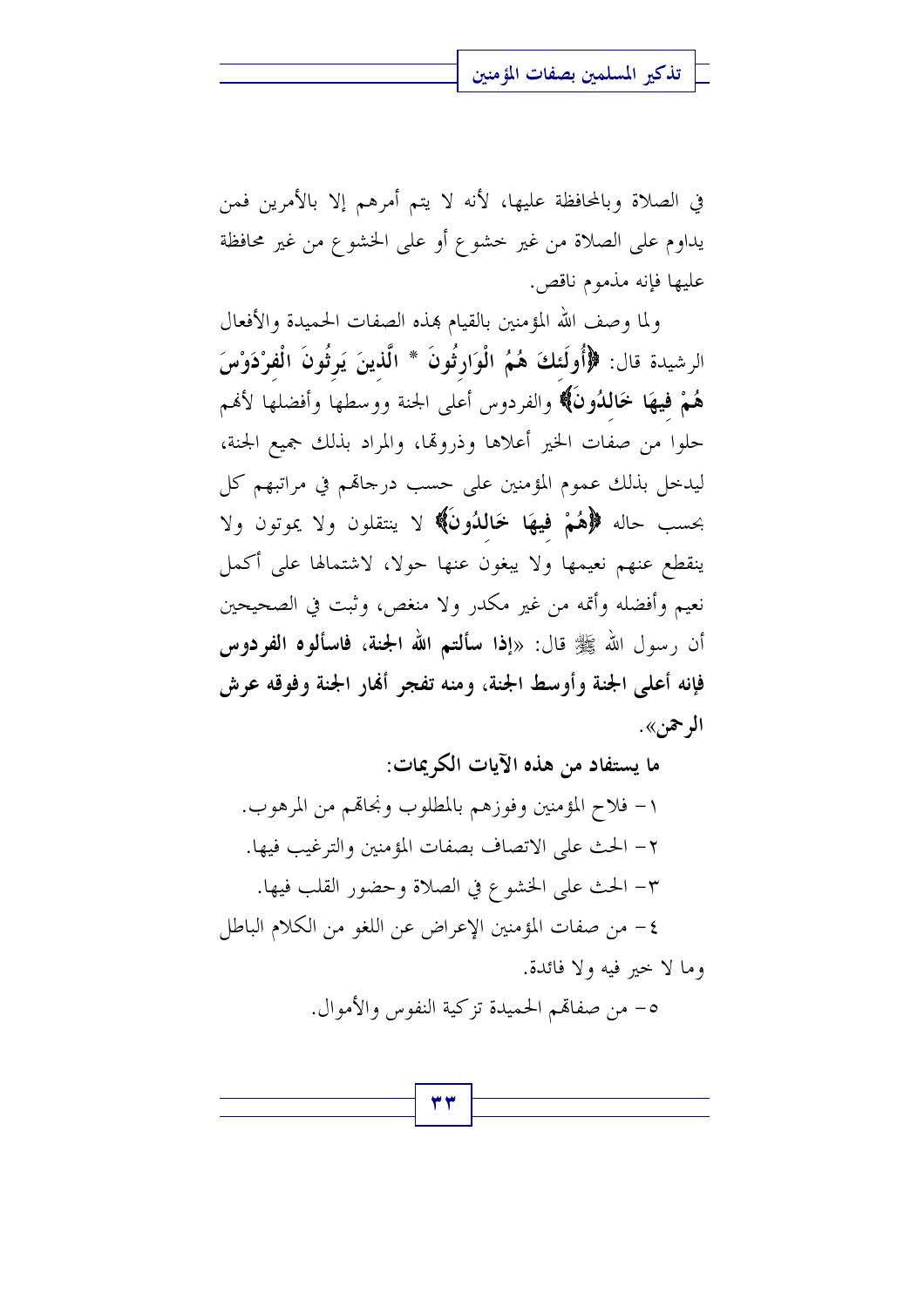في الصلاة وبالمحافظة عليها، لأنه لا يتم أمرهم إلا بالأمرين فمن يداوم على الصلاة من غير خشوع أو على الخشوع من غير محافظة عليها فإنه مذموم ناقص.

ولما وصف الله المؤمنين بالقيام بهذه الصفات الحميدة والأفعال الرشيدة قال: **﴿أُولَئِكَ هُمُ الْوَارِثُونَ * الَّذِينَ يَرِثُونَ الْفِرْدَوْسَ هُمْ فِيهَا خَالِدُونَ﴾** والفردوس أعلى الجنة ووسطها وأفضلها لأنهم حلوا من صفات الخير أعلاها وذروتها، والمراد بذلك جميع الجنة، ليدخل بذلك عموم المؤمنين على حسب درجاتهم في مراتبهم كل بحسب حاله **﴿هُمْ فِيهَا خَالِدُونَ﴾** لا ينتقلون ولا يموتون ولا ينقطع عنهم نعيمها ولا يبغون عنها حولا، لاشتمالها على أكمل نعيم وأفضله وأتمه من غير مكدر ولا منغص، وثبت في الصحيحين أن رسول الله ﷺ قال: «**إذا سألتم الله الجنة، فاسألوه الفردوس فإنه أعلى الجنة وأوسط الجنة، ومنه تفجر أنهار الجنة وفوقه عرش الرحمن**».

**ما يستفاد من هذه الآيات الكريمات:**

١- فلاح المؤمنين وفوزهم بالمطلوب ونجاتهم من المرهوب.

٢- الحث على الاتصاف بصفات المؤمنين والترغيب فيها.

٣- الحث على الخشوع في الصلاة وحضور القلب فيها.

٤- من صفات المؤمنين الإعراض عن اللغو من الكلام الباطل وما لا خير فيه ولا فائدة.

٥- من صفاتهم الحميدة تزكية النفوس والأموال.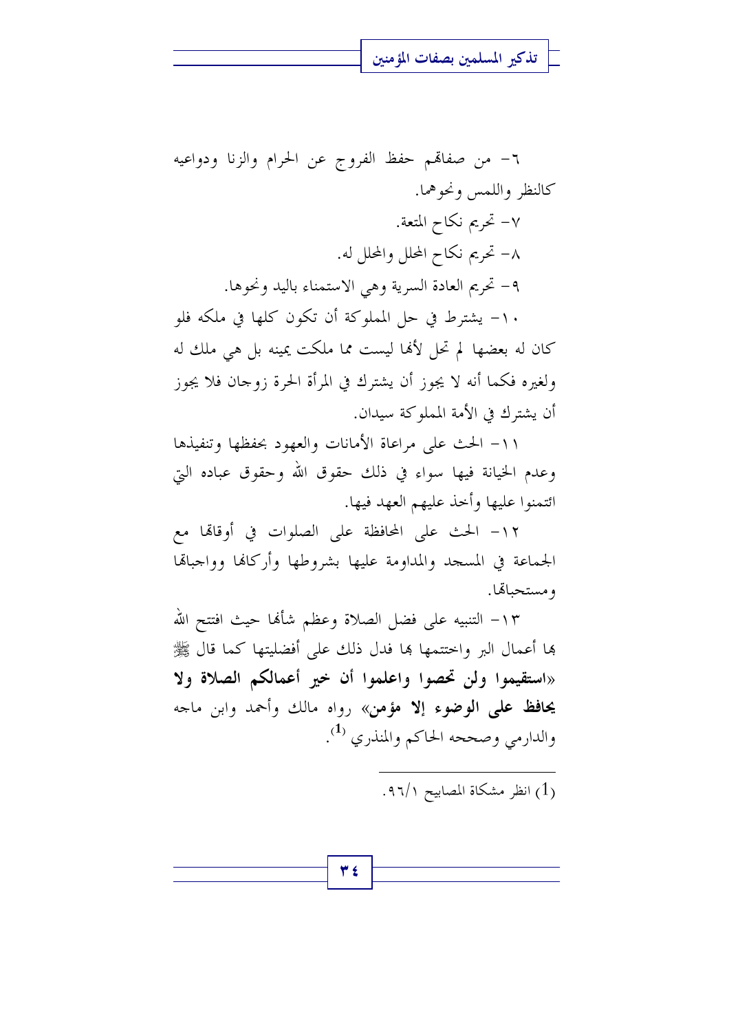٦- من صفاتهم حفظ الفروج عن الحرام والزنا ودواعيه كالنظر واللمس ونحوهما.

٧- تحريم نكاح المتعة.

٨- تحريم نكاح المحلل والمحلل له.

٩- تحريم العادة السرية وهي الاستمناء باليد ونحوها.

١٠- يشترط في حل المملوكة أن تكون كلها في ملكه فلو كان له بعضها لم تحل لأنها ليست مما ملكت يمينه بل هي ملك له ولغيره فكما أنه لا يجوز أن يشترك في المرأة الحرة زوجان فلا يجوز أن يشترك في الأمة المملوكة سيدان.

١١- الحث على مراعاة الأمانات والعهود بحفظها وتنفيذها وعدم الخيانة فيها سواء في ذلك حقوق الله وحقوق عباده التي ائتمنوا عليها وأخذ عليهم العهد فيها.

١٢- الحث على المحافظة على الصلوات في أوقاتها مع الجماعة في المسجد والمداومة عليها بشروطها وأركانها وواجباتها ومستحباتها.

١٣- التنبيه على فضل الصلاة وعظم شأنها حيث افتتح الله بها أعمال البر واختتمها بها فدل ذلك على أفضليتها كما قال ﷺ «**استقيموا ولن تحصوا واعلموا أن خير أعمالكم الصلاة ولا يحافظ على الوضوء إلا مؤمن**» رواه مالك وأحمد وابن ماجه والدارمي وصححه الحاكم والمنذري [1].

---

(1) انظر مشكاة المصابيح ١/٩٦.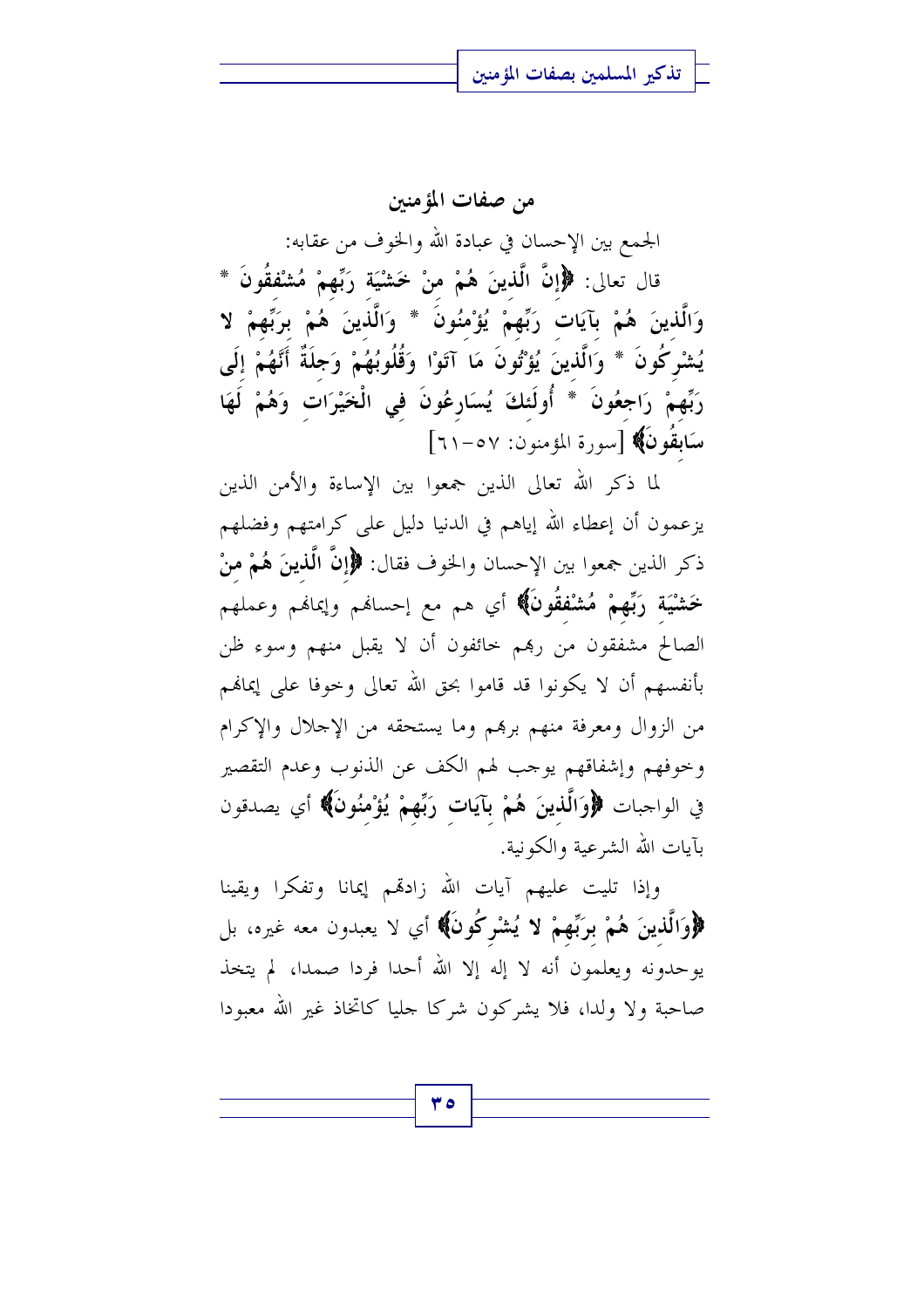## من صفات المؤمنين

الجمع بين الإحسان في عبادة الله والخوف من عقابه:

قال تعالى: **﴿إِنَّ الَّذِينَ هُمْ مِنْ خَشْيَةِ رَبِّهِمْ مُشْفِقُونَ * وَالَّذِينَ هُمْ بِآيَاتِ رَبِّهِمْ يُؤْمِنُونَ * وَالَّذِينَ هُمْ بِرَبِّهِمْ لا يُشْرِكُونَ * وَالَّذِينَ يُؤْتُونَ مَا آتَوْا وَقُلُوبُهُمْ وَجِلَةٌ أَنَّهُمْ إِلَى رَبِّهِمْ رَاجِعُونَ * أُولَئِكَ يُسَارِعُونَ فِي الْخَيْرَاتِ وَهُمْ لَهَا سَابِقُونَ﴾** [سورة المؤمنون: ٥٧-٦١]

لما ذكر الله تعالى الذين جمعوا بين الإساءة والأمن الذين يزعمون أن إعطاء الله إياهم في الدنيا دليل على كرامتهم وفضلهم ذكر الذين جمعوا بين الإحسان والخوف فقال: **﴿إِنَّ الَّذِينَ هُمْ مِنْ خَشْيَةِ رَبِّهِمْ مُشْفِقُونَ﴾** أي هم مع إحسانهم وإيمانهم وعملهم الصالح مشفقون من ربهم خائفون أن لا يقبل منهم وسوء ظن بأنفسهم أن لا يكونوا قد قاموا بحق الله تعالى وخوفا على إيمانهم من الزوال ومعرفة منهم بربهم وما يستحقه من الإجلال والإكرام وخوفهم وإشفاقهم يوجب لهم الكف عن الذنوب وعدم التقصير في الواجبات **﴿وَالَّذِينَ هُمْ بِآيَاتِ رَبِّهِمْ يُؤْمِنُونَ﴾** أي يصدقون بآيات الله الشرعية والكونية.

وإذا تليت عليهم آيات الله زادتهم إيمانا وتفكرا ويقينا **﴿وَالَّذِينَ هُمْ بِرَبِّهِمْ لا يُشْرِكُونَ﴾** أي لا يعبدون معه غيره، بل يوحدونه ويعلمون أنه لا إله إلا الله أحدا فردا صمدا، لم يتخذ صاحبة ولا ولدا، فلا يشركون شركا جليا كاتخاذ غير الله معبودا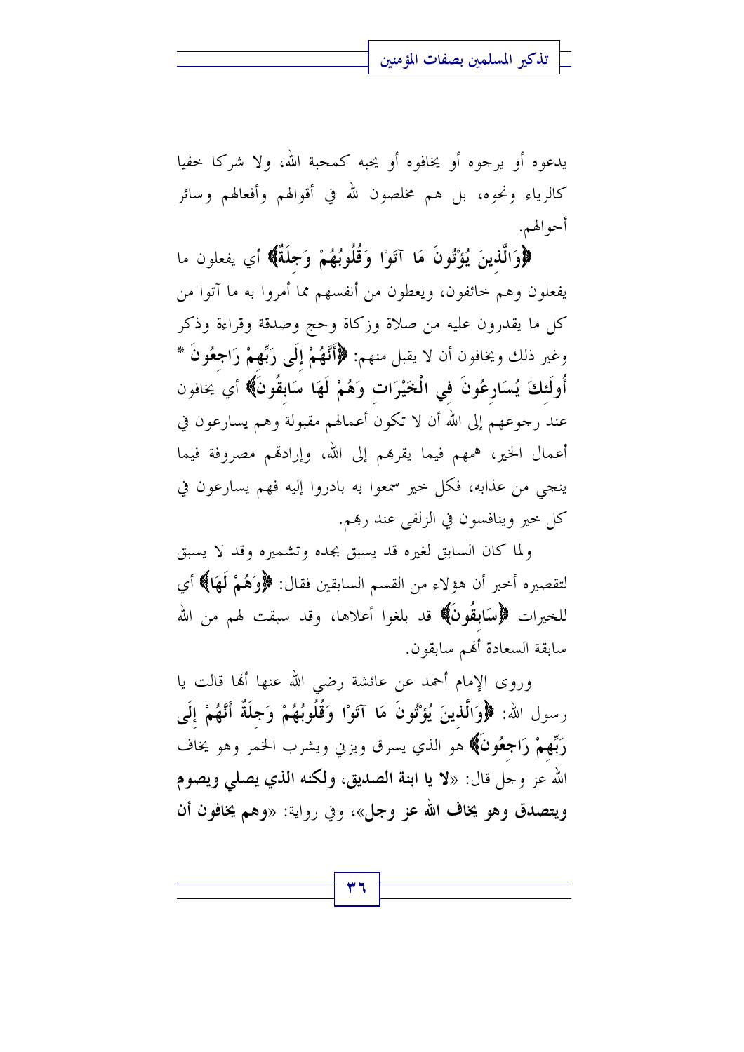يدعوه أو يرجوه أو يخافوه أو يحبه كمحبة الله، ولا شركا خفيا كالرياء ونحوه، بل هم مخلصون لله في أقوالهم وأفعالهم وسائر أحوالهم.

**﴿وَالَّذِينَ يُؤْتُونَ مَا آتَوْا وَقُلُوبُهُمْ وَجِلَةٌ﴾** أي يفعلون ما يفعلون وهم خائفون، ويعطون من أنفسهم مما أمروا به ما آتوا من كل ما يقدرون عليه من صلاة وزكاة وحج وصدقة وقراءة وذكر وغير ذلك ويخافون أن لا يقبل منهم: **﴿أَنَّهُمْ إِلَى رَبِّهِمْ رَاجِعُونَ * أُولَئِكَ يُسَارِعُونَ فِي الْخَيْرَاتِ وَهُمْ لَهَا سَابِقُونَ﴾** أي يخافون عند رجوعهم إلى الله أن لا تكون أعمالهم مقبولة وهم يسارعون في أعمال الخير، همهم فيما يقربهم إلى الله، وإرادتهم مصروفة فيما ينجي من عذابه، فكل خير سمعوا به بادروا إليه فهم يسارعون في كل خير وينافسون في الزلفى عند ربهم.

ولما كان السابق لغيره قد يسبق بجده وتشميره وقد لا يسبق لتقصيره أخبر أن هؤلاء من القسم السابقين فقال: **﴿وَهُمْ لَهَا﴾** أي للخيرات **﴿سَابِقُونَ﴾** قد بلغوا أعلاها، وقد سبقت لهم من الله سابقة السعادة أنهم سابقون.

وروى الإمام أحمد عن عائشة رضي الله عنها أنها قالت يا رسول الله: **﴿وَالَّذِينَ يُؤْتُونَ مَا آتَوْا وَقُلُوبُهُمْ وَجِلَةٌ أَنَّهُمْ إِلَى رَبِّهِمْ رَاجِعُونَ﴾** هو الذي يسرق ويزني ويشرب الخمر وهو يخاف الله عز وجل قال: «**لا يا ابنة الصديق، ولكنه الذي يصلي ويصوم ويتصدق وهو يخاف الله عز وجل**»، وفي رواية: «**وهم يخافون أن**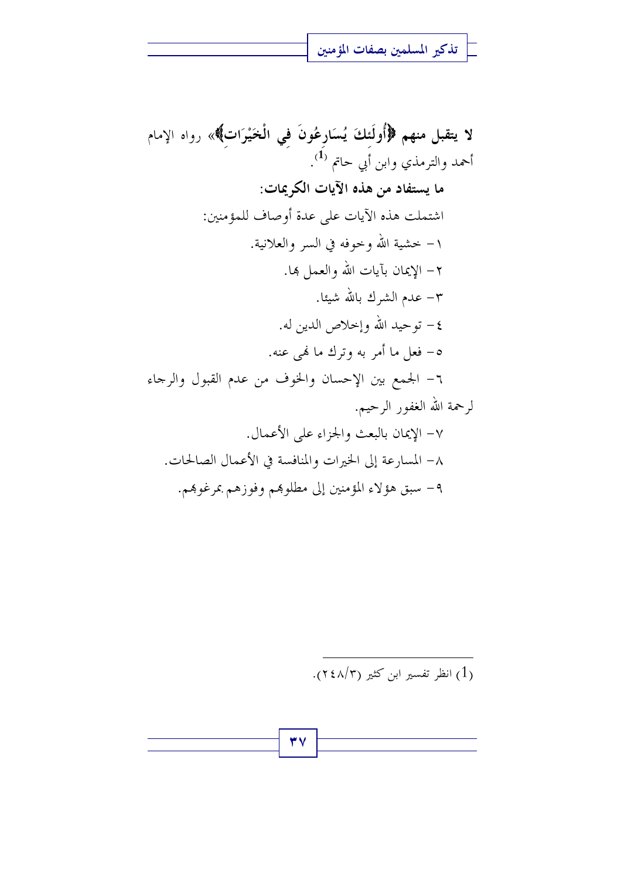**لا يتقبل منهم ﴿أُولَئِكَ يُسَارِعُونَ فِي الْخَيْرَاتِ﴾**» رواه الإمام أحمد والترمذي وابن أبي حاتم [1].

**ما يستفاد من هذه الآيات الكريمات:**

اشتملت هذه الآيات على عدة أوصاف للمؤمنين:

١- خشية الله وخوفه في السر والعلانية.

٢- الإيمان بآيات الله والعمل بها.

٣- عدم الشرك بالله شيئا.

٤- توحيد الله وإخلاص الدين له.

٥- فعل ما أمر به وترك ما نهى عنه.

٦- الجمع بين الإحسان والخوف من عدم القبول والرجاء لرحمة الله الغفور الرحيم.

٧- الإيمان بالبعث والجزاء على الأعمال.

٨- المسارعة إلى الخيرات والمنافسة في الأعمال الصالحات.

٩- سبق هؤلاء المؤمنين إلى مطلوبهم وفوزهم بمرغوبهم.

---

(1) انظر تفسير ابن كثير (٢٤٨/٣).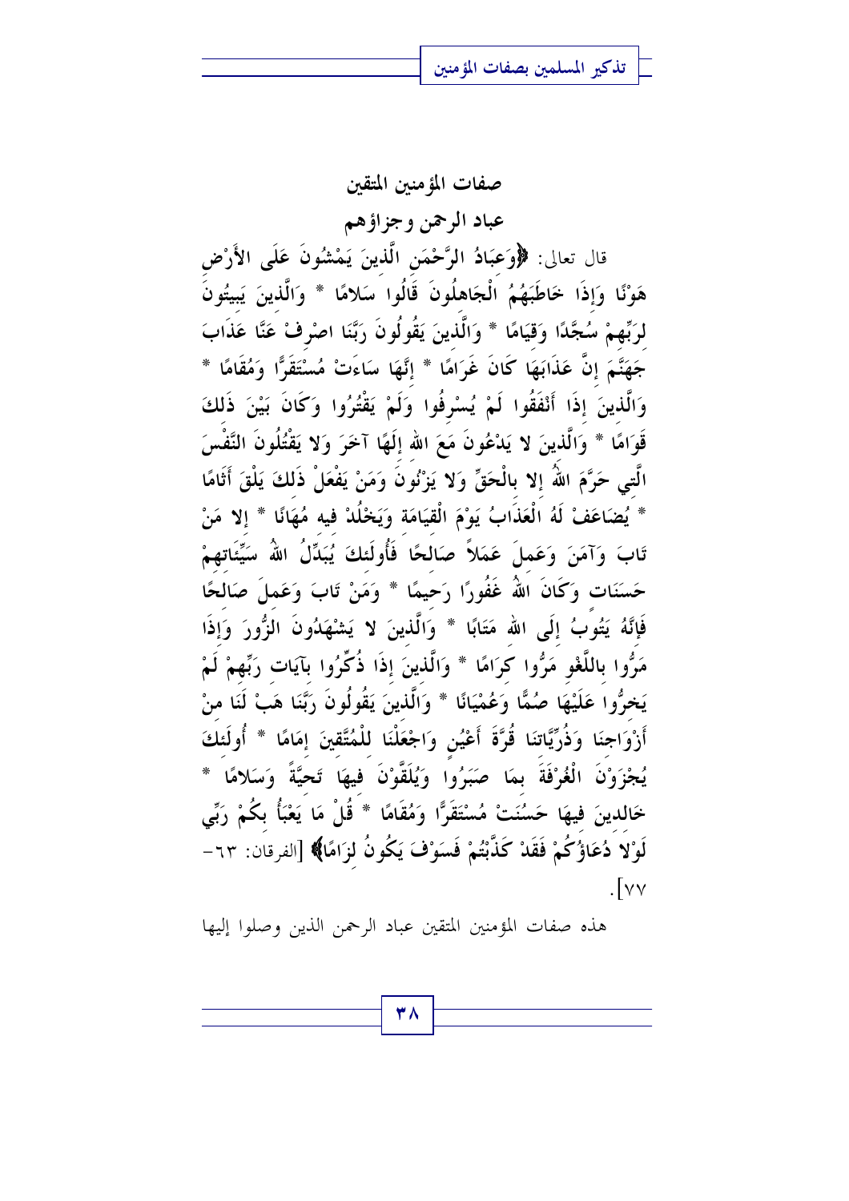## صفات المؤمنين المتقين

### عباد الرحمن وجزاؤهم

قال تعالى: ﴿وَعِبَادُ الرَّحْمَنِ الَّذِينَ يَمْشُونَ عَلَى الأَرْضِ هَوْنًا وَإِذَا خَاطَبَهُمُ الْجَاهِلُونَ قَالُوا سَلامًا * وَالَّذِينَ يَبِيتُونَ لِرَبِّهِمْ سُجَّدًا وَقِيَامًا * وَالَّذِينَ يَقُولُونَ رَبَّنَا اصْرِفْ عَنَّا عَذَابَ جَهَنَّمَ إِنَّ عَذَابَهَا كَانَ غَرَامًا * إِنَّهَا سَاءَتْ مُسْتَقَرًّا وَمُقَامًا * وَالَّذِينَ إِذَا أَنْفَقُوا لَمْ يُسْرِفُوا وَلَمْ يَقْتُرُوا وَكَانَ بَيْنَ ذَلِكَ قَوَامًا * وَالَّذِينَ لا يَدْعُونَ مَعَ اللهِ إِلَهًا آخَرَ وَلا يَقْتُلُونَ النَّفْسَ الَّتِي حَرَّمَ اللهُ إِلا بِالْحَقِّ وَلا يَزْنُونَ وَمَنْ يَفْعَلْ ذَلِكَ يَلْقَ أَثَامًا * يُضَاعَفْ لَهُ الْعَذَابُ يَوْمَ الْقِيَامَةِ وَيَخْلُدْ فِيهِ مُهَانًا * إِلا مَنْ تَابَ وَآمَنَ وَعَمِلَ عَمَلاً صَالِحًا فَأُولَئِكَ يُبَدِّلُ اللهُ سَيِّئَاتِهِمْ حَسَنَاتٍ وَكَانَ اللهُ غَفُورًا رَحِيمًا * وَمَنْ تَابَ وَعَمِلَ صَالِحًا فَإِنَّهُ يَتُوبُ إِلَى اللهِ مَتَابًا * وَالَّذِينَ لا يَشْهَدُونَ الزُّورَ وَإِذَا مَرُّوا بِاللَّغْوِ مَرُّوا كِرَامًا * وَالَّذِينَ إِذَا ذُكِّرُوا بِآيَاتِ رَبِّهِمْ لَمْ يَخِرُّوا عَلَيْهَا صُمًّا وَعُمْيَانًا * وَالَّذِينَ يَقُولُونَ رَبَّنَا هَبْ لَنَا مِنْ أَزْوَاجِنَا وَذُرِّيَّاتِنَا قُرَّةَ أَعْيُنٍ وَاجْعَلْنَا لِلْمُتَّقِينَ إِمَامًا * أُولَئِكَ يُجْزَوْنَ الْغُرْفَةَ بِمَا صَبَرُوا وَيُلَقَّوْنَ فِيهَا تَحِيَّةً وَسَلامًا * خَالِدِينَ فِيهَا حَسُنَتْ مُسْتَقَرًّا وَمُقَامًا * قُلْ مَا يَعْبَأُ بِكُمْ رَبِّي لَوْلا دُعَاؤُكُمْ فَقَدْ كَذَّبْتُمْ فَسَوْفَ يَكُونُ لِزَامًا﴾ [الفرقان: ٦٣-٧٧].

هذه صفات المؤمنين المتقين عباد الرحمن الذين وصلوا إليها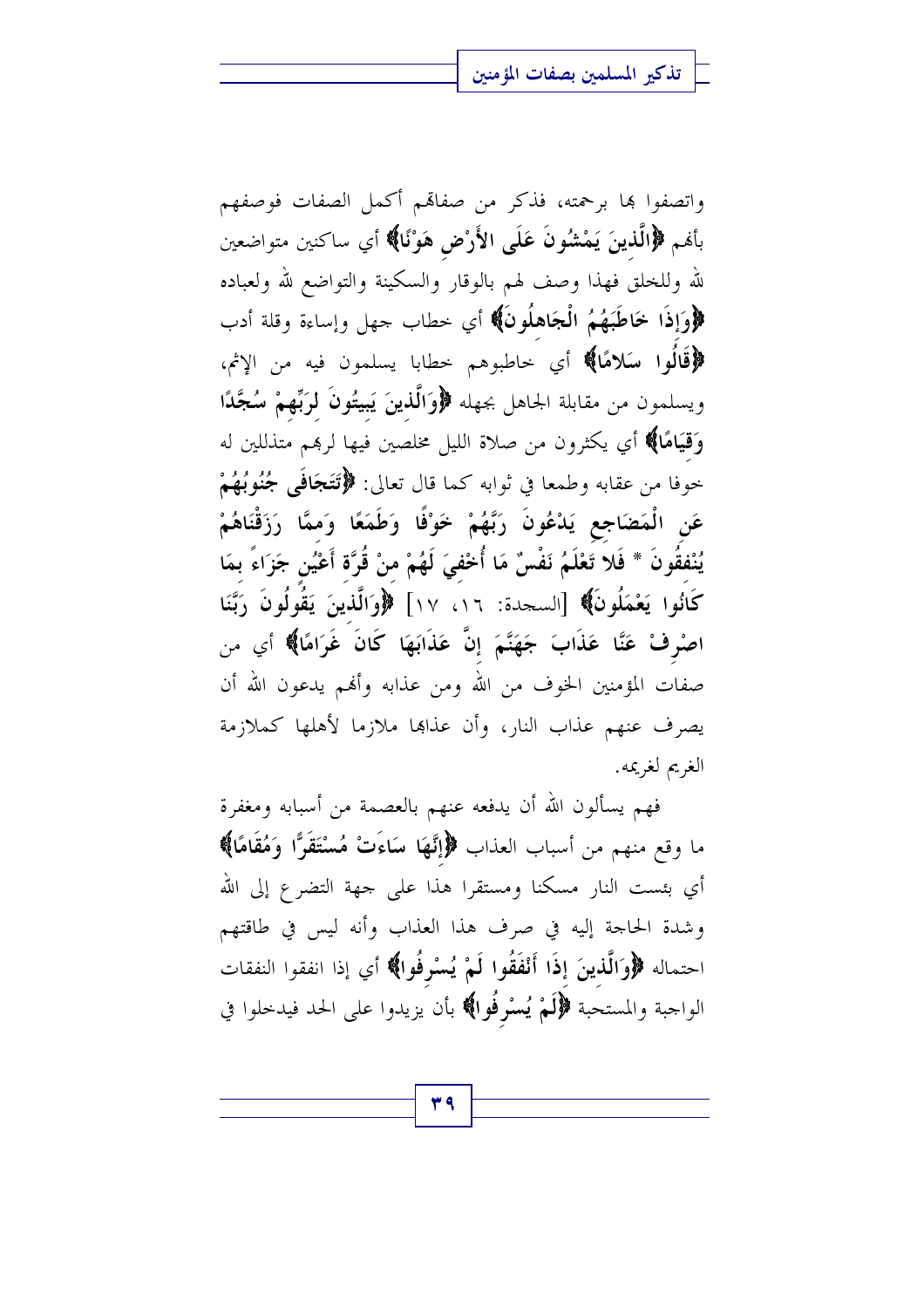واتصفوا بها برحمته، فذكر من صفاتهم أكمل الصفات فوصفهم بأنهم ﴿**الَّذِينَ يَمْشُونَ عَلَى الأَرْضِ هَوْنًا**﴾ أي ساكنين متواضعين لله وللخلق فهذا وصف لهم بالوقار والسكينة والتواضع لله ولعباده ﴿**وَإِذَا خَاطَبَهُمُ الْجَاهِلُونَ**﴾ أي خطاب جهل وإساءة وقلة أدب ﴿**قَالُوا سَلامًا**﴾ أي خاطبوهم خطابا يسلمون فيه من الإثم، ويسلمون من مقابلة الجاهل بجهله ﴿**وَالَّذِينَ يَبِيتُونَ لِرَبِّهِمْ سُجَّدًا وَقِيَامًا**﴾ أي يكثرون من صلاة الليل مخلصين فيها لربهم متذللين له خوفا من عقابه وطمعا في ثوابه كما قال تعالى: ﴿**تَتَجَافَى جُنُوبُهُمْ عَنِ الْمَضَاجِعِ يَدْعُونَ رَبَّهُمْ خَوْفًا وَطَمَعًا وَمِمَّا رَزَقْنَاهُمْ يُنْفِقُونَ * فَلا تَعْلَمُ نَفْسٌ مَا أُخْفِيَ لَهُمْ مِنْ قُرَّةِ أَعْيُنٍ جَزَاءً بِمَا كَانُوا يَعْمَلُونَ**﴾ [السجدة: ١٦، ١٧] ﴿**وَالَّذِينَ يَقُولُونَ رَبَّنَا اصْرِفْ عَنَّا عَذَابَ جَهَنَّمَ إِنَّ عَذَابَهَا كَانَ غَرَامًا**﴾ أي من صفات المؤمنين الخوف من الله ومن عذابه وأنهم يدعون الله أن يصرف عنهم عذاب النار، وأن عذابها ملازما لأهلها كملازمة الغريم لغريمه.

فهم يسألون الله أن يدفعه عنهم بالعصمة من أسبابه ومغفرة ما وقع منهم من أسباب العذاب ﴿**إِنَّهَا سَاءَتْ مُسْتَقَرًّا وَمُقَامًا**﴾ أي بئست النار مسكنا ومستقرا هذا على جهة التضرع إلى الله وشدة الحاجة إليه في صرف هذا العذاب وأنه ليس في طاقتهم احتماله ﴿**وَالَّذِينَ إِذَا أَنْفَقُوا لَمْ يُسْرِفُوا**﴾ أي إذا انفقوا النفقات الواجبة والمستحبة ﴿**لَمْ يُسْرِفُوا**﴾ بأن يزيدوا على الحد فيدخلوا في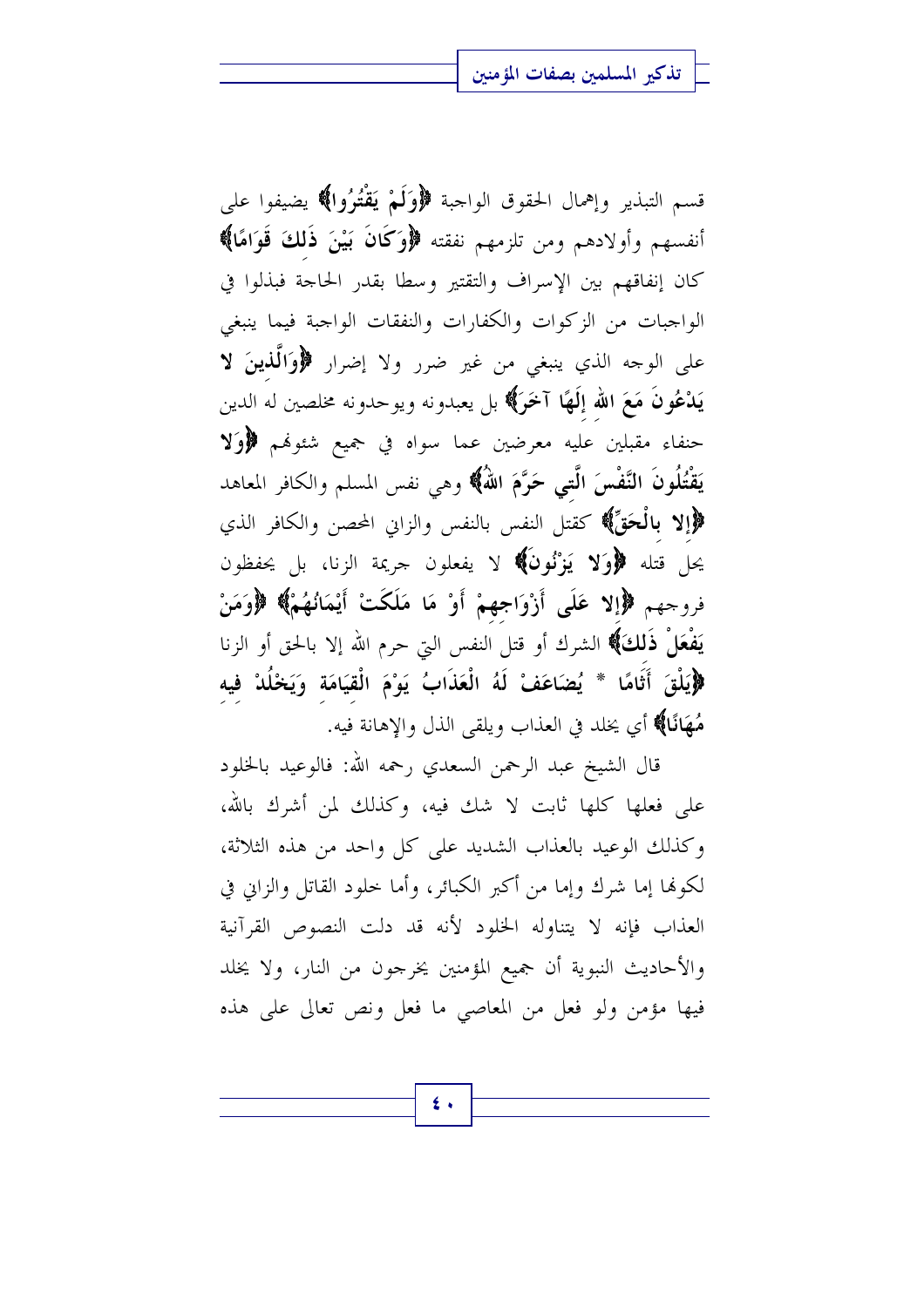قسم التبذير وإهمال الحقوق الواجبة **﴿وَلَمْ يَقْتُرُوا﴾** يضيفوا على أنفسهم وأولادهم ومن تلزمهم نفقته **﴿وَكَانَ بَيْنَ ذَلِكَ قَوَامًا﴾** كان إنفاقهم بين الإسراف والتقتير وسطا بقدر الحاجة فبذلوا في الواجبات من الزكوات والكفارات والنفقات الواجبة فيما ينبغي على الوجه الذي ينبغي من غير ضرر ولا إضرار **﴿وَالَّذِينَ لا يَدْعُونَ مَعَ اللهِ إِلَهًا آخَرَ﴾** بل يعبدونه ويوحدونه مخلصين له الدين حنفاء مقبلين عليه معرضين عما سواه في جميع شئونهم **﴿وَلا يَقْتُلُونَ النَّفْسَ الَّتِي حَرَّمَ اللهُ﴾** وهي نفس المسلم والكافر المعاهد **﴿إِلا بِالْحَقِّ﴾** كقتل النفس بالنفس والزاني المحصن والكافر الذي يحل قتله **﴿وَلا يَزْنُونَ﴾** لا يفعلون جريمة الزنا، بل يحفظون فروجهم **﴿إِلا عَلَى أَزْوَاجِهِمْ أَوْ مَا مَلَكَتْ أَيْمَانُهُمْ﴾** **﴿وَمَنْ يَفْعَلْ ذَلِكَ﴾** الشرك أو قتل النفس التي حرم الله إلا بالحق أو الزنا **﴿يَلْقَ أَثَامًا * يُضَاعَفْ لَهُ الْعَذَابُ يَوْمَ الْقِيَامَةِ وَيَخْلُدْ فِيهِ مُهَانًا﴾** أي يخلد في العذاب ويلقى الذل والإهانة فيه.

قال الشيخ عبد الرحمن السعدي رحمه الله: فالوعيد بالخلود على فعلها كلها ثابت لا شك فيه، وكذلك لمن أشرك بالله، وكذلك الوعيد بالعذاب الشديد على كل واحد من هذه الثلاثة، لكونها إما شرك وإما من أكبر الكبائر، وأما خلود القاتل والزاني في العذاب فإنه لا يتناوله الخلود لأنه قد دلت النصوص القرآنية والأحاديث النبوية أن جميع المؤمنين يخرجون من النار، ولا يخلد فيها مؤمن ولو فعل من المعاصي ما فعل ونص تعالى على هذه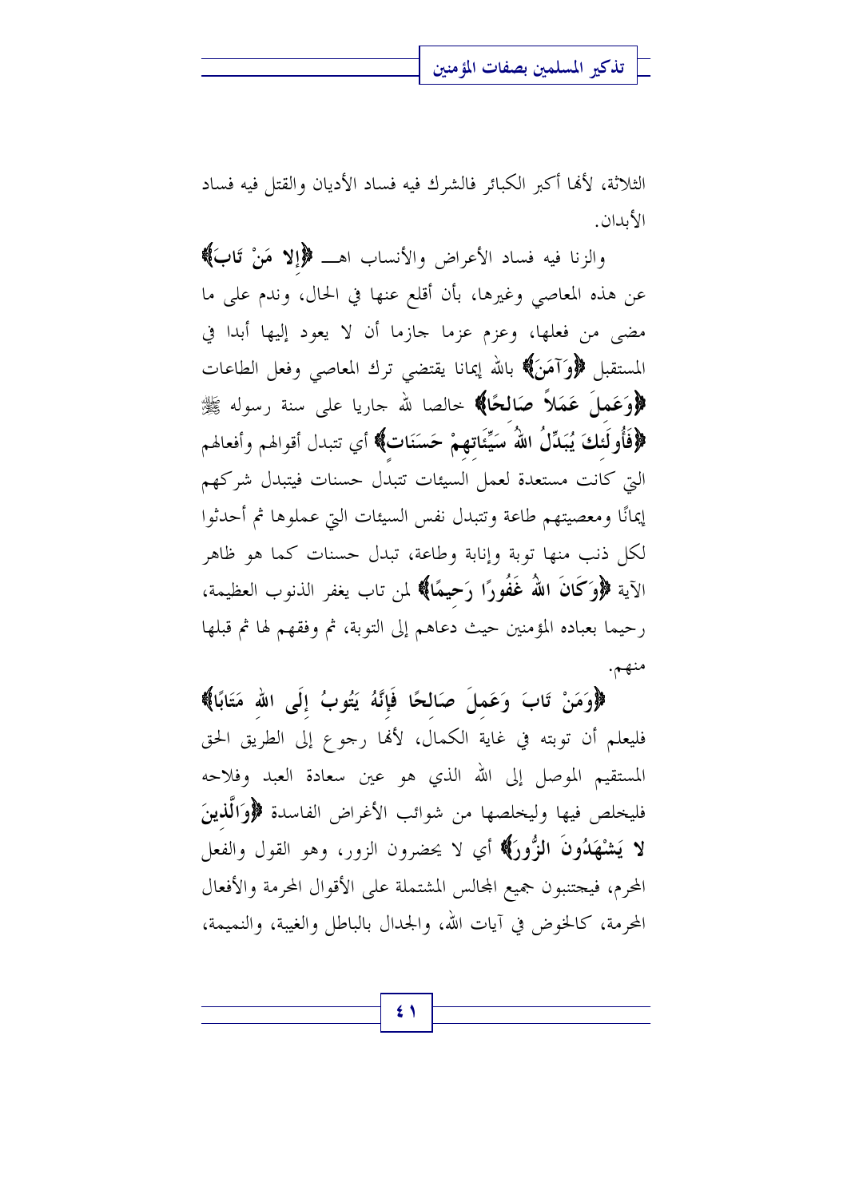الثلاثة، لأنها أكبر الكبائر فالشرك فيه فساد الأديان والقتل فيه فساد الأبدان.

والزنا فيه فساد الأعراض والأنساب اهـ **﴿إلا مَنْ تَابَ﴾** عن هذه المعاصي وغيرها، بأن أقلع عنها في الحال، وندم على ما مضى من فعلها، وعزم عزما جازما أن لا يعود إليها أبدا في المستقبل **﴿وَآمَنَ﴾** بالله إيمانا يقتضي ترك المعاصي وفعل الطاعات **﴿وَعَمِلَ عَمَلاً صَالِحًا﴾** خالصا لله جاريا على سنة رسوله ﷺ **﴿فَأُولَئِكَ يُبَدِّلُ اللهُ سَيِّئَاتِهِمْ حَسَنَاتٍ﴾** أي تتبدل أقوالهم وأفعالهم التي كانت مستعدة لعمل السيئات تتبدل حسنات فيتبدل شركهم إيمانًا ومعصيتهم طاعة وتتبدل نفس السيئات التي عملوها ثم أحدثوا لكل ذنب منها توبة وإنابة وطاعة، تبدل حسنات كما هو ظاهر الآية **﴿وَكَانَ اللهُ غَفُورًا رَحِيمًا﴾** لمن تاب يغفر الذنوب العظيمة، رحيما بعباده المؤمنين حيث دعاهم إلى التوبة، ثم وفقهم لها ثم قبلها منهم.

**﴿وَمَنْ تَابَ وَعَمِلَ صَالِحًا فَإِنَّهُ يَتُوبُ إِلَى اللهِ مَتَابًا﴾** فليعلم أن توبته في غاية الكمال، لأنها رجوع إلى الطريق الحق المستقيم الموصل إلى الله الذي هو عين سعادة العبد وفلاحه فليخلص فيها وليخلصها من شوائب الأغراض الفاسدة **﴿وَالَّذِينَ لا يَشْهَدُونَ الزُّورَ﴾** أي لا يحضرون الزور، وهو القول والفعل المحرم، فيجتنبون جميع المجالس المشتملة على الأقوال المحرمة والأفعال المحرمة، كالخوض في آيات الله، والجدال بالباطل والغيبة، والنميمة،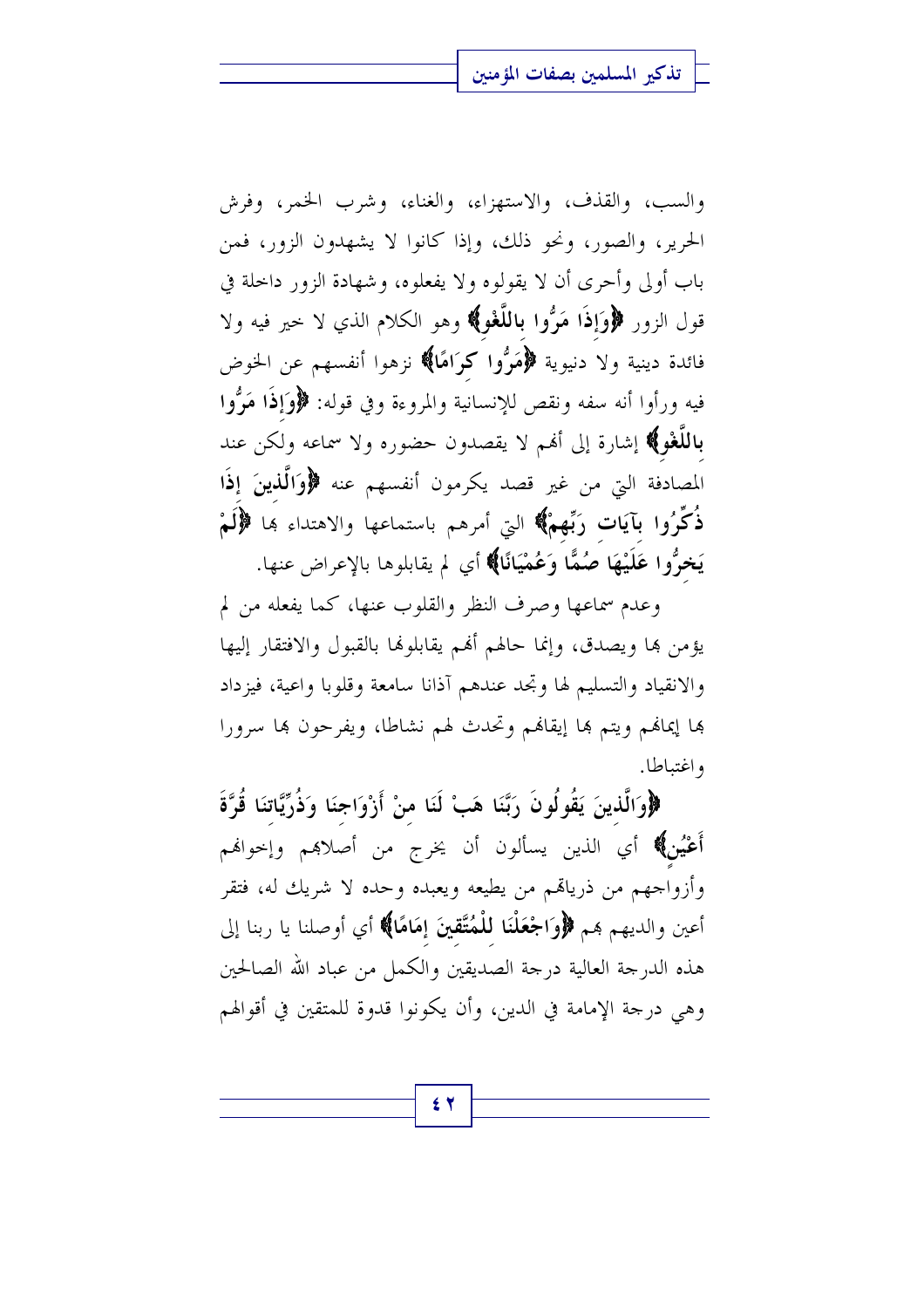والسب، والقذف، والاستهزاء، والغناء، وشرب الخمر، وفرش الحرير، والصور، ونحو ذلك، وإذا كانوا لا يشهدون الزور، فمن باب أولى وأحرى أن لا يقولوه ولا يفعلوه، وشهادة الزور داخلة في قول الزور **﴿وَإِذَا مَرُّوا بِاللَّغْوِ﴾** وهو الكلام الذي لا خير فيه ولا فائدة دينية ولا دنيوية **﴿مَرُّوا كِرَامًا﴾** نزهوا أنفسهم عن الخوض فيه ورأوا أنه سفه ونقص للإنسانية والمروءة وفي قوله: **﴿وَإِذَا مَرُّوا بِاللَّغْوِ﴾** إشارة إلى أنهم لا يقصدون حضوره ولا سماعه ولكن عند المصادفة التي من غير قصد يكرمون أنفسهم عنه **﴿وَالَّذِينَ إِذَا ذُكِّرُوا بِآيَاتِ رَبِّهِمْ﴾** التي أمرهم باستماعها والاهتداء بها **﴿لَمْ يَخِرُّوا عَلَيْهَا صُمًّا وَعُمْيَانًا﴾** أي لم يقابلوها بالإعراض عنها.

وعدم سماعها وصرف النظر والقلوب عنها، كما يفعله من لم يؤمن بها ويصدق، وإنما حالهم أنهم يقابلونها بالقبول والافتقار إليها والانقياد والتسليم لها وتجد عندهم آذانا سامعة وقلوبا واعية، فيزداد بها إيمانهم ويتم بها إيقانهم وتحدث لهم نشاطا، ويفرحون بها سرورا واغتباطا.

**﴿وَالَّذِينَ يَقُولُونَ رَبَّنَا هَبْ لَنَا مِنْ أَزْوَاجِنَا وَذُرِّيَّاتِنَا قُرَّةَ أَعْيُنٍ﴾** أي الذين يسألون أن يخرج من أصلابهم وإخوانهم وأزواجهم من ذرياتهم من يطيعه ويعبده وحده لا شريك له، فتقر أعين والديهم بهم **﴿وَاجْعَلْنَا لِلْمُتَّقِينَ إِمَامًا﴾** أي أوصلنا يا ربنا إلى هذه الدرجة العالية درجة الصديقين والكمل من عباد الله الصالحين وهي درجة الإمامة في الدين، وأن يكونوا قدوة للمتقين في أقوالهم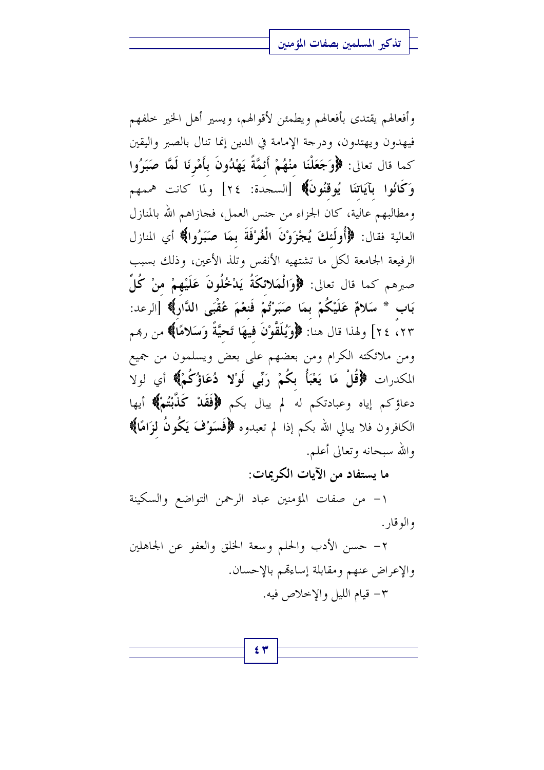وأفعالهم يقتدى بأفعالهم ويطمئن لأقوالهم، ويسير أهل الخير خلفهم فيهدون ويهتدون، ودرجة الإمامة في الدين إنما تنال بالصبر واليقين كما قال تعالى: **﴿وَجَعَلْنَا مِنْهُمْ أَئِمَّةً يَهْدُونَ بِأَمْرِنَا لَمَّا صَبَرُوا وَكَانُوا بِآيَاتِنَا يُوقِنُونَ﴾** [السجدة: ٢٤] ولما كانت هممهم ومطالبهم عالية، كان الجزاء من جنس العمل، فجازاهم الله بالمنازل العالية فقال: **﴿أُولَئِكَ يُجْزَوْنَ الْغُرْفَةَ بِمَا صَبَرُوا﴾** أي المنازل الرفيعة الجامعة لكل ما تشتهيه الأنفس وتلذ الأعين، وذلك بسبب صبرهم كما قال تعالى: **﴿وَالْمَلائِكَةُ يَدْخُلُونَ عَلَيْهِمْ مِنْ كُلِّ بَابٍ \* سَلامٌ عَلَيْكُمْ بِمَا صَبَرْتُمْ فَنِعْمَ عُقْبَى الدَّارِ﴾** [الرعد: ٢٣، ٢٤] ولهذا قال هنا: **﴿وَيُلَقَّوْنَ فِيهَا تَحِيَّةً وَسَلامًا﴾** من ربهم ومن ملائكته الكرام ومن بعضهم على بعض ويسلمون من جميع المكدرات **﴿قُلْ مَا يَعْبَأُ بِكُمْ رَبِّي لَوْلا دُعَاؤُكُمْ﴾** أي لولا دعاؤكم إياه وعبادتكم له لم يبال بكم **﴿فَقَدْ كَذَّبْتُمْ﴾** أيها الكافرون فلا يبالي الله بكم إذا لم تعبدوه **﴿فَسَوْفَ يَكُونُ لِزَامًا﴾** والله سبحانه وتعالى أعلم.

**ما يستفاد من الآيات الكريمات:**

١- من صفات المؤمنين عباد الرحمن التواضع والسكينة والوقار.

٢- حسن الأدب والحلم وسعة الخلق والعفو عن الجاهلين والإعراض عنهم ومقابلة إساءتهم بالإحسان.

٣- قيام الليل والإخلاص فيه.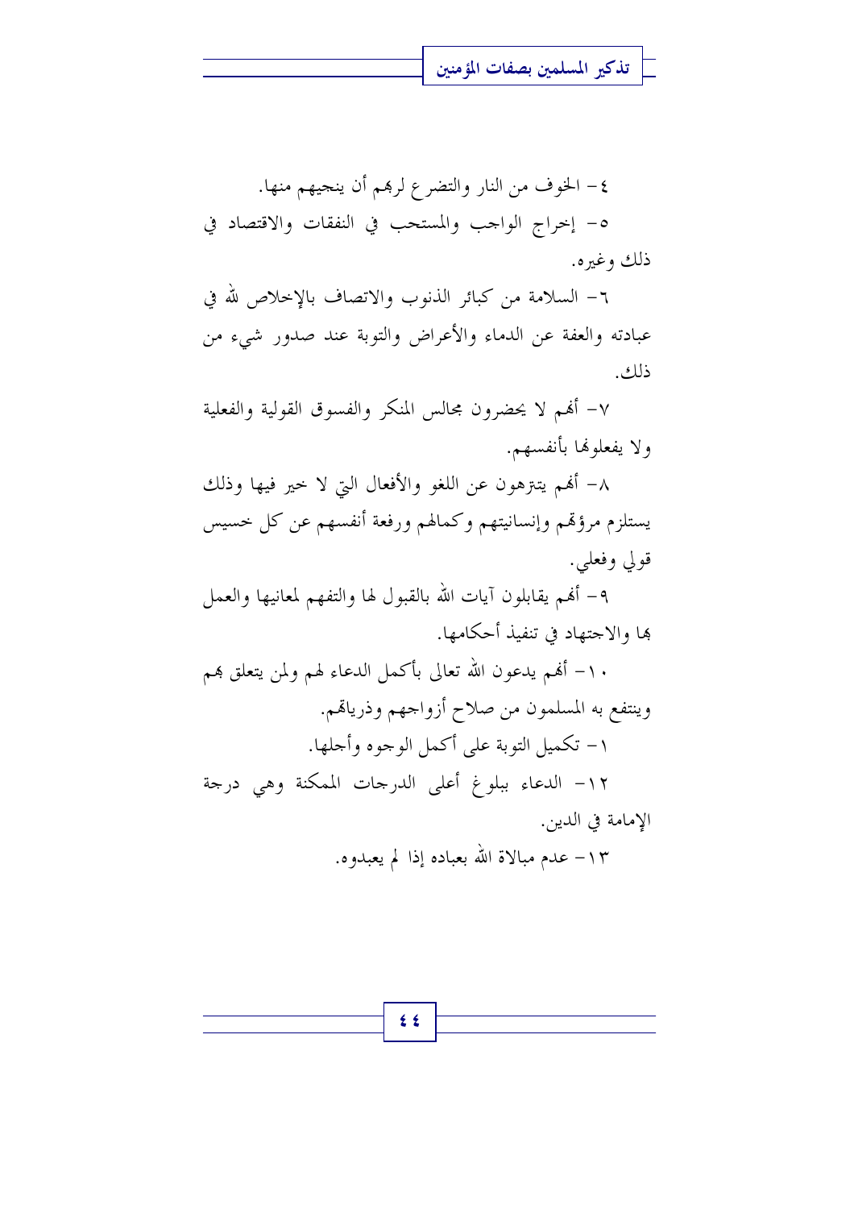٤- الخوف من النار والتضرع لربهم أن ينجيهم منها.

٥- إخراج الواجب والمستحب في النفقات والاقتصاد في ذلك وغيره.

٦- السلامة من كبائر الذنوب والاتصاف بالإخلاص لله في عبادته والعفة عن الدماء والأعراض والتوبة عند صدور شيء من ذلك.

٧- أنهم لا يحضرون مجالس المنكر والفسوق القولية والفعلية ولا يفعلونها بأنفسهم.

٨- أنهم يتنزهون عن اللغو والأفعال التي لا خير فيها وذلك يستلزم مرؤتهم وإنسانيتهم وكمالهم ورفعة أنفسهم عن كل خسيس قولي وفعلي.

٩- أنهم يقابلون آيات الله بالقبول لها والتفهم لمعانيها والعمل بها والاجتهاد في تنفيذ أحكامها.

١٠- أنهم يدعون الله تعالى بأكمل الدعاء لهم ولمن يتعلق بهم وينتفع به المسلمون من صلاح أزواجهم وذرياتهم.

١- تكميل التوبة على أكمل الوجوه وأجلها.

١٢- الدعاء ببلوغ أعلى الدرجات الممكنة وهي درجة الإمامة في الدين.

١٣- عدم مبالاة الله بعباده إذا لم يعبدوه.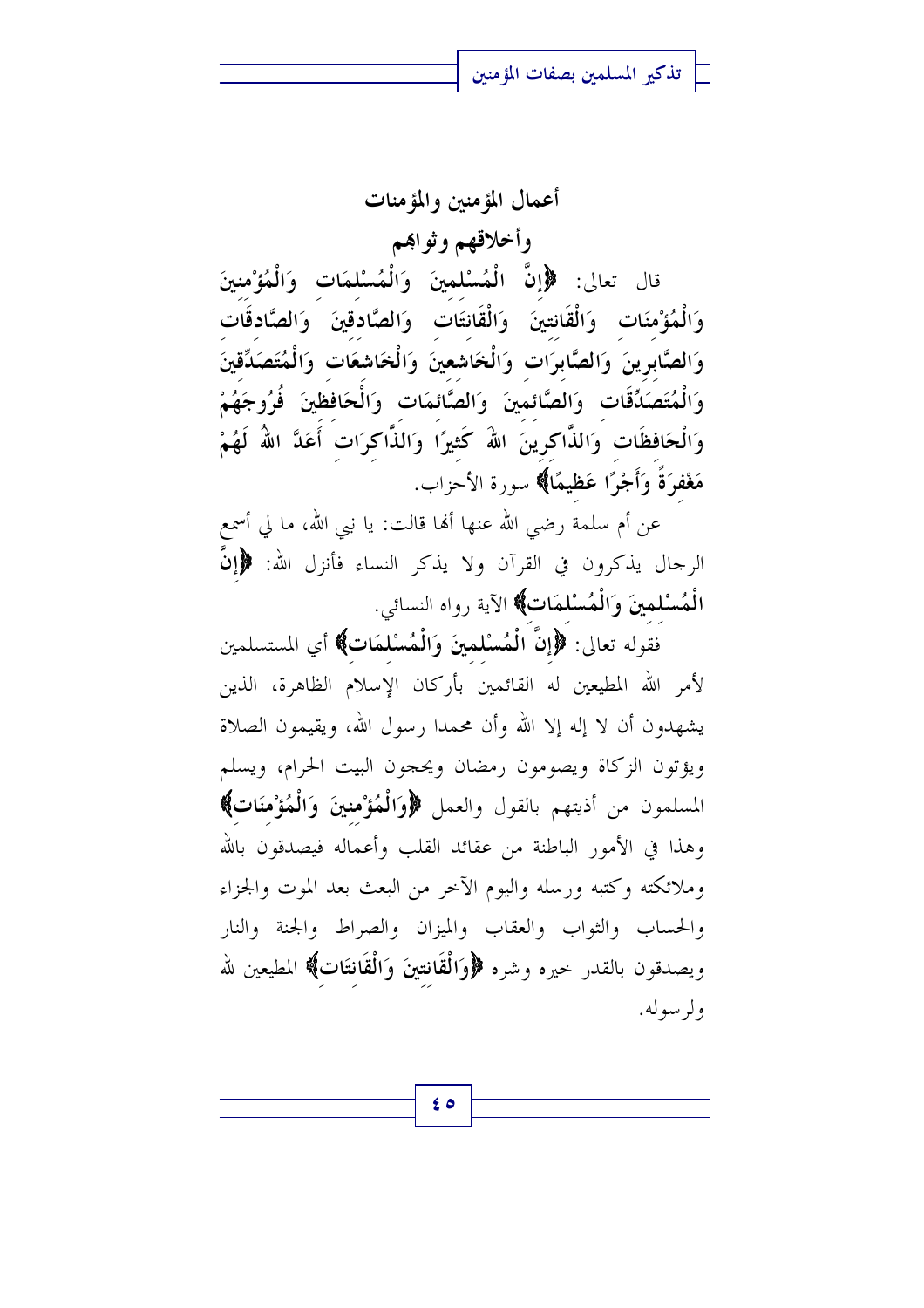## أعمال المؤمنين والمؤمنات وأخلاقهم وثوابهم

قال تعالى: ﴿**إِنَّ الْمُسْلِمِينَ وَالْمُسْلِمَات وَالْمُؤْمِنِينَ وَالْمُؤْمِنَات وَالْقَانِتِينَ وَالْقَانِتَات وَالصَّادِقِينَ وَالصَّادِقَات وَالصَّابِرِينَ وَالصَّابِرَات وَالْخَاشِعِينَ وَالْخَاشِعَات وَالْمُتَصَدِّقِينَ وَالْمُتَصَدِّقَات وَالصَّائِمِينَ وَالصَّائِمَات وَالْحَافِظِينَ فُرُوجَهُمْ وَالْحَافِظَات وَالذَّاكِرِينَ اللهَ كَثِيرًا وَالذَّاكِرَات أَعَدَّ اللهُ لَهُمْ مَغْفِرَةً وَأَجْرًا عَظِيمًا**﴾ سورة الأحزاب.

عن أم سلمة رضي الله عنها أنها قالت: يا نبي الله، ما لي أسمع الرجال يذكرون في القرآن ولا يذكر النساء فأنزل الله: ﴿**إِنَّ الْمُسْلِمِينَ وَالْمُسْلِمَات**﴾ الآية رواه النسائي.

فقوله تعالى: ﴿**إِنَّ الْمُسْلِمِينَ وَالْمُسْلِمَات**﴾ أي المستسلمين لأمر الله المطيعين له القائمين بأركان الإسلام الظاهرة، الذين يشهدون أن لا إله إلا الله وأن محمدا رسول الله، ويقيمون الصلاة ويؤتون الزكاة ويصومون رمضان ويحجون البيت الحرام، ويسلم المسلمون من أذيتهم بالقول والعمل ﴿**وَالْمُؤْمِنِينَ وَالْمُؤْمِنَات**﴾ وهذا في الأمور الباطنة من عقائد القلب وأعماله فيصدقون بالله وملائكته وكتبه ورسله واليوم الآخر من البعث بعد الموت والجزاء والحساب والثواب والعقاب والميزان والصراط والجنة والنار ويصدقون بالقدر خيره وشره ﴿**وَالْقَانِتِينَ وَالْقَانِتَات**﴾ المطيعين لله ولرسوله.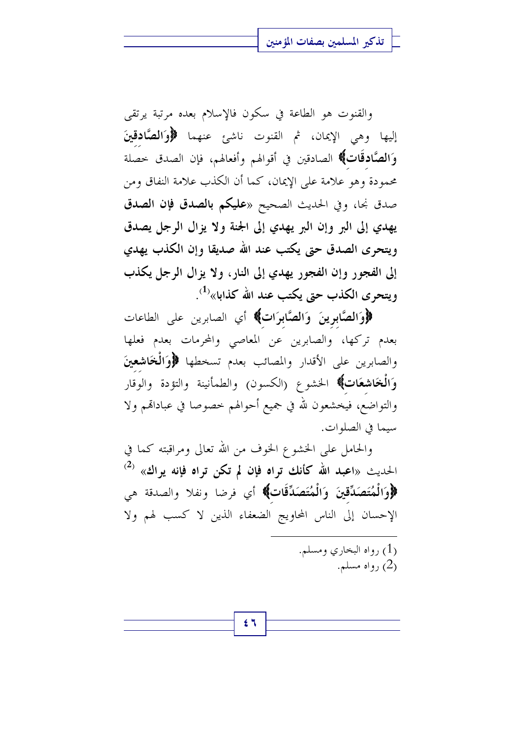والقنوت هو الطاعة في سكون فالإسلام بعده مرتبة يرتقى إليها وهي الإيمان، ثم القنوت ناشئ عنهما **﴿وَالصَّادِقِينَ وَالصَّادِقَاتِ﴾** الصادقين في أقوالهم وأفعالهم، فإن الصدق خصلة محمودة وهو علامة على الإيمان، كما أن الكذب علامة النفاق ومن صدق نجا، وفي الحديث الصحيح «**عليكم بالصدق فإن الصدق يهدي إلى البر وإن البر يهدي إلى الجنة ولا يزال الرجل يصدق ويتحرى الصدق حتى يكتب عند الله صديقا وإن الكذب يهدي إلى الفجور وإن الفجور يهدي إلى النار، ولا يزال الرجل يكذب ويتحرى الكذب حتى يكتب عند الله كذابا**»[1].

**﴿وَالصَّابِرِينَ وَالصَّابِرَاتِ﴾** أي الصابرين على الطاعات بعدم تركها، والصابرين عن المعاصي والمحرمات بعدم فعلها والصابرين على الأقدار والمصائب بعدم تسخطها **﴿وَالْخَاشِعِينَ وَالْخَاشِعَاتِ﴾** الخشوع (الكسون) والطمأنينة والتؤدة والوقار والتواضع، فيخشعون لله في جميع أحوالهم خصوصا في عباداتهم ولا سيما في الصلوات.

والحامل على الخشوع الخوف من الله تعالى ومراقبته كما في الحديث «**اعبد الله كأنك تراه فإن لم تكن تراه فإنه يراك**»[2] **﴿وَالْمُتَصَدِّقِينَ وَالْمُتَصَدِّقَاتِ﴾** أي فرضا ونفلا والصدقة هي الإحسان إلى الناس المحاويج الضعفاء الذين لا كسب لهم ولا

---

(1) رواه البخاري ومسلم.

(2) رواه مسلم.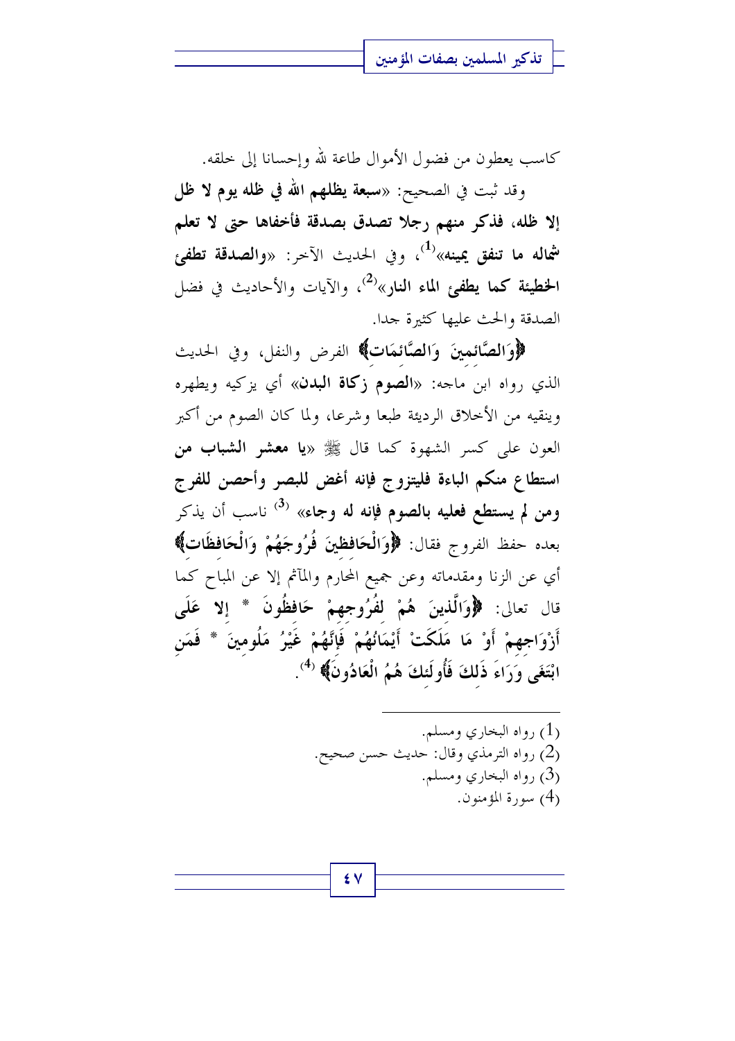كاسب يعطون من فضول الأموال طاعة لله وإحسانا إلى خلقه.

وقد ثبت في الصحيح: «**سبعة يظلهم الله في ظله يوم لا ظل إلا ظله، فذكر منهم رجلا تصدق بصدقة فأخفاها حتى لا تعلم شماله ما تنفق يمينه**»[1]، وفي الحديث الآخر: «**والصدقة تطفئ الخطيئة كما يطفئ الماء النار**»[2]، والآيات والأحاديث في فضل الصدقة والحث عليها كثيرة جدا.

**﴿وَالصَّائِمِينَ وَالصَّائِمَاتِ﴾** الفرض والنفل، وفي الحديث الذي رواه ابن ماجه: «**الصوم زكاة البدن**» أي يزكيه ويطهره وينقيه من الأخلاق الرديئة طبعا وشرعا، ولما كان الصوم من أكبر العون على كسر الشهوة كما قال ﷺ «**يا معشر الشباب من استطاع منكم الباءة فليتزوج فإنه أغض للبصر وأحصن للفرج ومن لم يستطع فعليه بالصوم فإنه له وجاء**» [3] ناسب أن يذكر بعده حفظ الفروج فقال: **﴿وَالْحَافِظِينَ فُرُوجَهُمْ وَالْحَافِظَاتِ﴾** أي عن الزنا ومقدماته وعن جميع المحارم والمآثم إلا عن المباح كما قال تعالى: **﴿وَالَّذِينَ هُمْ لِفُرُوجِهِمْ حَافِظُونَ * إِلا عَلَى أَزْوَاجِهِمْ أَوْ مَا مَلَكَتْ أَيْمَانُهُمْ فَإِنَّهُمْ غَيْرُ مَلُومِينَ * فَمَنِ ابْتَغَى وَرَاءَ ذَلِكَ فَأُولَئِكَ هُمُ الْعَادُونَ﴾** [4].

---

(1) رواه البخاري ومسلم.
(2) رواه الترمذي وقال: حديث حسن صحيح.
(3) رواه البخاري ومسلم.
(4) سورة المؤمنون.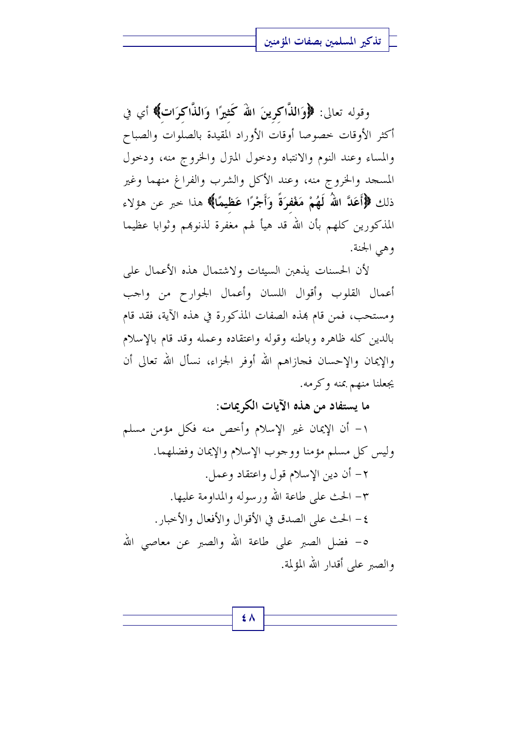وقوله تعالى: ﴿**وَالذَّاكِرِينَ اللَّهَ كَثِيرًا وَالذَّاكِرَاتِ**﴾ أي في أكثر الأوقات خصوصا أوقات الأوراد المقيدة بالصلوات والصباح والمساء وعند النوم والانتباه ودخول المترل والخروج منه، ودخول المسجد والخروج منه، وعند الأكل والشرب والفراغ منهما وغير ذلك ﴿**أَعَدَّ اللَّهُ لَهُمْ مَغْفِرَةً وَأَجْرًا عَظِيمًا**﴾ هذا خبر عن هؤلاء المذكورين كلهم بأن الله قد هيأ لهم مغفرة لذنوبهم وثوابا عظيما وهي الجنة.

لأن الحسنات يذهبن السيئات ولاشتمال هذه الأعمال على أعمال القلوب وأقوال اللسان وأعمال الجوارح من واجب ومستحب، فمن قام بهذه الصفات المذكورة في هذه الآية، فقد قام بالدين كله ظاهره وباطنه وقوله واعتقاده وعمله وقد قام بالإسلام والإيمان والإحسان فجازاهم الله أوفر الجزاء، نسأل الله تعالى أن يجعلنا منهم بمنه وكرمه.

**ما يستفاد من هذه الآيات الكريمات:**

١- أن الإيمان غير الإسلام وأخص منه فكل مؤمن مسلم وليس كل مسلم مؤمنا ووجوب الإسلام والإيمان وفضلهما.

٢- أن دين الإسلام قول واعتقاد وعمل.

٣- الحث على طاعة الله ورسوله والمداومة عليها.

٤- الحث على الصدق في الأقوال والأفعال والأخبار.

٥- فضل الصبر على طاعة الله والصبر عن معاصي الله والصبر على أقدار الله المؤلمة.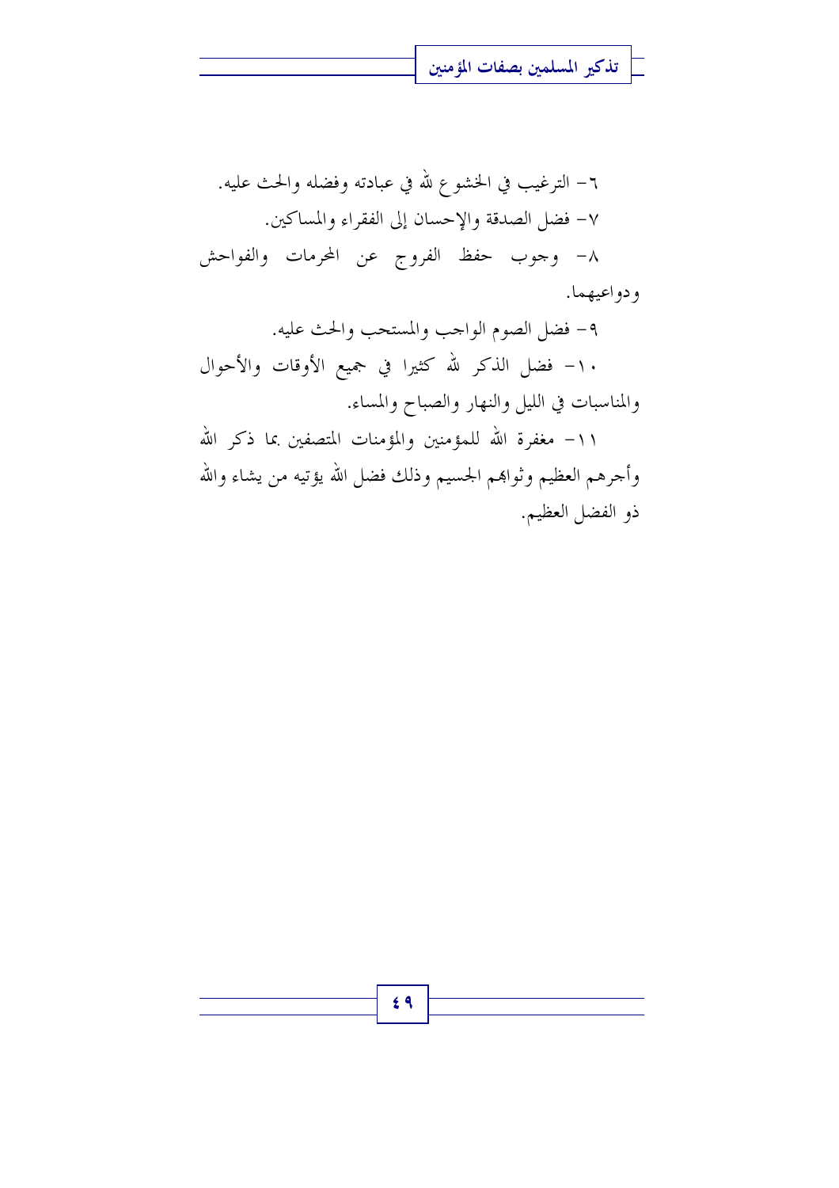٦- الترغيب في الخشوع لله في عبادته وفضله والحث عليه.

٧- فضل الصدقة والإحسان إلى الفقراء والمساكين.

٨- وجوب حفظ الفروج عن المحرمات والفواحش ودواعيهما.

٩- فضل الصوم الواجب والمستحب والحث عليه.

١٠- فضل الذكر لله كثيرا في جميع الأوقات والأحوال والمناسبات في الليل والنهار والصباح والمساء.

١١- مغفرة الله للمؤمنين والمؤمنات المتصفين بما ذكر الله وأجرهم العظيم وثوابهم الجسيم وذلك فضل الله يؤتيه من يشاء والله ذو الفضل العظيم.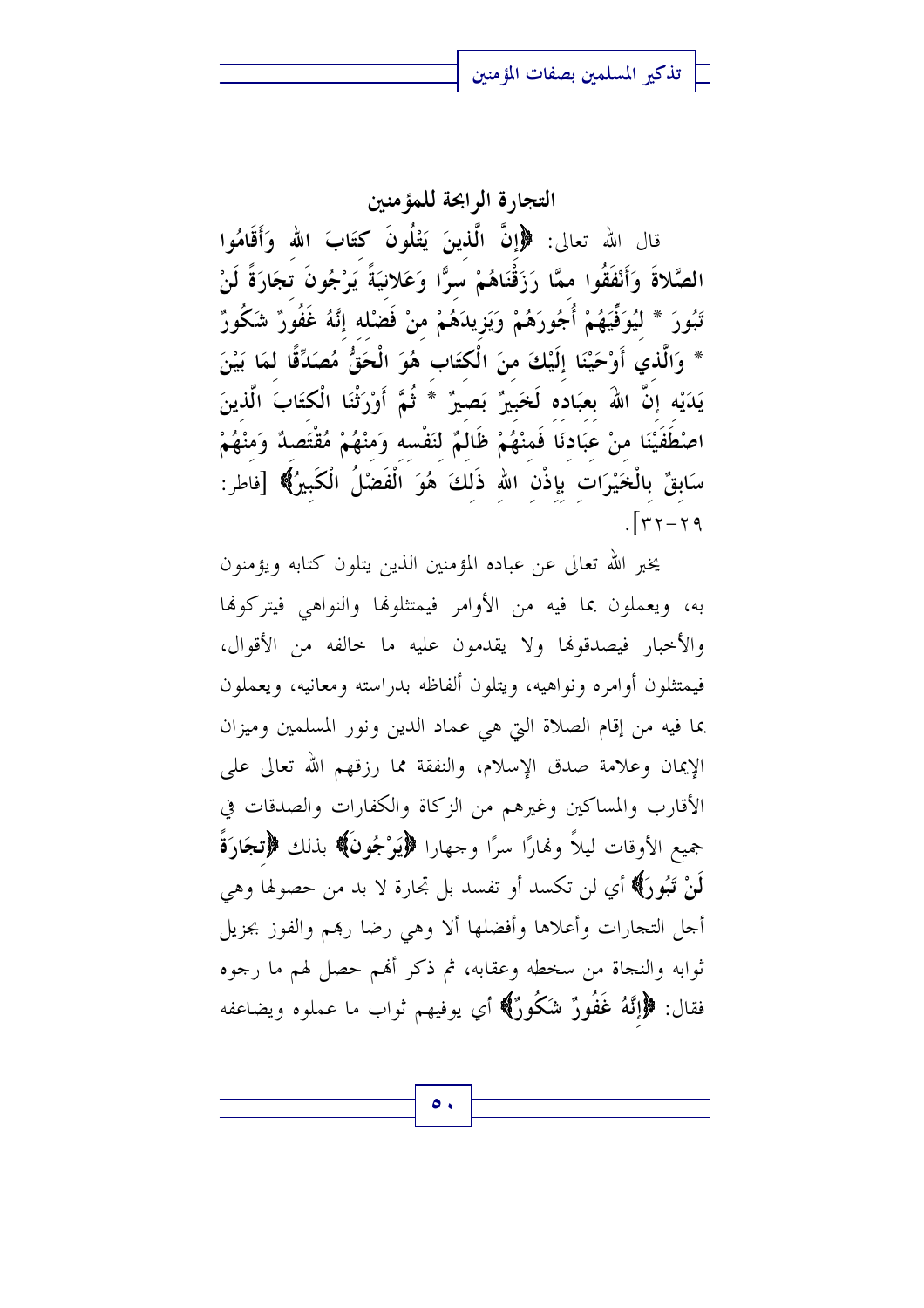## التجارة الرابحة للمؤمنين

قال الله تعالى: ﴿إِنَّ الَّذِينَ يَتْلُونَ كِتَابَ اللهِ وَأَقَامُوا الصَّلاةَ وَأَنْفَقُوا مِمَّا رَزَقْنَاهُمْ سِرًّا وَعَلانِيَةً يَرْجُونَ تِجَارَةً لَنْ تَبُورَ * لِيُوَفِّيَهُمْ أُجُورَهُمْ وَيَزِيدَهُمْ مِنْ فَضْلِهِ إِنَّهُ غَفُورٌ شَكُورٌ * وَالَّذِي أَوْحَيْنَا إِلَيْكَ مِنَ الْكِتَابِ هُوَ الْحَقُّ مُصَدِّقًا لِمَا بَيْنَ يَدَيْهِ إِنَّ اللهَ بِعِبَادِهِ لَخَبِيرٌ بَصِيرٌ * ثُمَّ أَوْرَثْنَا الْكِتَابَ الَّذِينَ اصْطَفَيْنَا مِنْ عِبَادِنَا فَمِنْهُمْ ظَالِمٌ لِنَفْسِهِ وَمِنْهُمْ مُقْتَصِدٌ وَمِنْهُمْ سَابِقٌ بِالْخَيْرَاتِ بِإِذْنِ اللهِ ذَلِكَ هُوَ الْفَضْلُ الْكَبِيرُ﴾ [فاطر: ٢٩-٣٢].

يخبر الله تعالى عن عباده المؤمنين الذين يتلون كتابه ويؤمنون به، ويعملون بما فيه من الأوامر فيمتثلونها والنواهي فيتركونها والأخبار فيصدقونها ولا يقدمون عليه ما خالفه من الأقوال، فيمتثلون أوامره ونواهيه، ويتلون ألفاظه بدراسته ومعانيه، ويعملون بما فيه من إقام الصلاة التي هي عماد الدين ونور المسلمين وميزان الإيمان وعلامة صدق الإسلام، والنفقة مما رزقهم الله تعالى على الأقارب والمساكين وغيرهم من الزكاة والكفارات والصدقات في جميع الأوقات ليلاً ونهارًا سرًا وجهارا **﴿يَرْجُونَ﴾** بذلك **﴿تِجَارَةً لَنْ تَبُورَ﴾** أي لن تكسد أو تفسد بل تجارة لا بد من حصولها وهي أجل التجارات وأعلاها وأفضلها ألا وهي رضا ربهم والفوز بجزيل ثوابه والنجاة من سخطه وعقابه، ثم ذكر أنهم حصل لهم ما رجوه فقال: **﴿إِنَّهُ غَفُورٌ شَكُورٌ﴾** أي يوفيهم ثواب ما عملوه ويضاعفه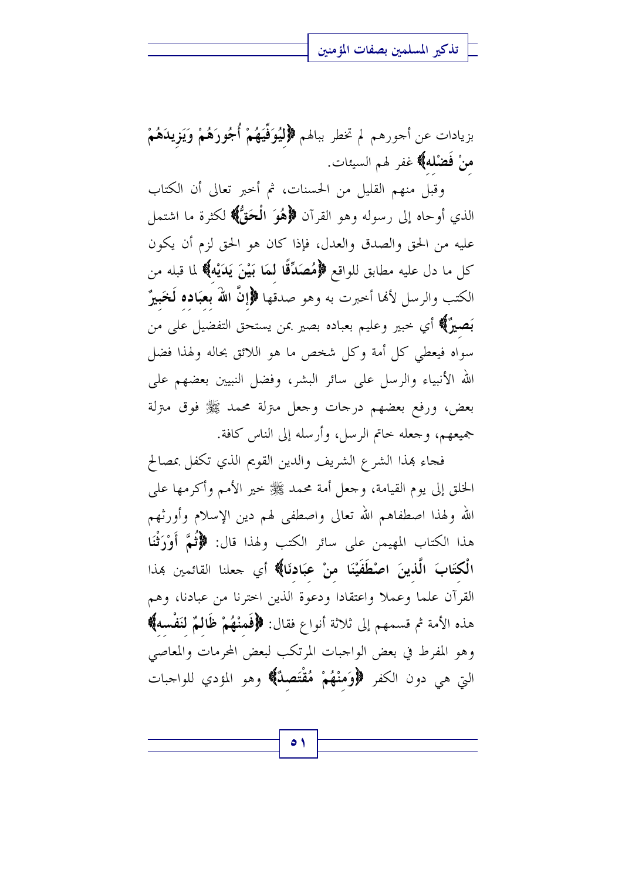بزيادات عن أجورهم لم تخطر ببالهم ﴿**لِيُوَفِّيَهُمْ أُجُورَهُمْ وَيَزِيدَهُمْ مِنْ فَضْلِه**﴾ غفر لهم السيئات.

وقبل منهم القليل من الحسنات، ثم أخبر تعالى أن الكتاب الذي أوحاه إلى رسوله وهو القرآن ﴿**هُوَ الْحَقُّ**﴾ لكثرة ما اشتمل عليه من الحق والصدق والعدل، فإذا كان هو الحق لزم أن يكون كل ما دل عليه مطابق للواقع ﴿**مُصَدِّقًا لِمَا بَيْنَ يَدَيْه**﴾ لما قبله من الكتب والرسل لأنها أخبرت به وهو صدقها ﴿**إِنَّ اللهَ بِعِبَادِه لَخَبِيرٌ بَصِيرٌ**﴾ أي خبير وعليم بعباده بصير بمن يستحق التفضيل على من سواه فيعطي كل أمة وكل شخص ما هو اللائق بحاله ولهذا فضل الله الأنبياء والرسل على سائر البشر، وفضل النبيين بعضهم على بعض، ورفع بعضهم درجات وجعل منزلة محمد ﷺ فوق منزلة جميعهم، وجعله خاتم الرسل، وأرسله إلى الناس كافة.

فجاء بهذا الشرع الشريف والدين القويم الذي تكفل بمصالح الخلق إلى يوم القيامة، وجعل أمة محمد ﷺ خير الأمم وأكرمها على الله ولهذا اصطفاهم الله تعالى واصطفى لهم دين الإسلام وأورثهم هذا الكتاب المهيمن على سائر الكتب ولهذا قال: ﴿**ثُمَّ أَوْرَثْنَا الْكِتَابَ الَّذِينَ اصْطَفَيْنَا مِنْ عِبَادِنَا**﴾ أي جعلنا القائمين بهذا القرآن علما وعملا واعتقادا ودعوة الذين اخترنا من عبادنا، وهم هذه الأمة ثم قسمهم إلى ثلاثة أنواع فقال: ﴿**فَمِنْهُمْ ظَالِمٌ لِنَفْسِه**﴾ وهو المفرط في بعض الواجبات المرتكب لبعض المحرمات والمعاصي التي هي دون الكفر ﴿**وَمِنْهُمْ مُقْتَصِدٌ**﴾ وهو المؤدي للواجبات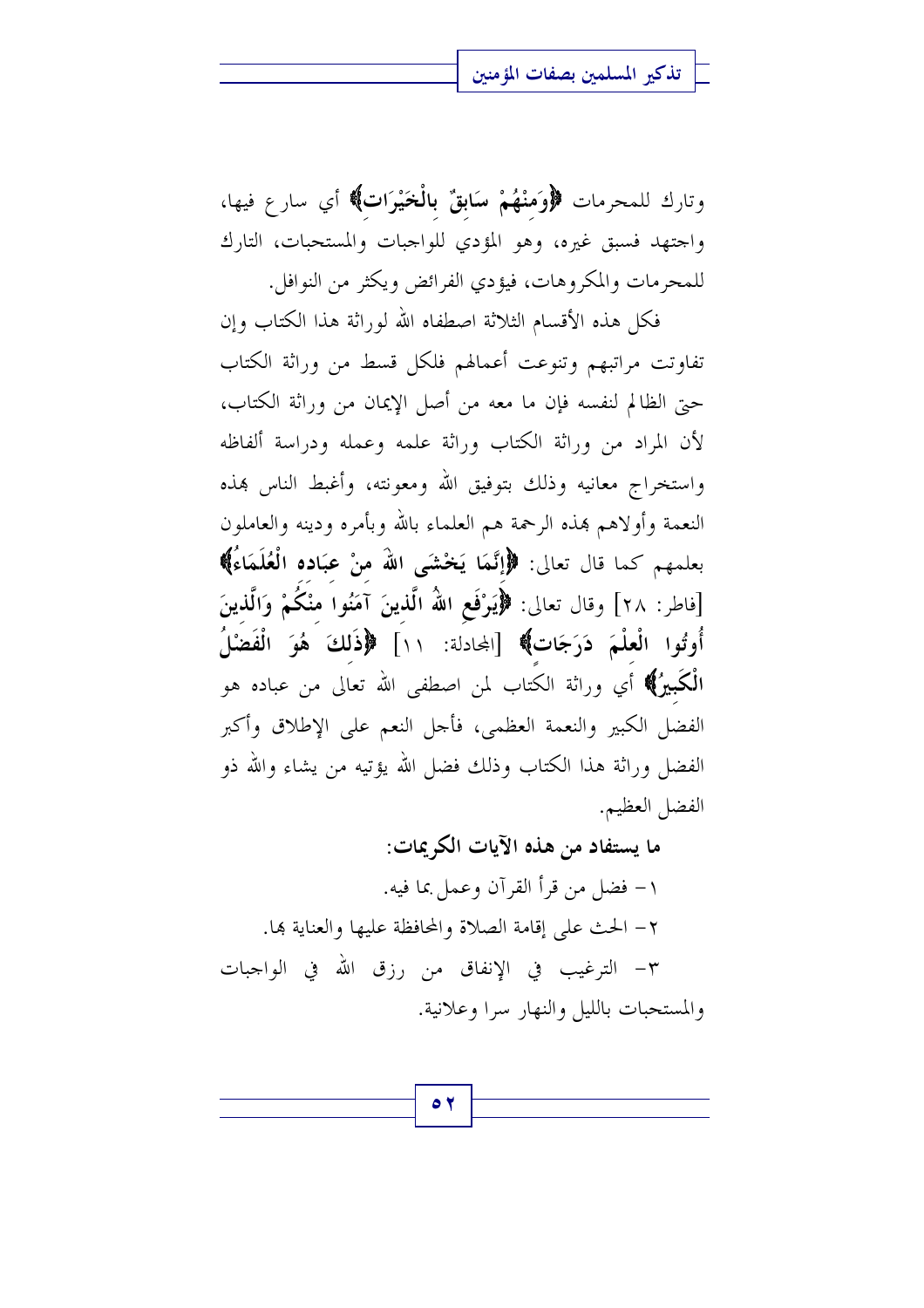وتارك للمحرمات ﴿وَمِنْهُمْ سَابِقٌ بِالْخَيْرَاتِ﴾ أي سارع فيها، واجتهد فسبق غيره، وهو المؤدي للواجبات والمستحبات، التارك للمحرمات والمكروهات، فيؤدي الفرائض ويكثر من النوافل.

فكل هذه الأقسام الثلاثة اصطفاه الله لوراثة هذا الكتاب وإن تفاوتت مراتبهم وتنوعت أعمالهم فلكل قسط من وراثة الكتاب حتى الظالم لنفسه فإن ما معه من أصل الإيمان من وراثة الكتاب، لأن المراد من وراثة الكتاب وراثة علمه وعمله ودراسة ألفاظه واستخراج معانيه وذلك بتوفيق الله ومعونته، وأغبط الناس بهذه النعمة وأولاهم بهذه الرحمة هم العلماء بالله وبأمره ودينه والعاملون بعلمهم كما قال تعالى: ﴿إِنَّمَا يَخْشَى اللهَ مِنْ عِبَادِهِ الْعُلَمَاءُ﴾ [فاطر: ٢٨] وقال تعالى: ﴿يَرْفَعِ اللهُ الَّذِينَ آمَنُوا مِنْكُمْ وَالَّذِينَ أُوتُوا الْعِلْمَ دَرَجَاتٍ﴾ [المجادلة: ١١] ﴿ذَلِكَ هُوَ الْفَضْلُ الْكَبِيرُ﴾ أي وراثة الكتاب لمن اصطفى الله تعالى من عباده هو الفضل الكبير والنعمة العظمى، فأجل النعم على الإطلاق وأكبر الفضل وراثة هذا الكتاب وذلك فضل الله يؤتيه من يشاء والله ذو الفضل العظيم.

**ما يستفاد من هذه الآيات الكريمات:**

١- فضل من قرأ القرآن وعمل بما فيه.

٢- الحث على إقامة الصلاة والمحافظة عليها والعناية بها.

٣- الترغيب في الإنفاق من رزق الله في الواجبات والمستحبات بالليل والنهار سرا وعلانية.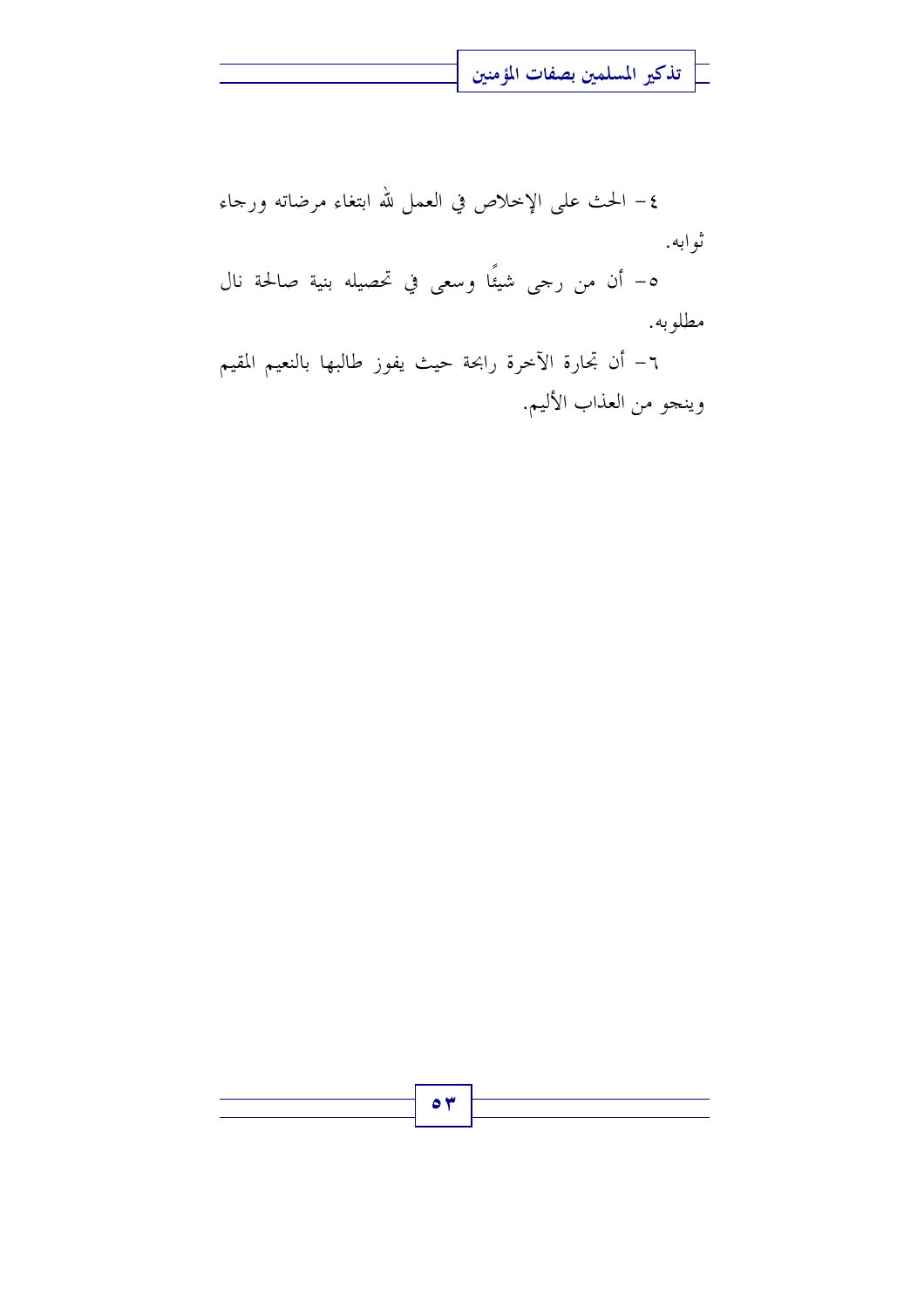٤- الحث على الإخلاص في العمل لله ابتغاء مرضاته ورجاء ثوابه.

٥- أن من رجى شيئًا وسعى في تحصيله بنية صالحة نال مطلوبه.

٦- أن تجارة الآخرة رابحة حيث يفوز طالبها بالنعيم المقيم وينجو من العذاب الأليم.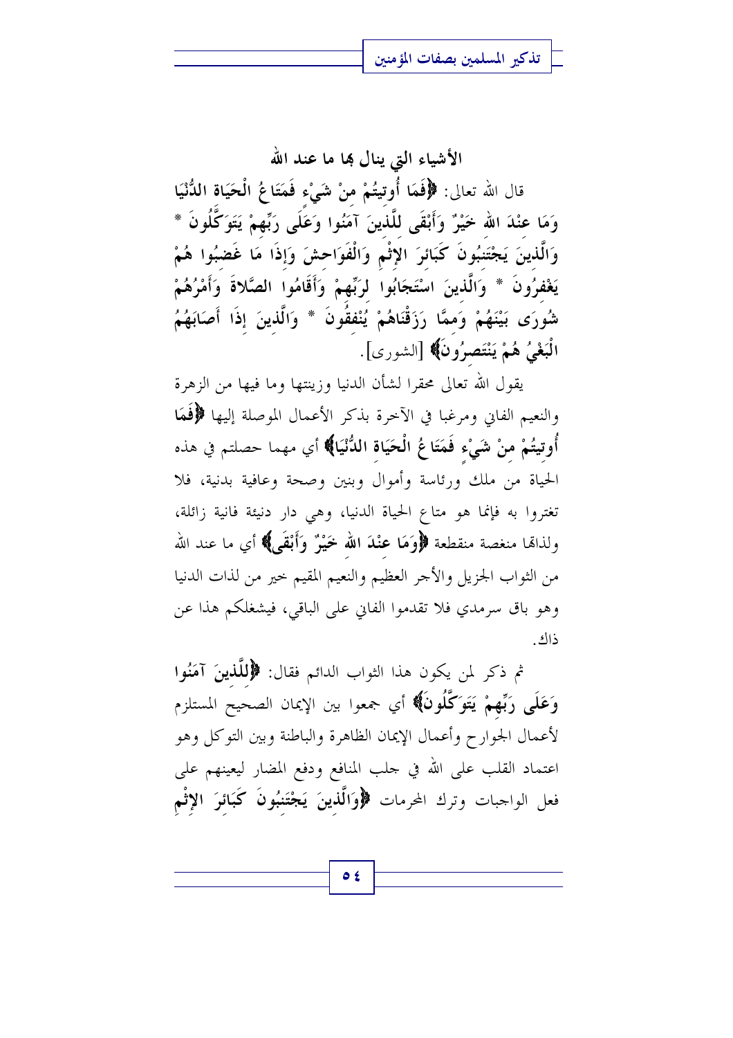## الأشياء التي ينال بها ما عند الله

قال الله تعالى: ﴿فَمَا أُوتِيتُمْ مِنْ شَيْءٍ فَمَتَاعُ الْحَيَاةِ الدُّنْيَا وَمَا عِنْدَ اللهِ خَيْرٌ وَأَبْقَى لِلَّذِينَ آمَنُوا وَعَلَى رَبِّهِمْ يَتَوَكَّلُونَ * وَالَّذِينَ يَجْتَنِبُونَ كَبَائِرَ الإِثْمِ وَالْفَوَاحِشَ وَإِذَا مَا غَضِبُوا هُمْ يَغْفِرُونَ * وَالَّذِينَ اسْتَجَابُوا لِرَبِّهِمْ وَأَقَامُوا الصَّلاةَ وَأَمْرُهُمْ شُورَى بَيْنَهُمْ وَمِمَّا رَزَقْنَاهُمْ يُنفِقُونَ * وَالَّذِينَ إِذَا أَصَابَهُمُ الْبَغْيُ هُمْ يَنْتَصِرُونَ﴾ [الشورى].

يقول الله تعالى محقرا لشأن الدنيا وزينتها وما فيها من الزهرة والنعيم الفاني ومرغبا في الآخرة بذكر الأعمال الموصلة إليها **﴿فَمَا أُوتِيتُمْ مِنْ شَيْءٍ فَمَتَاعُ الْحَيَاةِ الدُّنْيَا﴾** أي مهما حصلتم في هذه الحياة من ملك ورئاسة وأموال وبنين وصحة وعافية بدنية، فلا تغتروا به فإنما هو متاع الحياة الدنيا، وهي دار دنيئة فانية زائلة، ولذاتها منغصة منقطعة **﴿وَمَا عِنْدَ اللهِ خَيْرٌ وَأَبْقَى﴾** أي ما عند الله من الثواب الجزيل والأجر العظيم والنعيم المقيم خير من لذات الدنيا وهو باق سرمدي فلا تقدموا الفاني على الباقي، فيشغلكم هذا عن ذاك.

ثم ذكر لمن يكون هذا الثواب الدائم فقال: **﴿لِلَّذِينَ آمَنُوا وَعَلَى رَبِّهِمْ يَتَوَكَّلُونَ﴾** أي جمعوا بين الإيمان الصحيح المستلزم لأعمال الجوارح وأعمال الإيمان الظاهرة والباطنة وبين التوكل وهو اعتماد القلب على الله في جلب المنافع ودفع المضار ليعينهم على فعل الواجبات وترك المحرمات **﴿وَالَّذِينَ يَجْتَنِبُونَ كَبَائِرَ الإِثْمِ**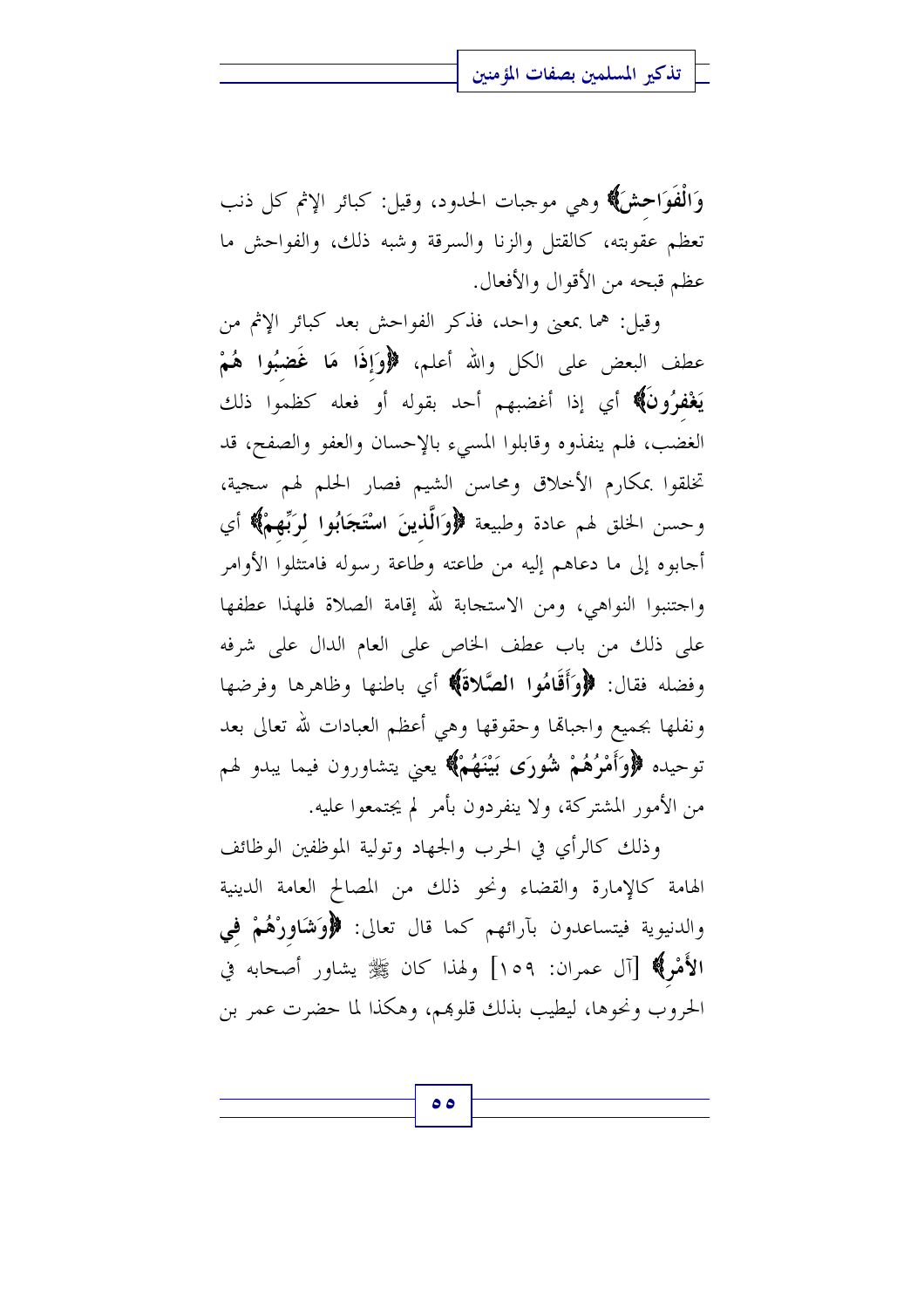**﴿وَالْفَوَاحِشَ﴾** وهي موجبات الحدود، وقيل: كبائر الإثم كل ذنب تعظم عقوبته، كالقتل والزنا والسرقة وشبه ذلك، والفواحش ما عظم قبحه من الأقوال والأفعال.

وقيل: هما بمعنى واحد، فذكر الفواحش بعد كبائر الإثم من عطف البعض على الكل والله أعلم، **﴿وَإِذَا مَا غَضِبُوا هُمْ يَغْفِرُونَ﴾** أي إذا أغضبهم أحد بقوله أو فعله كظموا ذلك الغضب، فلم ينفذوه وقابلوا المسيء بالإحسان والعفو والصفح، قد تخلقوا بمكارم الأخلاق ومحاسن الشيم فصار الحلم لهم سجية، وحسن الخلق لهم عادة وطبيعة **﴿وَالَّذِينَ اسْتَجَابُوا لِرَبِّهِمْ﴾** أي أجابوه إلى ما دعاهم إليه من طاعته وطاعة رسوله فامتثلوا الأوامر واجتنبوا النواهي، ومن الاستجابة لله إقامة الصلاة فلهذا عطفها على ذلك من باب عطف الخاص على العام الدال على شرفه وفضله فقال: **﴿وَأَقَامُوا الصَّلاةَ﴾** أي باطنها وظاهرها وفرضها ونفلها بجميع واجباتها وحقوقها وهي أعظم العبادات لله تعالى بعد توحيده **﴿وَأَمْرُهُمْ شُورَى بَيْنَهُمْ﴾** يعني يتشاورون فيما يبدو لهم من الأمور المشتركة، ولا ينفردون بأمر لم يجتمعوا عليه.

وذلك كالرأي في الحرب والجهاد وتولية الموظفين الوظائف الهامة كالإمارة والقضاء ونحو ذلك من المصالح العامة الدينية والدنيوية فيتساعدون بآرائهم كما قال تعالى: **﴿وَشَاوِرْهُمْ فِي الأَمْرِ﴾** [آل عمران: ١٥٩] ولهذا كان ﷺ يشاور أصحابه في الحروب ونحوها، ليطيب بذلك قلوبهم، وهكذا لما حضرت عمر بن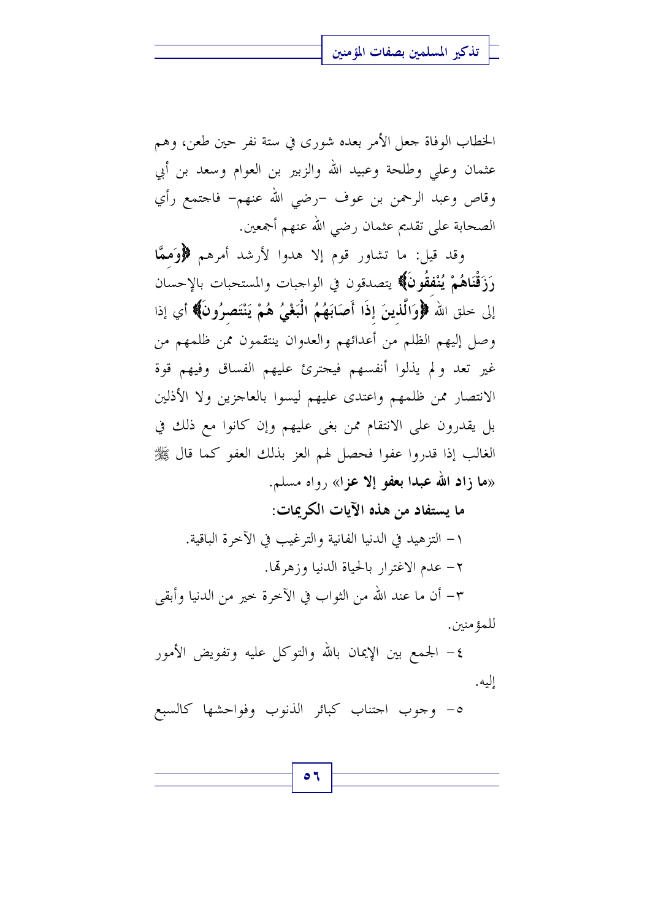الخطاب الوفاة جعل الأمر بعده شورى في ستة نفر حين طعن، وهم عثمان وعلي وطلحة وعبيد الله والزبير بن العوام وسعد بن أبي وقاص وعبد الرحمن بن عوف -رضي الله عنهم- فاجتمع رأي الصحابة على تقديم عثمان رضي الله عنهم أجمعين.

وقد قيل: ما تشاور قوم إلا هدوا لأرشد أمرهم **﴿وَمِمَّا رَزَقْنَاهُمْ يُنْفِقُونَ﴾** يتصدقون في الواجبات والمستحبات بالإحسان إلى خلق الله **﴿وَالَّذِينَ إِذَا أَصَابَهُمُ الْبَغْيُ هُمْ يَنْتَصِرُونَ﴾** أي إذا وصل إليهم الظلم من أعدائهم والعدوان ينتقمون ممن ظلمهم من غير تعد ولم يذلوا أنفسهم فيجترئ عليهم الفساق وفيهم قوة الانتصار ممن ظلمهم واعتدى عليهم ليسوا بالعاجزين ولا الأذلين بل يقدرون على الانتقام ممن بغى عليهم وإن كانوا مع ذلك في الغالب إذا قدروا عفوا فحصل لهم العز بذلك العفو كما قال ﷺ «**ما زاد الله عبدا بعفو إلا عزا**» رواه مسلم.

**ما يستفاد من هذه الآيات الكريمات:**

١- التزهيد في الدنيا الفانية والترغيب في الآخرة الباقية.

٢- عدم الاغترار بالحياة الدنيا وزهرتها.

٣- أن ما عند الله من الثواب في الآخرة خير من الدنيا وأبقى للمؤمنين.

٤- الجمع بين الإيمان بالله والتوكل عليه وتفويض الأمور إليه.

٥- وجوب اجتناب كبائر الذنوب وفواحشها كالسبع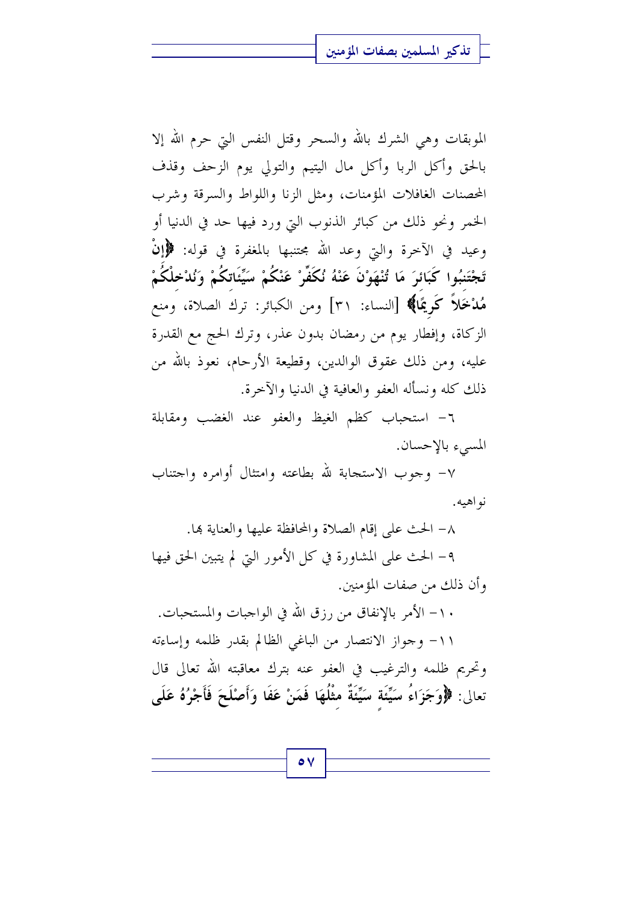الموبقات وهي الشرك بالله والسحر وقتل النفس التي حرم الله إلا بالحق وأكل الربا وأكل مال اليتيم والتولي يوم الزحف وقذف المحصنات الغافلات المؤمنات، ومثل الزنا واللواط والسرقة وشرب الخمر ونحو ذلك من كبائر الذنوب التي ورد فيها حد في الدنيا أو وعيد في الآخرة والتي وعد الله مجتنبها بالمغفرة في قوله: ﴿**إِنْ تَجْتَنِبُوا كَبَائِرَ مَا تُنْهَوْنَ عَنْهُ نُكَفِّرْ عَنْكُمْ سَيِّئَاتِكُمْ وَنُدْخِلْكُمْ مُدْخَلاً كَرِيمًا**﴾ [النساء: ٣١] ومن الكبائر: ترك الصلاة، ومنع الزكاة، وإفطار يوم من رمضان بدون عذر، وترك الحج مع القدرة عليه، ومن ذلك عقوق الوالدين، وقطيعة الأرحام، نعوذ بالله من ذلك كله ونسأله العفو والعافية في الدنيا والآخرة.

٦- استحباب كظم الغيظ والعفو عند الغضب ومقابلة المسيء بالإحسان.

٧- وجوب الاستجابة لله بطاعته وامتثال أوامره واجتناب نواهيه.

٨- الحث على إقام الصلاة والمحافظة عليها والعناية بها.

٩- الحث على المشاورة في كل الأمور التي لم يتبين الحق فيها وأن ذلك من صفات المؤمنين.

١٠- الأمر بالإنفاق من رزق الله في الواجبات والمستحبات.

١١- وجواز الانتصار من الباغي الظالم بقدر ظلمه وإساءته وتحريم ظلمه والترغيب في العفو عنه بترك معاقبته الله تعالى قال تعالى: ﴿**وَجَزَاءُ سَيِّئَةٍ سَيِّئَةٌ مِثْلُهَا فَمَنْ عَفَا وَأَصْلَحَ فَأَجْرُهُ عَلَى**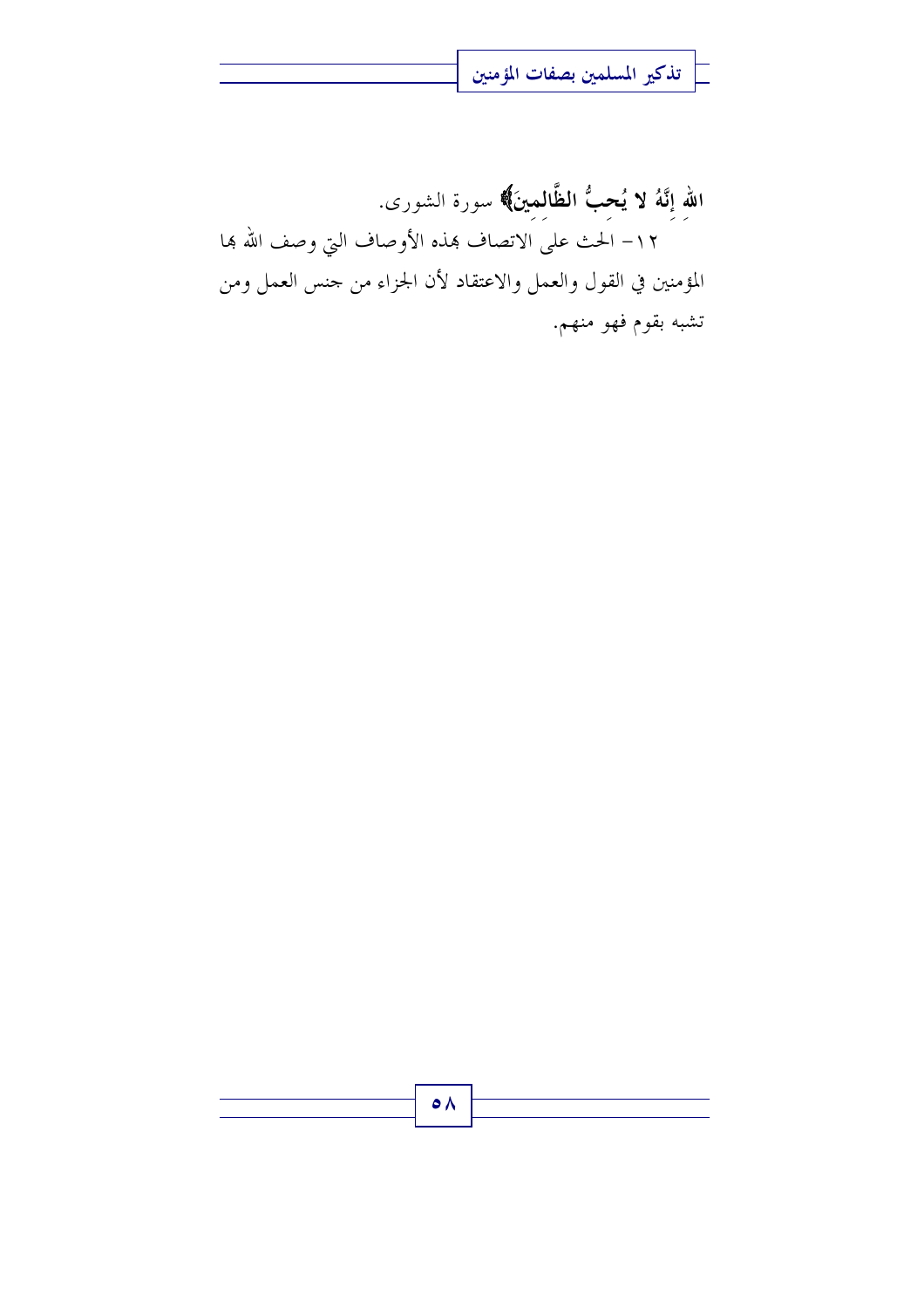**الله إِنَّهُ لا يُحِبُّ الظَّالِمِينَ﴾** سورة الشورى.

١٢- الحث على الاتصاف بهذه الأوصاف التي وصف الله بها المؤمنين في القول والعمل والاعتقاد لأن الجزاء من جنس العمل ومن تشبه بقوم فهو منهم.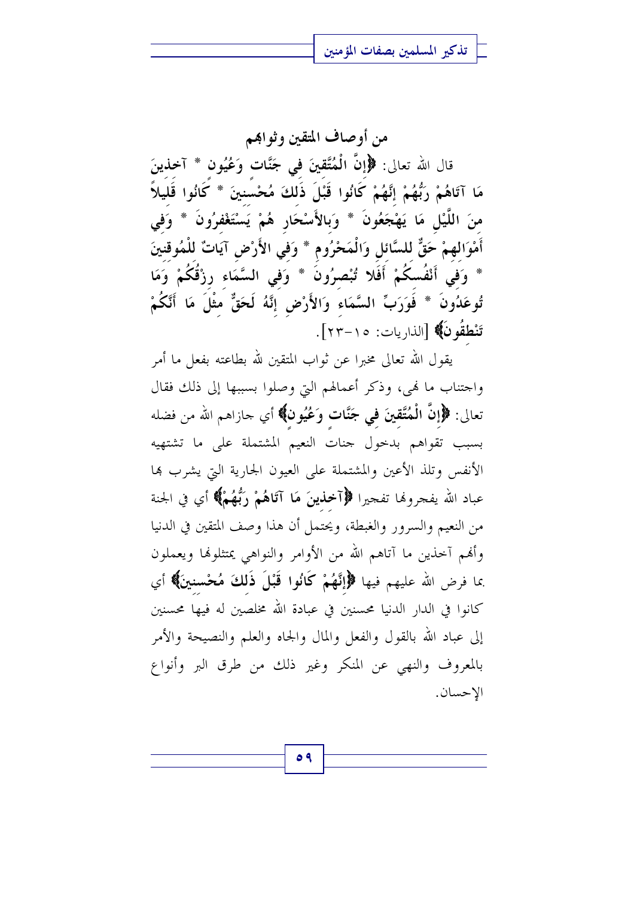## من أوصاف المتقين وثوابهم

قال الله تعالى: ﴿إِنَّ الْمُتَّقِينَ فِي جَنَّاتٍ وَعُيُونٍ * آخِذِينَ مَا آتَاهُمْ رَبُّهُمْ إِنَّهُمْ كَانُوا قَبْلَ ذَلِكَ مُحْسِنِينَ * كَانُوا قَلِيلاً مِنَ اللَّيْلِ مَا يَهْجَعُونَ * وَبِالأَسْحَارِ هُمْ يَسْتَغْفِرُونَ * وَفِي أَمْوَالِهِمْ حَقٌّ لِلسَّائِلِ وَالْمَحْرُومِ * وَفِي الأَرْضِ آيَاتٌ لِلْمُوقِنِينَ * وَفِي أَنْفُسِكُمْ أَفَلا تُبْصِرُونَ * وَفِي السَّمَاءِ رِزْقُكُمْ وَمَا تُوعَدُونَ * فَوَرَبِّ السَّمَاءِ وَالأَرْضِ إِنَّهُ لَحَقٌّ مِثْلَ مَا أَنَّكُمْ تَنْطِقُونَ﴾ [الذاريات: ١٥-٢٣].

يقول الله تعالى مخبرا عن ثواب المتقين لله بطاعته بفعل ما أمر واجتناب ما نهى، وذكر أعمالهم التي وصلوا بسببها إلى ذلك فقال تعالى: **﴿إِنَّ الْمُتَّقِينَ فِي جَنَّاتٍ وَعُيُونٍ﴾** أي جازاهم الله من فضله بسبب تقواهم بدخول جنات النعيم المشتملة على ما تشتهيه الأنفس وتلذ الأعين والمشتملة على العيون الجارية التي يشرب بها عباد الله يفجرونها تفجيرا **﴿آخِذِينَ مَا آتَاهُمْ رَبُّهُمْ﴾** أي في الجنة من النعيم والسرور والغبطة، ويحتمل أن هذا وصف المتقين في الدنيا وأنهم آخذين ما آتاهم الله من الأوامر والنواهي يمتثلونها ويعملون بما فرض الله عليهم فيها **﴿إِنَّهُمْ كَانُوا قَبْلَ ذَلِكَ مُحْسِنِينَ﴾** أي كانوا في الدار الدنيا محسنين في عبادة الله مخلصين له فيها محسنين إلى عباد الله بالقول والفعل والمال والجاه والعلم والنصيحة والأمر بالمعروف والنهي عن المنكر وغير ذلك من طرق البر وأنواع الإحسان.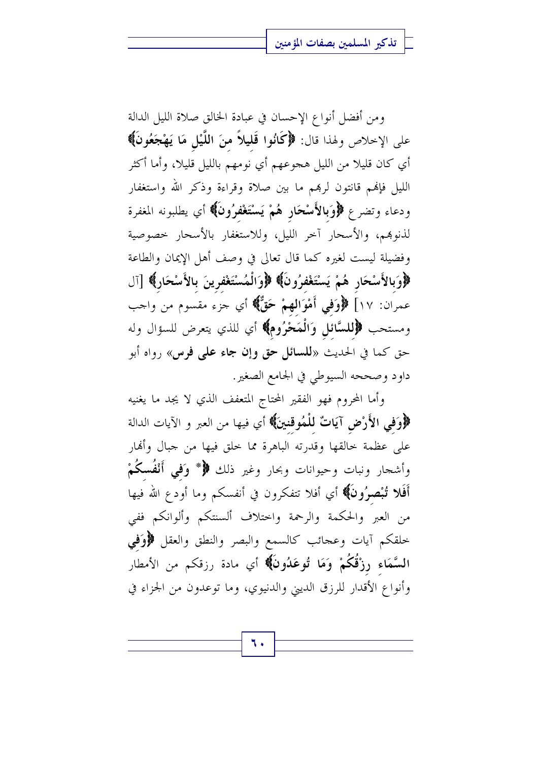ومن أفضل أنواع الإحسان في عبادة الخالق صلاة الليل الدالة على الإخلاص ولهذا قال: ﴿**كَانُوا قَلِيلاً مِنَ اللَّيْلِ مَا يَهْجَعُونَ**﴾ أي كان قليلا من الليل هجوعهم أي نومهم بالليل قليلا، وأما أكثر الليل فإنهم قانتون لربهم ما بين صلاة وقراءة وذكر الله واستغفار ودعاء وتضرع ﴿**وَبِالأَسْحَارِ هُمْ يَسْتَغْفِرُونَ**﴾ أي يطلبونه المغفرة لذنوبهم، والأسحار آخر الليل، وللاستغفار بالأسحار خصوصية وفضيلة ليست لغيره كما قال تعالى في وصف أهل الإيمان والطاعة ﴿**وَبِالأَسْحَارِ هُمْ يَسْتَغْفِرُونَ**﴾ ﴿**وَالْمُسْتَغْفِرِينَ بِالأَسْحَارِ**﴾ [آل عمران: ١٧] ﴿**وَفِي أَمْوَالِهِمْ حَقٌّ**﴾ أي جزء مقسوم من واجب ومستحب ﴿**لِلسَّائِلِ وَالْمَحْرُومِ**﴾ أي للذي يتعرض للسؤال وله حق كما في الحديث «**للسائل حق وإن جاء على فرس**» رواه أبو داود وصححه السيوطي في الجامع الصغير.

وأما المحروم فهو الفقير المحتاج المتعفف الذي لا يجد ما يغنيه ﴿**وَفِي الأَرْضِ آيَاتٌ لِلْمُوقِنِينَ**﴾ أي فيها من العبر و الآيات الدالة على عظمة خالقها وقدرته الباهرة مما خلق فيها من جبال وأنهار وأشجار ونبات وحيوانات وبحار وغير ذلك ﴿* **وَفِي أَنْفُسِكُمْ أَفَلا تُبْصِرُونَ**﴾ أي أفلا تتفكرون في أنفسكم وما أودع الله فيها من العبر والحكمة والرحمة واختلاف ألسنتكم وألوانكم ففي خلقكم آيات وعجائب كالسمع والبصر والنطق والعقل ﴿**وَفِي السَّمَاءِ رِزْقُكُمْ وَمَا تُوعَدُونَ**﴾ أي مادة رزقكم من الأمطار وأنواع الأقدار للرزق الديني والدنيوي، وما توعدون من الجزاء في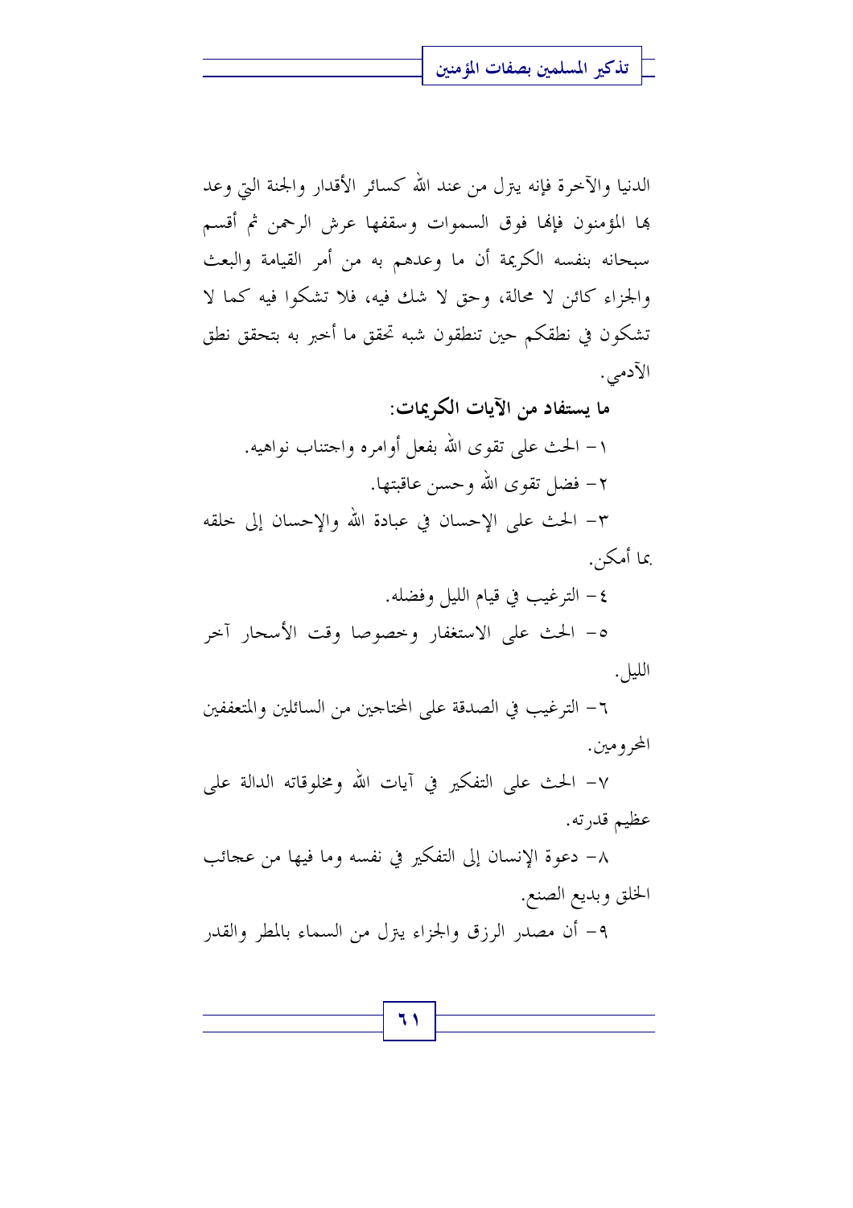الدنيا والآخرة فإنه يترل من عند الله كسائر الأقدار والجنة التي وعد بها المؤمنون فإنها فوق السموات وسقفها عرش الرحمن ثم أقسم سبحانه بنفسه الكريمة أن ما وعدهم به من أمر القيامة والبعث والجزاء كائن لا محالة، وحق لا شك فيه، فلا تشكوا فيه كما لا تشكون في نطقكم حين تنطقون شبه تحقق ما أخبر به بتحقق نطق الآدمي.

**ما يستفاد من الآيات الكريمات:**

١- الحث على تقوى الله بفعل أوامره واجتناب نواهيه.

٢- فضل تقوى الله وحسن عاقبتها.

٣- الحث على الإحسان في عبادة الله والإحسان إلى خلقه بما أمكن.

٤- الترغيب في قيام الليل وفضله.

٥- الحث على الاستغفار وخصوصا وقت الأسحار آخر الليل.

٦- الترغيب في الصدقة على المحتاجين من السائلين والمتعففين المحرومين.

٧- الحث على التفكير في آيات الله ومخلوقاته الدالة على عظيم قدرته.

٨- دعوة الإنسان إلى التفكير في نفسه وما فيها من عجائب الخلق وبديع الصنع.

٩- أن مصدر الرزق والجزاء يترل من السماء بالمطر والقدر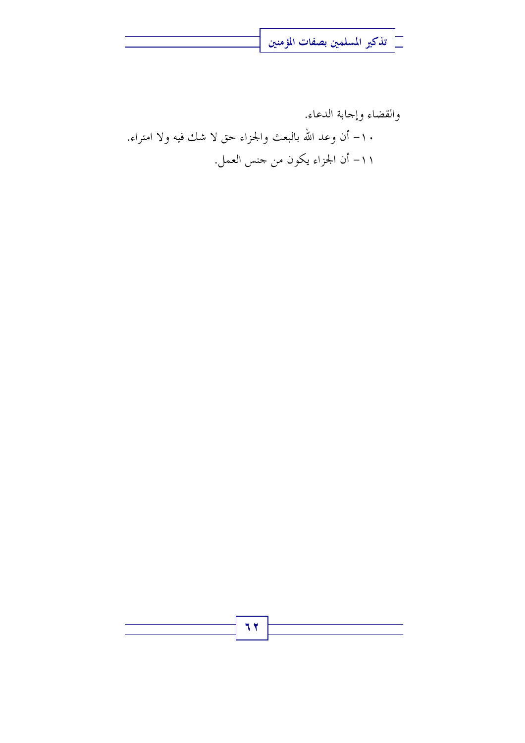والقضاء وإجابة الدعاء.

١٠- أن وعد الله بالبعث والجزاء حق لا شك فيه ولا امتراء.

١١- أن الجزاء يكون من جنس العمل.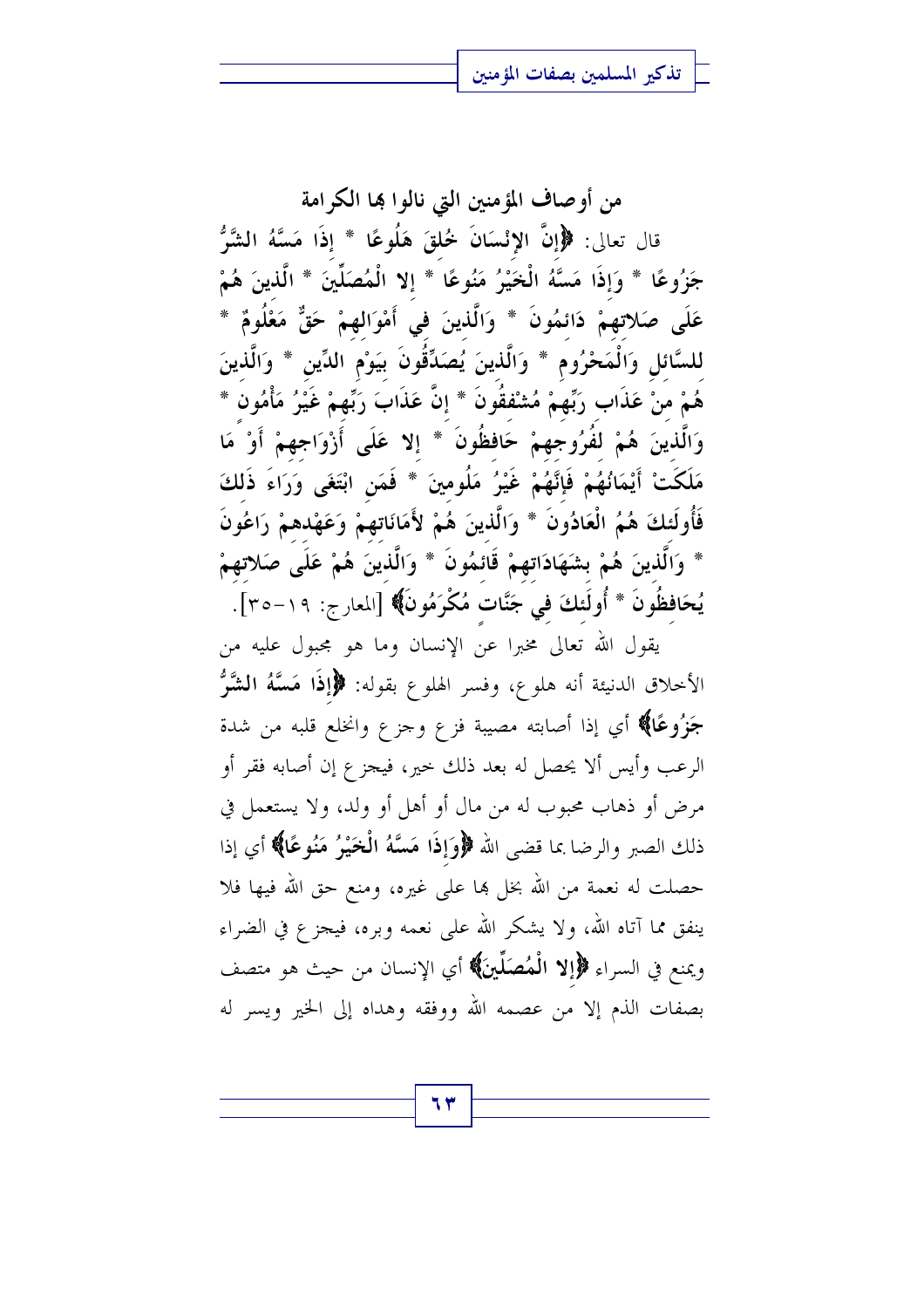## من أوصاف المؤمنين التي نالوا بها الكرامة

قال تعالى: ﴿إنَّ الإنْسَانَ خُلِقَ هَلُوعًا * إذَا مَسَّهُ الشَّرُّ جَزُوعًا * وَإذَا مَسَّهُ الْخَيْرُ مَنُوعًا * إلا الْمُصَلِّينَ * الَّذِينَ هُمْ عَلَى صَلاتِهِمْ دَائِمُونَ * وَالَّذِينَ فِي أَمْوَالِهِمْ حَقٌّ مَعْلُومٌ * لِلسَّائِلِ وَالْمَحْرُومِ * وَالَّذِينَ يُصَدِّقُونَ بِيَوْمِ الدِّينِ * وَالَّذِينَ هُمْ مِنْ عَذَابِ رَبِّهِمْ مُشْفِقُونَ * إنَّ عَذَابَ رَبِّهِمْ غَيْرُ مَأْمُونٍ * وَالَّذِينَ هُمْ لِفُرُوجِهِمْ حَافِظُونَ * إلا عَلَى أَزْوَاجِهِمْ أَوْ مَا مَلَكَتْ أَيْمَانُهُمْ فَإِنَّهُمْ غَيْرُ مَلُومِينَ * فَمَنِ ابْتَغَى وَرَاءَ ذَلِكَ فَأُولَئِكَ هُمُ الْعَادُونَ * وَالَّذِينَ هُمْ لأَمَانَاتِهِمْ وَعَهْدِهِمْ رَاعُونَ * وَالَّذِينَ هُمْ بِشَهَادَاتِهِمْ قَائِمُونَ * وَالَّذِينَ هُمْ عَلَى صَلاتِهِمْ يُحَافِظُونَ * أُولَئِكَ فِي جَنَّاتٍ مُكْرَمُونَ﴾ [المعارج: ١٩-٣٥].

يقول الله تعالى مخبرا عن الإنسان وما هو مجبول عليه من الأخلاق الدنيئة أنه هلوع، وفسر الهلوع بقوله: **﴿إذَا مَسَّهُ الشَّرُّ جَزُوعًا﴾** أي إذا أصابته مصيبة فزع وجزع وانخلع قلبه من شدة الرعب وأيس ألا يحصل له بعد ذلك خير، فيجزع إن أصابه فقر أو مرض أو ذهاب محبوب له من مال أو أهل أو ولد، ولا يستعمل في ذلك الصبر والرضا بما قضى الله **﴿وَإذَا مَسَّهُ الْخَيْرُ مَنُوعًا﴾** أي إذا حصلت له نعمة من الله بخل بها على غيره، ومنع حق الله فيها فلا ينفق مما آتاه الله، ولا يشكر الله على نعمه وبره، فيجزع في الضراء ويمنع في السراء **﴿إلا الْمُصَلِّينَ﴾** أي الإنسان من حيث هو متصف بصفات الذم إلا من عصمه الله ووفقه وهداه إلى الخير ويسر له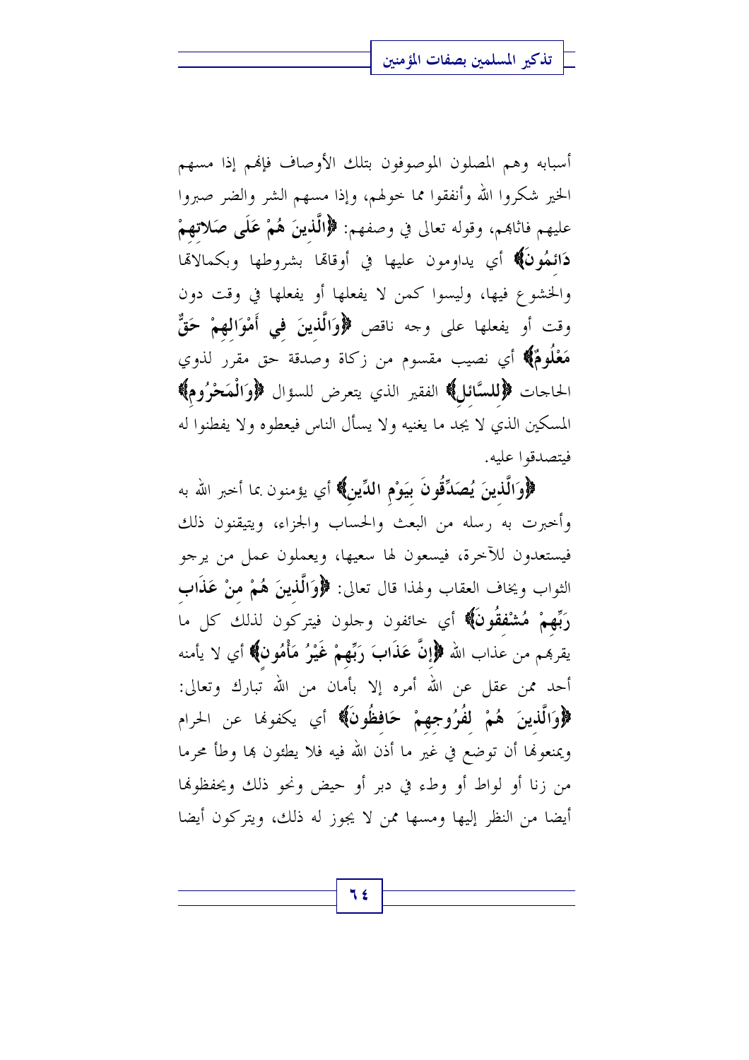أسبابه وهم المصلون الموصوفون بتلك الأوصاف فإنهم إذا مسهم الخير شكروا الله وأنفقوا مما خولهم، وإذا مسهم الشر والضر صبروا عليهم فاثابهم، وقوله تعالى في وصفهم: ﴿**الَّذِينَ هُمْ عَلَى صَلاتِهِمْ دَائِمُونَ**﴾ أي يداومون عليها في أوقاتها بشروطها وبكمالاتها والخشوع فيها، وليسوا كمن لا يفعلها أو يفعلها في وقت دون وقت أو يفعلها على وجه ناقص ﴿**وَالَّذِينَ فِي أَمْوَالِهِمْ حَقٌّ مَعْلُومٌ**﴾ أي نصيب مقسوم من زكاة وصدقة حق مقرر لذوي الحاجات ﴿**لِلسَّائِلِ**﴾ الفقير الذي يتعرض للسؤال ﴿**وَالْمَحْرُومِ**﴾ المسكين الذي لا يجد ما يغنيه ولا يسأل الناس فيعطوه ولا يفطنوا له فيتصدقوا عليه.

﴿**وَالَّذِينَ يُصَدِّقُونَ بِيَوْمِ الدِّينِ**﴾ أي يؤمنون بما أخبر الله به وأخبرت به رسله من البعث والحساب والجزاء، ويتيقنون ذلك فيستعدون للآخرة، فيسعون لها سعيها، ويعملون عمل من يرجو الثواب ويخاف العقاب ولهذا قال تعالى: ﴿**وَالَّذِينَ هُمْ مِنْ عَذَابِ رَبِّهِمْ مُشْفِقُونَ**﴾ أي خائفون وجلون فيتركون لذلك كل ما يقربهم من عذاب الله ﴿**إِنَّ عَذَابَ رَبِّهِمْ غَيْرُ مَأْمُونٍ**﴾ أي لا يأمنه أحد ممن عقل عن الله أمره إلا بأمان من الله تبارك وتعالى: ﴿**وَالَّذِينَ هُمْ لِفُرُوجِهِمْ حَافِظُونَ**﴾ أي يكفونها عن الحرام ويمنعونها أن توضع في غير ما أذن الله فيه فلا يطئون بها وطأ محرما من زنا أو لواط أو وطء في دبر أو حيض ونحو ذلك ويحفظونها أيضا من النظر إليها ومسها ممن لا يجوز له ذلك، ويتركون أيضا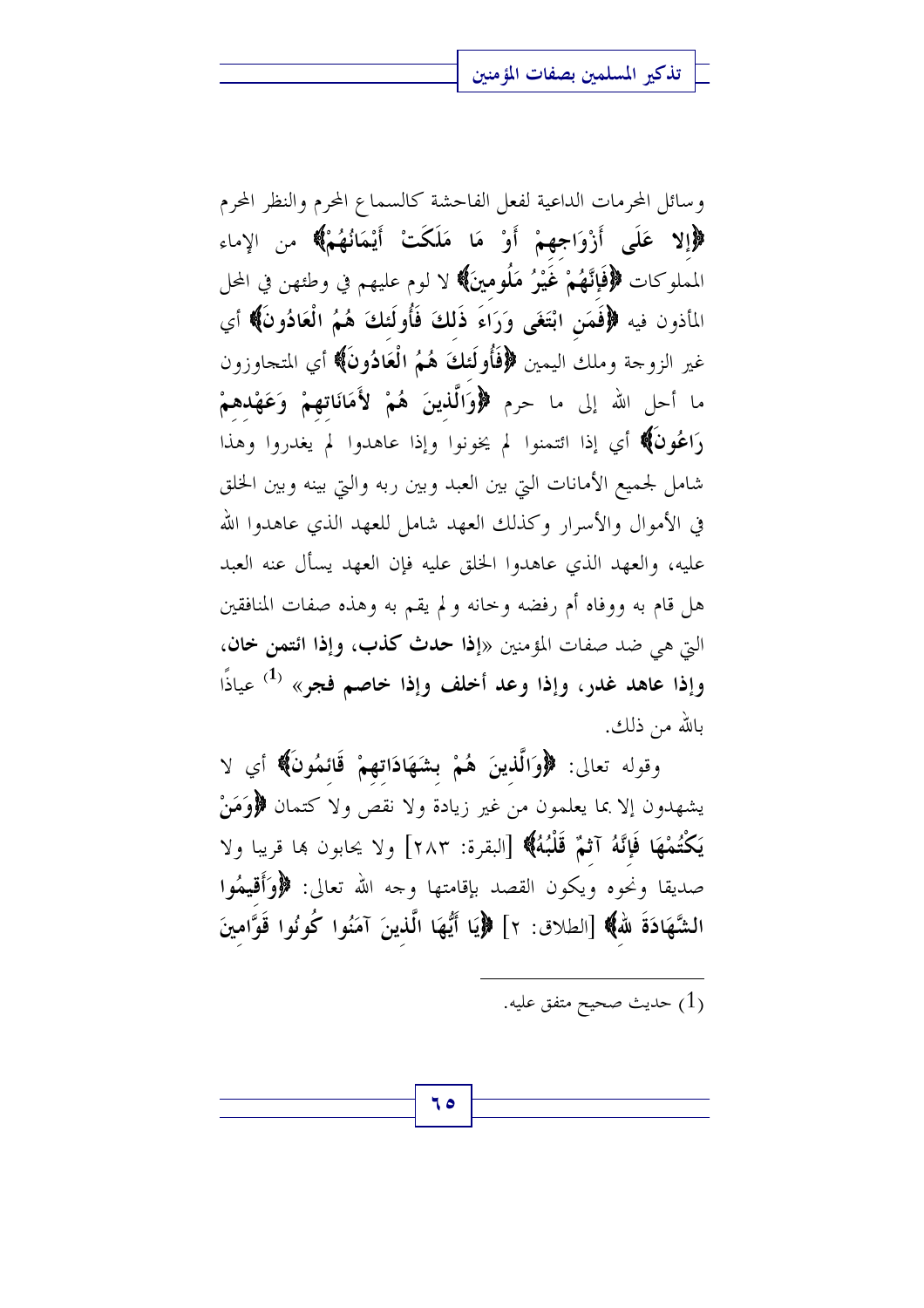وسائل المحرمات الداعية لفعل الفاحشة كالسماع المحرم والنظر المحرم **﴿إلا عَلَى أَزْوَاجِهِمْ أَوْ مَا مَلَكَتْ أَيْمَانُهُمْ﴾** من الإماء المملوكات **﴿فَإِنَّهُمْ غَيْرُ مَلُومِينَ﴾** لا لوم عليهم في وطئهن في المحل المأذون فيه **﴿فَمَنِ ابْتَغَى وَرَاءَ ذَلِكَ فَأُولَئِكَ هُمُ الْعَادُونَ﴾** أي غير الزوجة وملك اليمين **﴿فَأُولَئِكَ هُمُ الْعَادُونَ﴾** أي المتجاوزون ما أحل الله إلى ما حرم **﴿وَالَّذِينَ هُمْ لأَمَانَاتِهِمْ وَعَهْدِهِمْ رَاعُونَ﴾** أي إذا ائتمنوا لم يخونوا وإذا عاهدوا لم يغدروا وهذا شامل لجميع الأمانات التي بين العبد وبين ربه والتي بينه وبين الخلق في الأموال والأسرار وكذلك العهد شامل للعهد الذي عاهدوا الله عليه، والعهد الذي عاهدوا الخلق عليه فإن العهد يسأل عنه العبد هل قام به ووفاه أم رفضه وخانه ولم يقم به وهذه صفات المنافقين التي هي ضد صفات المؤمنين «**إذا حدث كذب، وإذا ائتمن خان، وإذا عاهد غدر، وإذا وعد أخلف وإذا خاصم فجر**» [1] عياذاً بالله من ذلك.

وقوله تعالى: **﴿وَالَّذِينَ هُمْ بِشَهَادَاتِهِمْ قَائِمُونَ﴾** أي لا يشهدون إلا بما يعلمون من غير زيادة ولا نقص ولا كتمان **﴿وَمَنْ يَكْتُمْهَا فَإِنَّهُ آثِمٌ قَلْبُهُ﴾** [البقرة: ٢٨٣] ولا يحابون بها قريبا ولا صديقا ونحوه ويكون القصد بإقامتها وجه الله تعالى: **﴿وَأَقِيمُوا الشَّهَادَةَ للهِ﴾** [الطلاق: ٢] **﴿يَا أَيُّهَا الَّذِينَ آمَنُوا كُونُوا قَوَّامِينَ**

---

(1) حديث صحيح متفق عليه.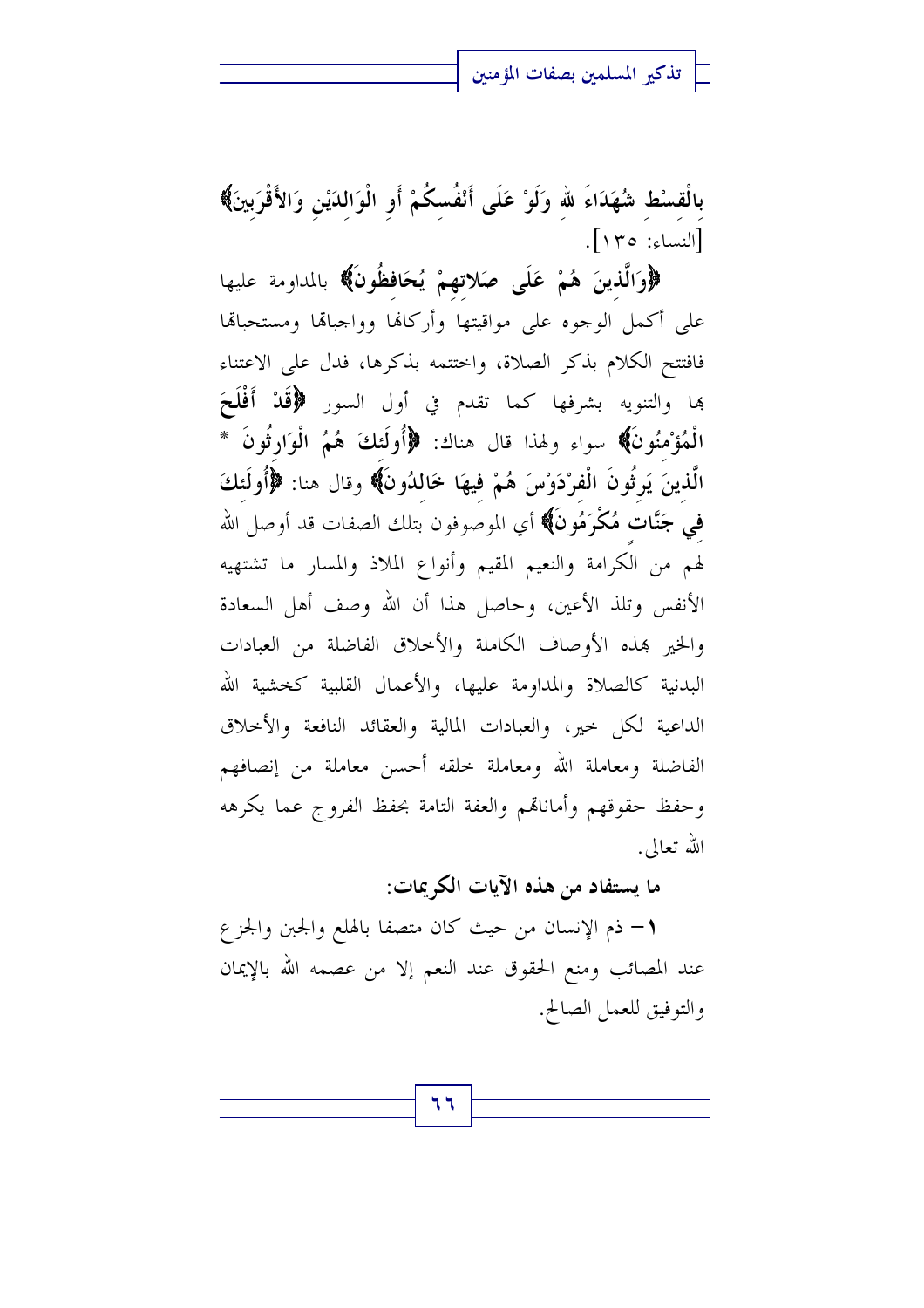بِالْقِسْطِ شُهَدَاءَ للهِ وَلَوْ عَلَى أَنْفُسِكُمْ أَوِ الْوَالِدَيْنِ وَالأَقْرَبِينَ﴾ [النساء: ١٣٥].

﴿وَالَّذِينَ هُمْ عَلَى صَلاتِهِمْ يُحَافِظُونَ﴾ بالمداومة عليها على أكمل الوجوه على مواقيتها وأركانها وواجباتها ومستحباتها فافتتح الكلام بذكر الصلاة، واختتمه بذكرها، فدل على الاعتناء بها والتنويه بشرفها كما تقدم في أول السور ﴿قَدْ أَفْلَحَ الْمُؤْمِنُونَ﴾ سواء ولهذا قال هناك: ﴿أُولَئِكَ هُمُ الْوَارِثُونَ * الَّذِينَ يَرِثُونَ الْفِرْدَوْسَ هُمْ فِيهَا خَالِدُونَ﴾ وقال هنا: ﴿أُولَئِكَ فِي جَنَّاتٍ مُكْرَمُونَ﴾ أي الموصوفون بتلك الصفات قد أوصل الله لهم من الكرامة والنعيم المقيم وأنواع الملاذ والمسار ما تشتهيه الأنفس وتلذ الأعين، وحاصل هذا أن الله وصف أهل السعادة والخير بهذه الأوصاف الكاملة والأخلاق الفاضلة من العبادات البدنية كالصلاة والمداومة عليها، والأعمال القلبية كخشية الله الداعية لكل خير، والعبادات المالية والعقائد النافعة والأخلاق الفاضلة ومعاملة الله ومعاملة خلقه أحسن معاملة من إنصافهم وحفظ حقوقهم وأماناتهم والعفة التامة بحفظ الفروج عما يكرهه الله تعالى.

**ما يستفاد من هذه الآيات الكريمات:**

١- ذم الإنسان من حيث كان متصفا بالهلع والجبن والجزع عند المصائب ومنع الحقوق عند النعم إلا من عصمه الله بالإيمان والتوفيق للعمل الصالح.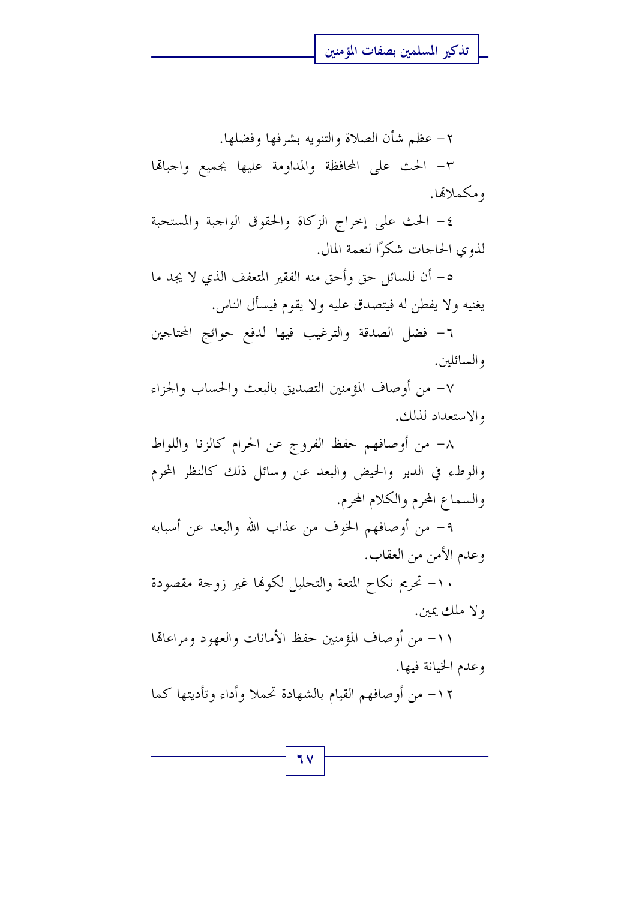٢- عظم شأن الصلاة والتنويه بشرفها وفضلها.

٣- الحث على المحافظة والمداومة عليها بجميع واجباها ومكملاها.

٤- الحث على إخراج الزكاة والحقوق الواجبة والمستحبة لذوي الحاجات شكرًا لنعمة المال.

٥- أن للسائل حق وأحق منه الفقير المتعفف الذي لا يجد ما يغنيه ولا يفطن له فيتصدق عليه ولا يقوم فيسأل الناس.

٦- فضل الصدقة والترغيب فيها لدفع حوائج المحتاجين والسائلين.

٧- من أوصاف المؤمنين التصديق بالبعث والحساب والجزاء والاستعداد لذلك.

٨- من أوصافهم حفظ الفروج عن الحرام كالزنا واللواط والوطء في الدبر والحيض والبعد عن وسائل ذلك كالنظر المحرم والسماع المحرم والكلام المحرم.

٩- من أوصافهم الخوف من عذاب الله والبعد عن أسبابه وعدم الأمن من العقاب.

١٠- تحريم نكاح المتعة والتحليل لكونها غير زوجة مقصودة ولا ملك يمين.

١١- من أوصاف المؤمنين حفظ الأمانات والعهود ومراعاها وعدم الخيانة فيها.

١٢- من أوصافهم القيام بالشهادة تحملا وأداء وتأديتها كما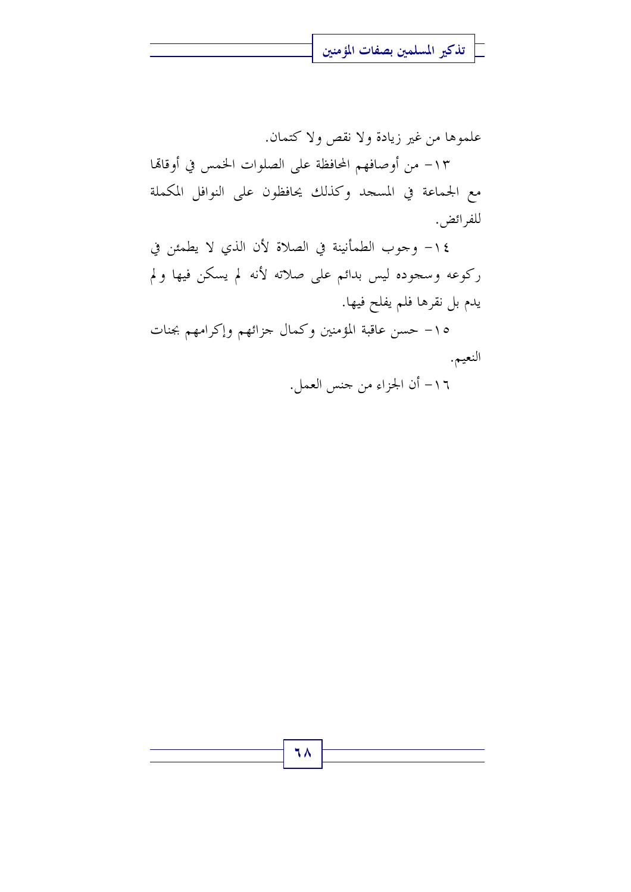علموها من غير زيادة ولا نقص ولا كتمان.

١٣- من أوصافهم المحافظة على الصلوات الخمس في أوقاتها مع الجماعة في المسجد وكذلك يحافظون على النوافل المكملة للفرائض.

١٤- وجوب الطمأنينة في الصلاة لأن الذي لا يطمئن في ركوعه وسجوده ليس بدائم على صلاته لأنه لم يسكن فيها ولم يدم بل نقرها فلم يفلح فيها.

١٥- حسن عاقبة المؤمنين وكمال جزائهم وإكرامهم بجنات النعيم.

١٦- أن الجزاء من جنس العمل.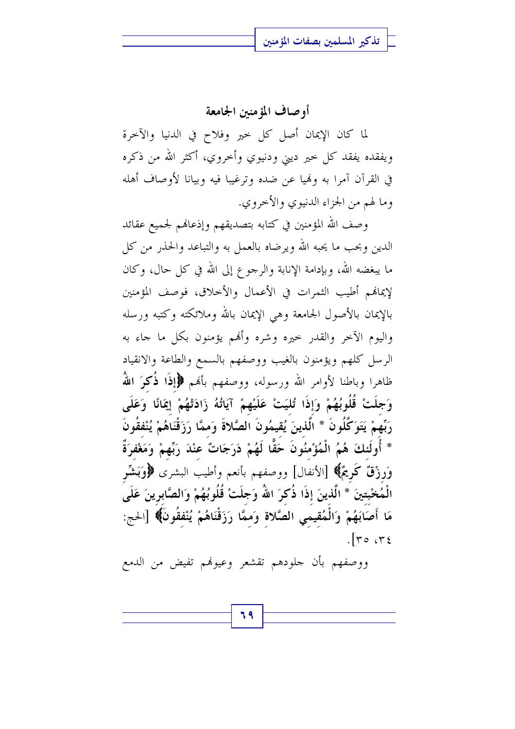## أوصاف المؤمنين الجامعة

لما كان الإيمان أصل كل خير وفلاح في الدنيا والآخرة ويفقده يفقد كل خير ديني ودنيوي وأخروي، أكثر الله من ذكره في القرآن آمرا به ونهيا عن ضده وترغيبا فيه وبيانا لأوصاف أهله وما لهم من الجزاء الدنيوي والأخروي.

وصف الله المؤمنين في كتابه بتصديقهم وإذعانهم لجميع عقائد الدين وبحب ما يحبه الله ويرضاه بالعمل به والتباعد والحذر من كل ما يبغضه الله، وبإدامة الإنابة والرجوع إلى الله في كل حال، وكان لإيمانهم أطيب الثمرات في الأعمال والأخلاق، فوصف المؤمنين بالإيمان بالأصول الجامعة وهي الإيمان بالله وملائكته وكتبه ورسله واليوم الآخر والقدر خيره وشره وأنهم يؤمنون بكل ما جاء به الرسل كلهم ويؤمنون بالغيب ووصفهم بالسمع والطاعة والانقياد ظاهرا وباطنا لأوامر الله ورسوله، ووصفهم بأنهم **﴿إِذَا ذُكِرَ اللهُ وَجِلَتْ قُلُوبُهُمْ وَإِذَا تُلِيَتْ عَلَيْهِمْ آيَاتُهُ زَادَتْهُمْ إِيمَانًا وَعَلَى رَبِّهِمْ يَتَوَكَّلُونَ * الَّذِينَ يُقِيمُونَ الصَّلاةَ وَممَّا رَزَقْنَاهُمْ يُنْفِقُونَ * أُولَئِكَ هُمُ الْمُؤْمِنُونَ حَقًّا لَهُمْ دَرَجَاتٌ عِنْدَ رَبِّهِمْ وَمَغْفِرَةٌ وَرِزْقٌ كَرِيمٌ﴾** [الأنفال] ووصفهم بأنعم وأطيب البشرى **﴿وَبَشِّرِ الْمُخْبِتِينَ * الَّذِينَ إِذَا ذُكِرَ اللهُ وَجِلَتْ قُلُوبُهُمْ وَالصَّابِرِينَ عَلَى مَا أَصَابَهُمْ وَالْمُقِيمِي الصَّلاةِ وَممَّا رَزَقْنَاهُمْ يُنْفِقُونَ﴾** [الحج: ٣٤، ٣٥].

ووصفهم بأن جلودهم تقشعر وعيونهم تفيض من الدمع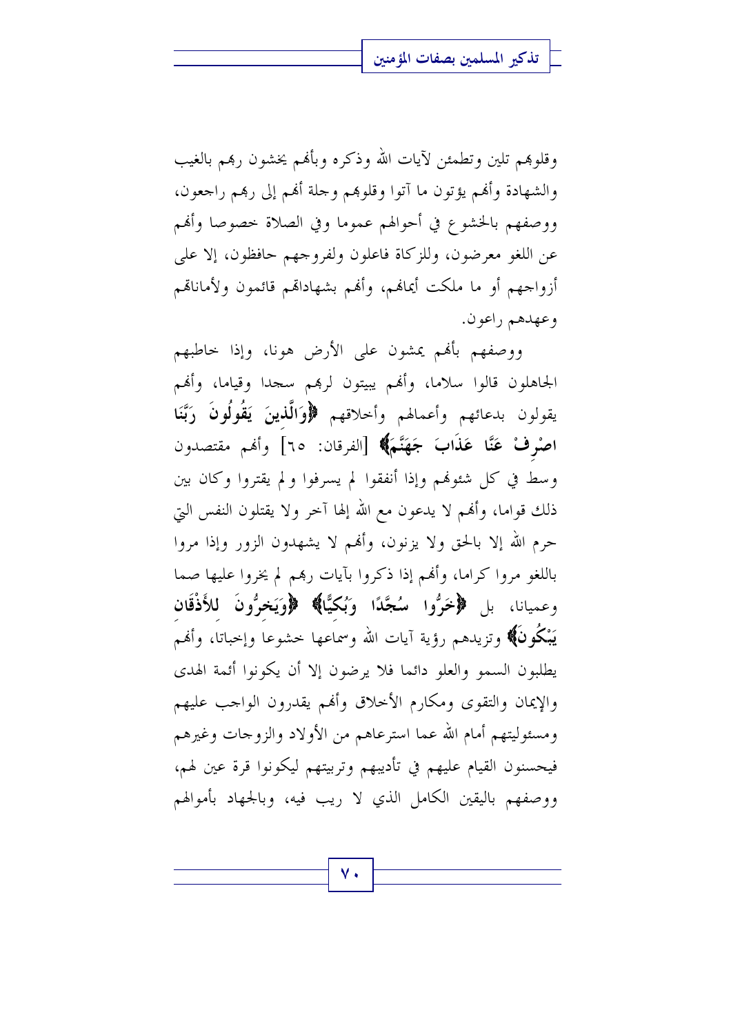وقلوبهم تلين وتطمئن لآيات الله وذكره وبأنهم يخشون ربهم بالغيب والشهادة وأنهم يؤتون ما آتوا وقلوبهم وجلة أنهم إلى ربهم راجعون، ووصفهم بالخشوع في أحوالهم عموما وفي الصلاة خصوصا وأنهم عن اللغو معرضون، وللزكاة فاعلون ولفروجهم حافظون، إلا على أزواجهم أو ما ملكت أيمانهم، وأنهم بشهاداتهم قائمون ولأماناتهم وعهدهم راعون.

ووصفهم بأنهم يمشون على الأرض هونا، وإذا خاطبهم الجاهلون قالوا سلاما، وأنهم يبيتون لربهم سجدا وقياما، وأنهم يقولون بدعائهم وأعمالهم وأخلاقهم **﴿وَالَّذِينَ يَقُولُونَ رَبَّنَا اصْرِفْ عَنَّا عَذَابَ جَهَنَّمَ﴾** [الفرقان: ٦٥] وأنهم مقتصدون وسط في كل شئونهم وإذا أنفقوا لم يسرفوا ولم يقتروا وكان بين ذلك قواما، وأنهم لا يدعون مع الله إلها آخر ولا يقتلون النفس التي حرم الله إلا بالحق ولا يزنون، وأنهم لا يشهدون الزور وإذا مروا باللغو مروا كراما، وأنهم إذا ذكروا بآيات ربهم لم يخروا عليها صما وعميانا، بل **﴿خَرُّوا سُجَّدًا وَبُكِيًّا﴾** **﴿وَيَخِرُّونَ لِلأَذْقَانِ يَبْكُونَ﴾** وتزيدهم رؤية آيات الله وسماعها خشوعا وإخباتا، وأنهم يطلبون السمو والعلو دائما فلا يرضون إلا أن يكونوا أئمة الهدى والإيمان والتقوى ومكارم الأخلاق وأنهم يقدرون الواجب عليهم ومسئوليتهم أمام الله عما استرعاهم من الأولاد والزوجات وغيرهم فيحسنون القيام عليهم في تأديبهم وتربيتهم ليكونوا قرة عين لهم، ووصفهم باليقين الكامل الذي لا ريب فيه، وبالجهاد بأموالهم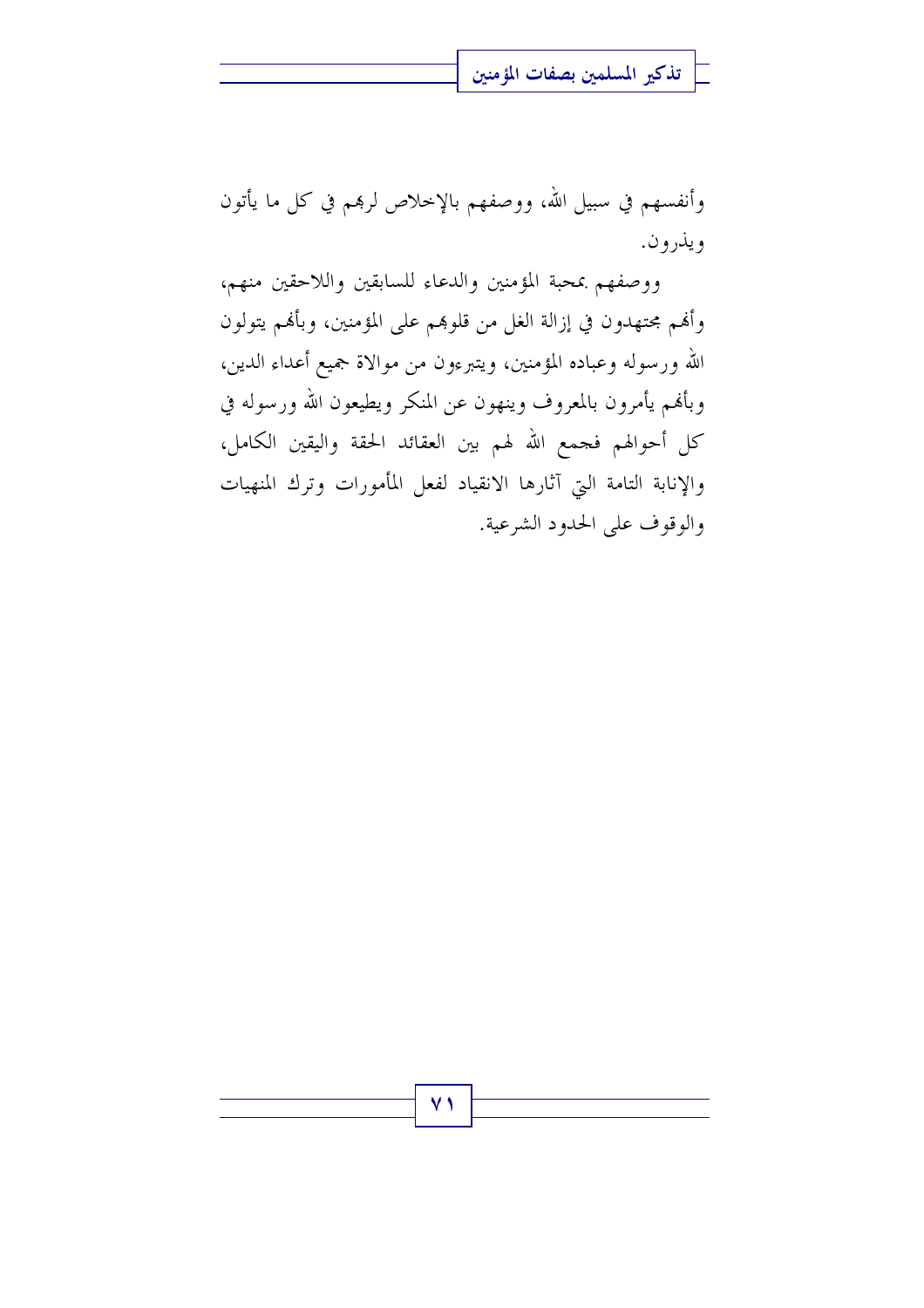وأنفسهم في سبيل الله، ووصفهم بالإخلاص لربهم في كل ما يأتون ويذرون.

ووصفهم بمحبة المؤمنين والدعاء للسابقين واللاحقين منهم، وأنهم مجتهدون في إزالة الغل من قلوبهم على المؤمنين، وبأنهم يتولون الله ورسوله وعباده المؤمنين، ويتبرءون من موالاة جميع أعداء الدين، وبأنهم يأمرون بالمعروف وينهون عن المنكر ويطيعون الله ورسوله في كل أحوالهم فجمع الله لهم بين العقائد الحقة واليقين الكامل، والإنابة التامة التي آثارها الانقياد لفعل المأمورات وترك المنهيات والوقوف على الحدود الشرعية.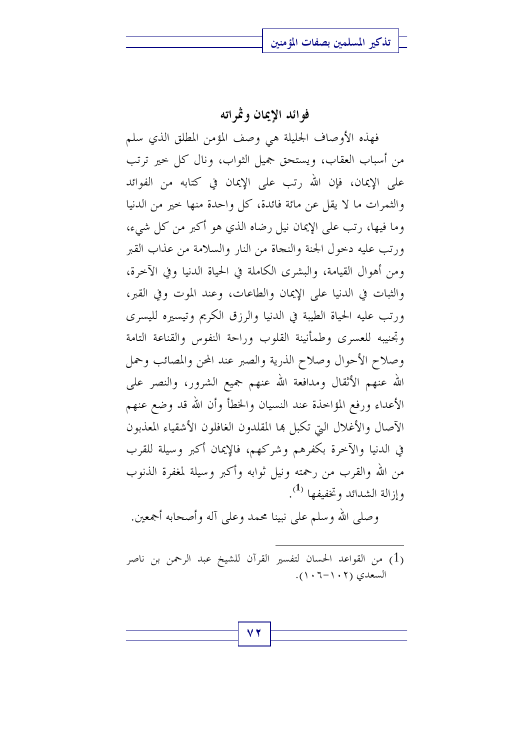## فوائد الإيمان وثمراته

فهذه الأوصاف الجليلة هي وصف المؤمن المطلق الذي سلم من أسباب العقاب، ويستحق جميل الثواب، ونال كل خير ترتب على الإيمان، فإن الله رتب على الإيمان في كتابه من الفوائد والثمرات ما لا يقل عن مائة فائدة، كل واحدة منها خير من الدنيا وما فيها، رتب على الإيمان نيل رضاه الذي هو أكبر من كل شيء، ورتب عليه دخول الجنة والنجاة من النار والسلامة من عذاب القبر ومن أهوال القيامة، والبشرى الكاملة في الحياة الدنيا وفي الآخرة، والثبات في الدنيا على الإيمان والطاعات، وعند الموت وفي القبر، ورتب عليه الحياة الطيبة في الدنيا والرزق الكريم وتيسيره لليسرى وتجنيبه للعسرى وطمأنينة القلوب وراحة النفوس والقناعة التامة وصلاح الأحوال وصلاح الذرية والصبر عند المحن والمصائب وحمل الله عنهم الأثقال ومدافعة الله عنهم جميع الشرور، والنصر على الأعداء ورفع المؤاخذة عند النسيان والخطأ وأن الله قد وضع عنهم الآصال والأغلال التي تكبل بها المقلدون الغافلون الأشقياء المعذبون في الدنيا والآخرة بكفرهم وشركهم، فالإيمان أكبر وسيلة للقرب من الله والقرب من رحمته ونيل ثوابه وأكبر وسيلة لمغفرة الذنوب وإزالة الشدائد وتخفيفها [1].

وصلى الله وسلم على نبينا محمد وعلى آله وأصحابه أجمعين.

---

(1) من القواعد الحسان لتفسير القرآن للشيخ عبد الرحمن بن ناصر السعدي (١٠٢-١٠٦).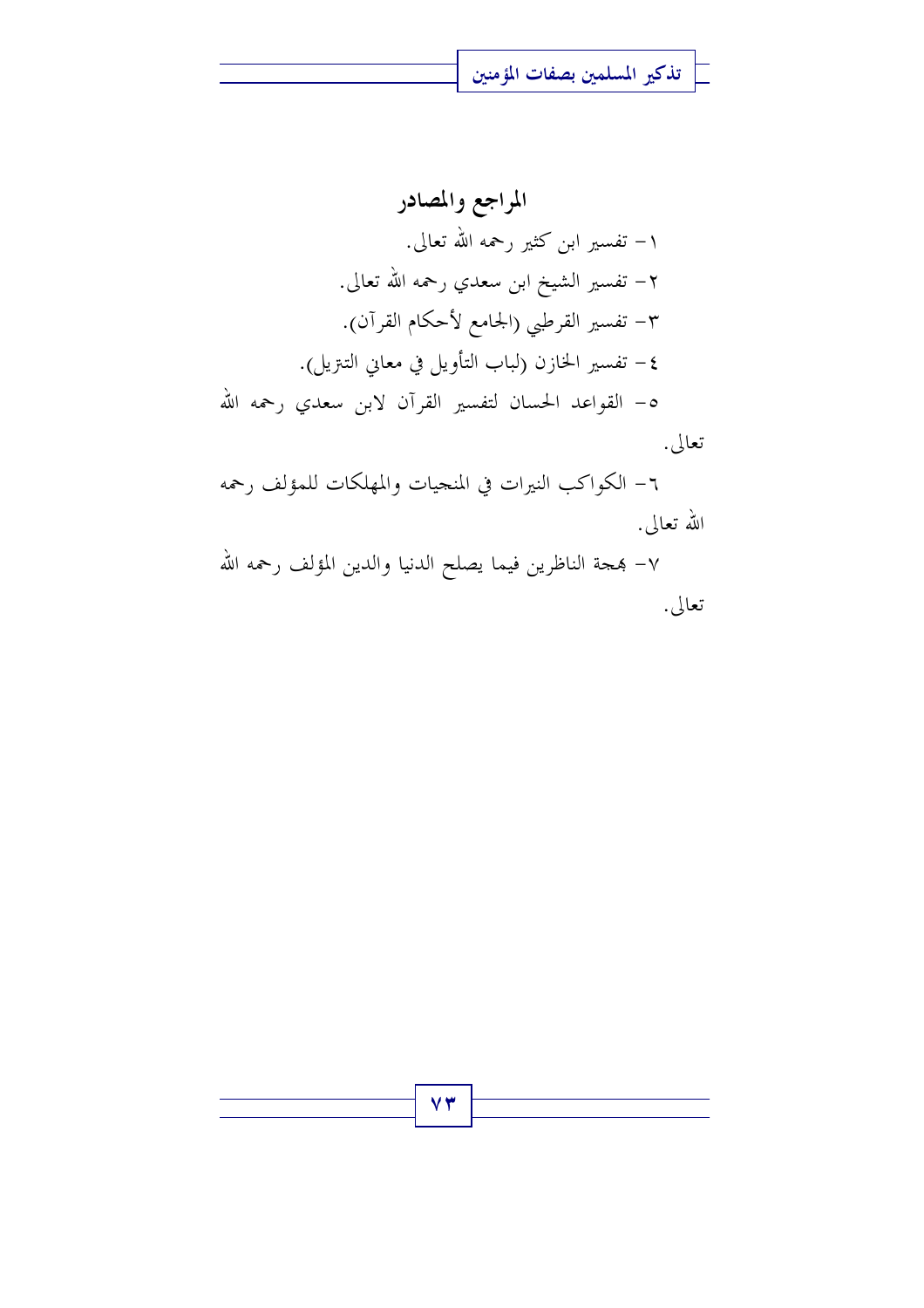## المراجع والمصادر

١- تفسير ابن كثير رحمه الله تعالى.

٢- تفسير الشيخ ابن سعدي رحمه الله تعالى.

٣- تفسير القرطبي (الجامع لأحكام القرآن).

٤- تفسير الخازن (لباب التأويل في معاني التنزيل).

٥- القواعد الحسان لتفسير القرآن لابن سعدي رحمه الله تعالى.

٦- الكواكب النيرات في المنجيات والمهلكات للمؤلف رحمه الله تعالى.

٧- بهجة الناظرين فيما يصلح الدنيا والدين المؤلف رحمه الله تعالى.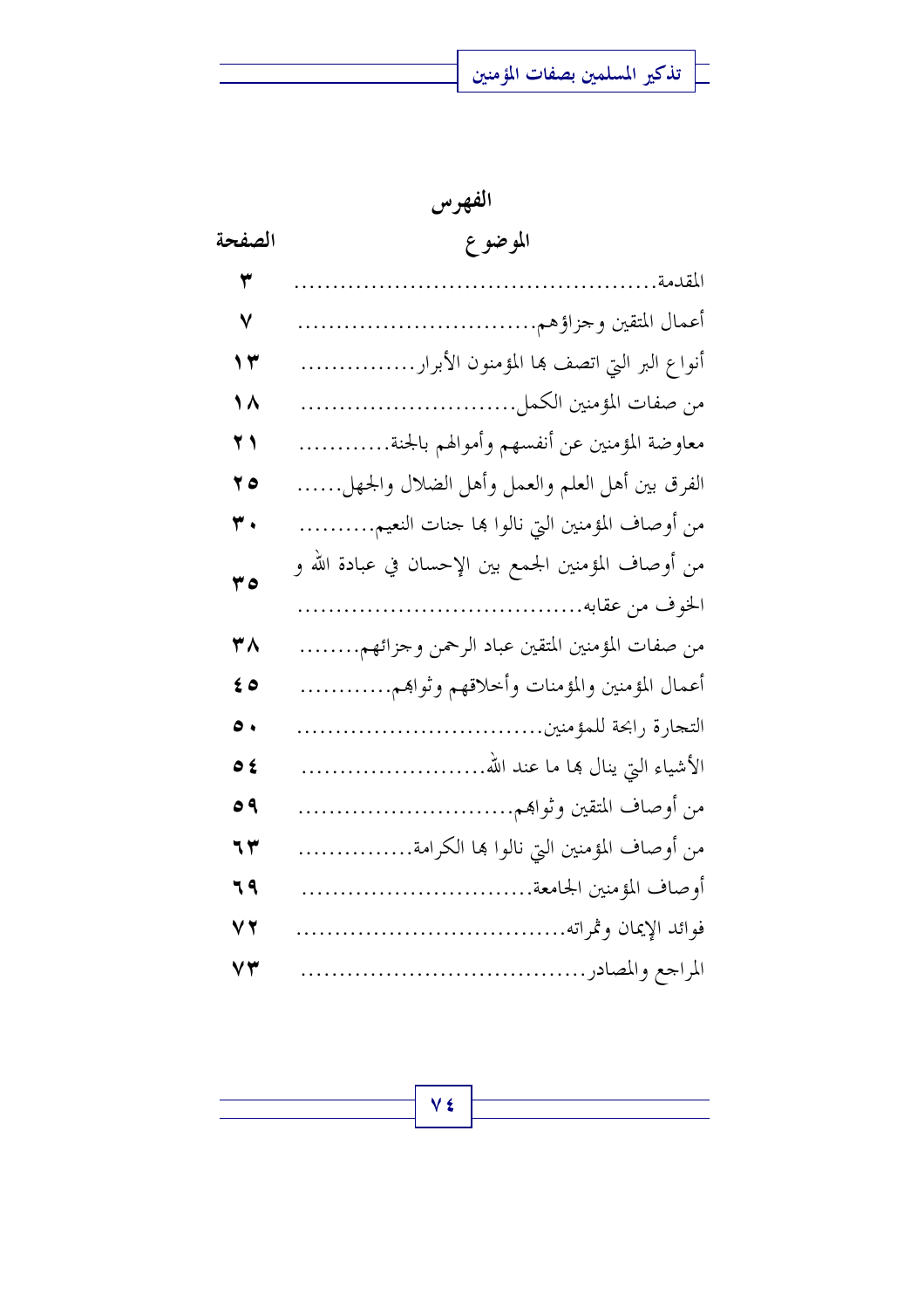# الفهرس

| الموضوع | الصفحة |
|---|---|
| المقدمة | ٣ |
| أعمال المتقين وجزاؤهم | ٧ |
| أنواع البر التي اتصف بها المؤمنون الأبرار | ١٣ |
| من صفات المؤمنين الكمل | ١٨ |
| معاوضة المؤمنين عن أنفسهم وأموالهم بالجنة | ٢١ |
| الفرق بين أهل العلم والعمل وأهل الضلال والجهل | ٢٥ |
| من أوصاف المؤمنين التي نالوا بها جنات النعيم | ٣٠ |
| من أوصاف المؤمنين الجمع بين الإحسان في عبادة الله و الخوف من عقابه | ٣٥ |
| من صفات المؤمنين المتقين عباد الرحمن وجزائهم | ٣٨ |
| أعمال المؤمنين والمؤمنات وأخلاقهم وثوابهم | ٤٥ |
| التجارة رابحة للمؤمنين | ٥٠ |
| الأشياء التي ينال بها ما عند الله | ٥٤ |
| من أوصاف المتقين وثوابهم | ٥٩ |
| من أوصاف المؤمنين التي نالوا بها الكرامة | ٦٣ |
| أوصاف المؤمنين الجامعة | ٦٩ |
| فوائد الإيمان وثمراته | ٧٢ |
| المراجع والمصادر | ٧٣ |